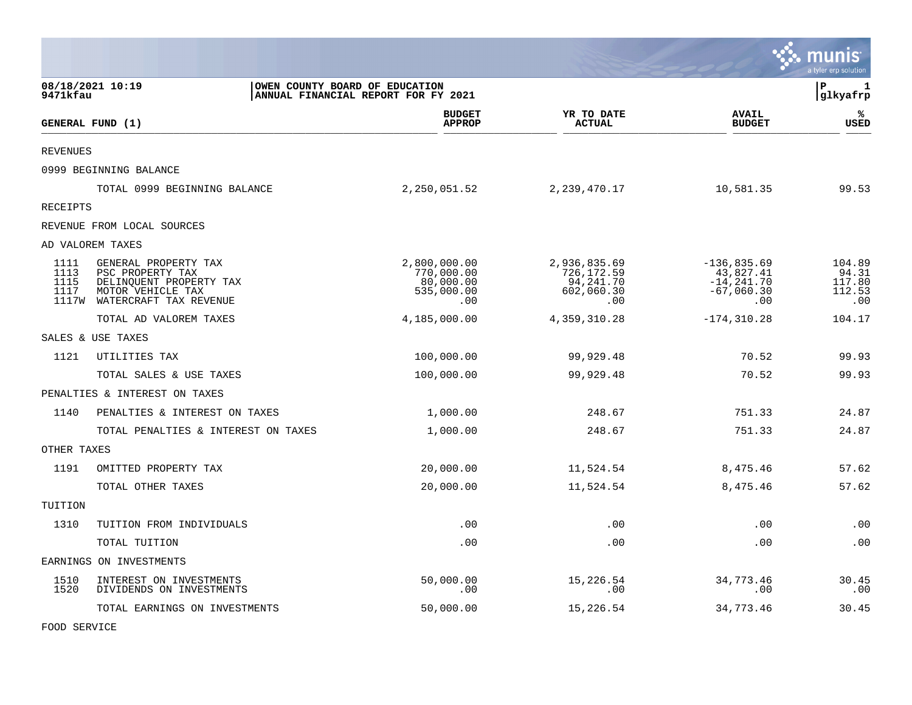# OWEN COUNTY BOARD OF EDUCATION
## ANNUAL FINANCIAL REPORT FOR FY 2021

08/18/2021 10:19
9471kfau

| GENERAL FUND (1) | | BUDGET APPROP | YR TO DATE ACTUAL | AVAIL BUDGET | % USED |
|---|---|---|---|---|---|
| REVENUES | | | | | |
| 0999 BEGINNING BALANCE | | | | | |
| | TOTAL 0999 BEGINNING BALANCE | 2,250,051.52 | 2,239,470.17 | 10,581.35 | 99.53 |
| RECEIPTS | | | | | |
| REVENUE FROM LOCAL SOURCES | | | | | |
| AD VALOREM TAXES | | | | | |
| 1111 | GENERAL PROPERTY TAX | 2,800,000.00 | 2,936,835.69 | -136,835.69 | 104.89 |
| 1113 | PSC PROPERTY TAX | 770,000.00 | 726,172.59 | 43,827.41 | 94.31 |
| 1115 | DELINQUENT PROPERTY TAX | 80,000.00 | 94,241.70 | -14,241.70 | 117.80 |
| 1117 | MOTOR VEHICLE TAX | 535,000.00 | 602,060.30 | -67,060.30 | 112.53 |
| 1117W | WATERCRAFT TAX REVENUE | .00 | .00 | .00 | .00 |
| | TOTAL AD VALOREM TAXES | 4,185,000.00 | 4,359,310.28 | -174,310.28 | 104.17 |
| SALES & USE TAXES | | | | | |
| 1121 | UTILITIES TAX | 100,000.00 | 99,929.48 | 70.52 | 99.93 |
| | TOTAL SALES & USE TAXES | 100,000.00 | 99,929.48 | 70.52 | 99.93 |
| PENALTIES & INTEREST ON TAXES | | | | | |
| 1140 | PENALTIES & INTEREST ON TAXES | 1,000.00 | 248.67 | 751.33 | 24.87 |
| | TOTAL PENALTIES & INTEREST ON TAXES | 1,000.00 | 248.67 | 751.33 | 24.87 |
| OTHER TAXES | | | | | |
| 1191 | OMITTED PROPERTY TAX | 20,000.00 | 11,524.54 | 8,475.46 | 57.62 |
| | TOTAL OTHER TAXES | 20,000.00 | 11,524.54 | 8,475.46 | 57.62 |
| TUITION | | | | | |
| 1310 | TUITION FROM INDIVIDUALS | .00 | .00 | .00 | .00 |
| | TOTAL TUITION | .00 | .00 | .00 | .00 |
| EARNINGS ON INVESTMENTS | | | | | |
| 1510 | INTEREST ON INVESTMENTS | 50,000.00 | 15,226.54 | 34,773.46 | 30.45 |
| 1520 | DIVIDENDS ON INVESTMENTS | .00 | .00 | .00 | .00 |
| | TOTAL EARNINGS ON INVESTMENTS | 50,000.00 | 15,226.54 | 34,773.46 | 30.45 |
| FOOD SERVICE | | | | | |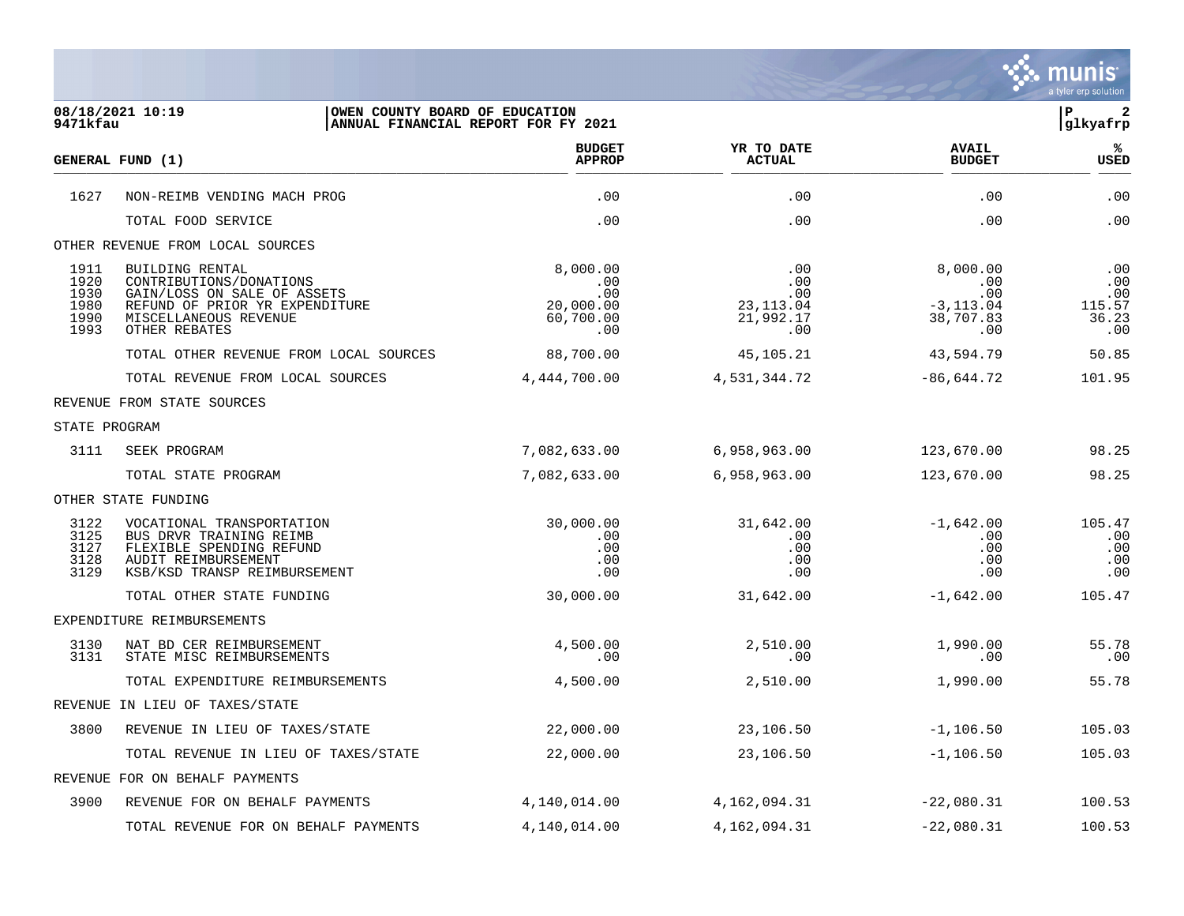08/18/2021 10:19
9471kfau

OWEN COUNTY BOARD OF EDUCATION
ANNUAL FINANCIAL REPORT FOR FY 2021

| GENERAL FUND (1) | | BUDGET APPROP | YR TO DATE ACTUAL | AVAIL BUDGET | % USED |
|---|---|---|---|---|---|
| 1627 | NON-REIMB VENDING MACH PROG | .00 | .00 | .00 | .00 |
| | TOTAL FOOD SERVICE | .00 | .00 | .00 | .00 |
| OTHER REVENUE FROM LOCAL SOURCES | | | | | |
| 1911 | BUILDING RENTAL | 8,000.00 | .00 | 8,000.00 | .00 |
| 1920 | CONTRIBUTIONS/DONATIONS | .00 | .00 | .00 | .00 |
| 1930 | GAIN/LOSS ON SALE OF ASSETS | .00 | .00 | .00 | .00 |
| 1980 | REFUND OF PRIOR YR EXPENDITURE | 20,000.00 | 23,113.04 | -3,113.04 | 115.57 |
| 1990 | MISCELLANEOUS REVENUE | 60,700.00 | 21,992.17 | 38,707.83 | 36.23 |
| 1993 | OTHER REBATES | .00 | .00 | .00 | .00 |
| | TOTAL OTHER REVENUE FROM LOCAL SOURCES | 88,700.00 | 45,105.21 | 43,594.79 | 50.85 |
| | TOTAL REVENUE FROM LOCAL SOURCES | 4,444,700.00 | 4,531,344.72 | -86,644.72 | 101.95 |
| REVENUE FROM STATE SOURCES | | | | | |
| STATE PROGRAM | | | | | |
| 3111 | SEEK PROGRAM | 7,082,633.00 | 6,958,963.00 | 123,670.00 | 98.25 |
| | TOTAL STATE PROGRAM | 7,082,633.00 | 6,958,963.00 | 123,670.00 | 98.25 |
| OTHER STATE FUNDING | | | | | |
| 3122 | VOCATIONAL TRANSPORTATION | 30,000.00 | 31,642.00 | -1,642.00 | 105.47 |
| 3125 | BUS DRVR TRAINING REIMB | .00 | .00 | .00 | .00 |
| 3127 | FLEXIBLE SPENDING REFUND | .00 | .00 | .00 | .00 |
| 3128 | AUDIT REIMBURSEMENT | .00 | .00 | .00 | .00 |
| 3129 | KSB/KSD TRANSP REIMBURSEMENT | .00 | .00 | .00 | .00 |
| | TOTAL OTHER STATE FUNDING | 30,000.00 | 31,642.00 | -1,642.00 | 105.47 |
| EXPENDITURE REIMBURSEMENTS | | | | | |
| 3130 | NAT BD CER REIMBURSEMENT | 4,500.00 | 2,510.00 | 1,990.00 | 55.78 |
| 3131 | STATE MISC REIMBURSEMENTS | .00 | .00 | .00 | .00 |
| | TOTAL EXPENDITURE REIMBURSEMENTS | 4,500.00 | 2,510.00 | 1,990.00 | 55.78 |
| REVENUE IN LIEU OF TAXES/STATE | | | | | |
| 3800 | REVENUE IN LIEU OF TAXES/STATE | 22,000.00 | 23,106.50 | -1,106.50 | 105.03 |
| | TOTAL REVENUE IN LIEU OF TAXES/STATE | 22,000.00 | 23,106.50 | -1,106.50 | 105.03 |
| REVENUE FOR ON BEHALF PAYMENTS | | | | | |
| 3900 | REVENUE FOR ON BEHALF PAYMENTS | 4,140,014.00 | 4,162,094.31 | -22,080.31 | 100.53 |
| | TOTAL REVENUE FOR ON BEHALF PAYMENTS | 4,140,014.00 | 4,162,094.31 | -22,080.31 | 100.53 |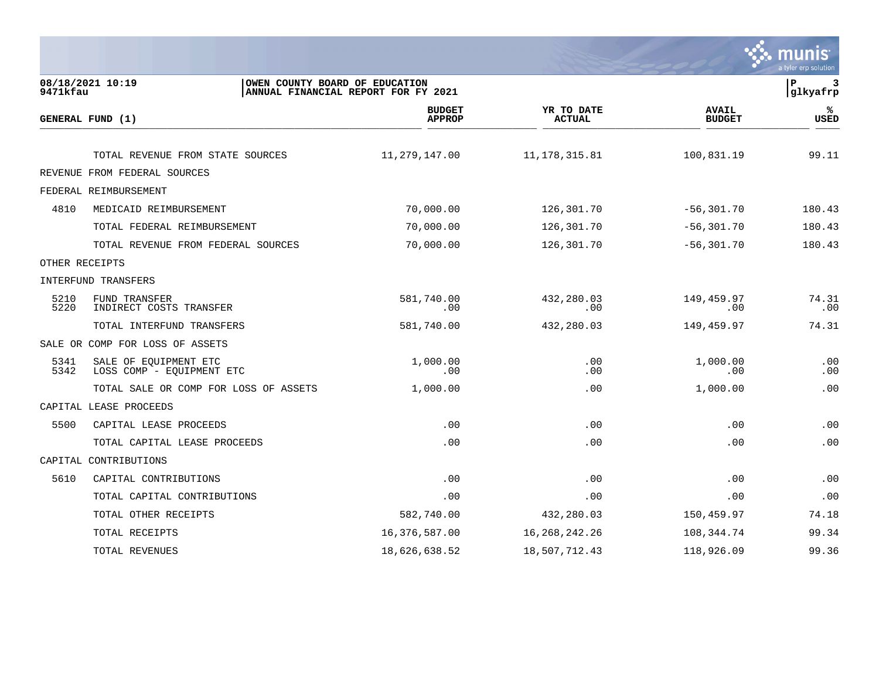08/18/2021 10:19
9471kfau

OWEN COUNTY BOARD OF EDUCATION
ANNUAL FINANCIAL REPORT FOR FY 2021

P 3
glkyafrp

| GENERAL FUND (1) | | BUDGET APPROP | YR TO DATE ACTUAL | AVAIL BUDGET | % USED |
|---|---|---|---|---|---|
| | TOTAL REVENUE FROM STATE SOURCES | 11,279,147.00 | 11,178,315.81 | 100,831.19 | 99.11 |
| REVENUE FROM FEDERAL SOURCES | | | | | |
| FEDERAL REIMBURSEMENT | | | | | |
| 4810 | MEDICAID REIMBURSEMENT | 70,000.00 | 126,301.70 | -56,301.70 | 180.43 |
| | TOTAL FEDERAL REIMBURSEMENT | 70,000.00 | 126,301.70 | -56,301.70 | 180.43 |
| | TOTAL REVENUE FROM FEDERAL SOURCES | 70,000.00 | 126,301.70 | -56,301.70 | 180.43 |
| OTHER RECEIPTS | | | | | |
| INTERFUND TRANSFERS | | | | | |
| 5210 | FUND TRANSFER | 581,740.00 | 432,280.03 | 149,459.97 | 74.31 |
| 5220 | INDIRECT COSTS TRANSFER | .00 | .00 | .00 | .00 |
| | TOTAL INTERFUND TRANSFERS | 581,740.00 | 432,280.03 | 149,459.97 | 74.31 |
| SALE OR COMP FOR LOSS OF ASSETS | | | | | |
| 5341 | SALE OF EQUIPMENT ETC | 1,000.00 | .00 | 1,000.00 | .00 |
| 5342 | LOSS COMP - EQUIPMENT ETC | .00 | .00 | .00 | .00 |
| | TOTAL SALE OR COMP FOR LOSS OF ASSETS | 1,000.00 | .00 | 1,000.00 | .00 |
| CAPITAL LEASE PROCEEDS | | | | | |
| 5500 | CAPITAL LEASE PROCEEDS | .00 | .00 | .00 | .00 |
| | TOTAL CAPITAL LEASE PROCEEDS | .00 | .00 | .00 | .00 |
| CAPITAL CONTRIBUTIONS | | | | | |
| 5610 | CAPITAL CONTRIBUTIONS | .00 | .00 | .00 | .00 |
| | TOTAL CAPITAL CONTRIBUTIONS | .00 | .00 | .00 | .00 |
| | TOTAL OTHER RECEIPTS | 582,740.00 | 432,280.03 | 150,459.97 | 74.18 |
| | TOTAL RECEIPTS | 16,376,587.00 | 16,268,242.26 | 108,344.74 | 99.34 |
| | TOTAL REVENUES | 18,626,638.52 | 18,507,712.43 | 118,926.09 | 99.36 |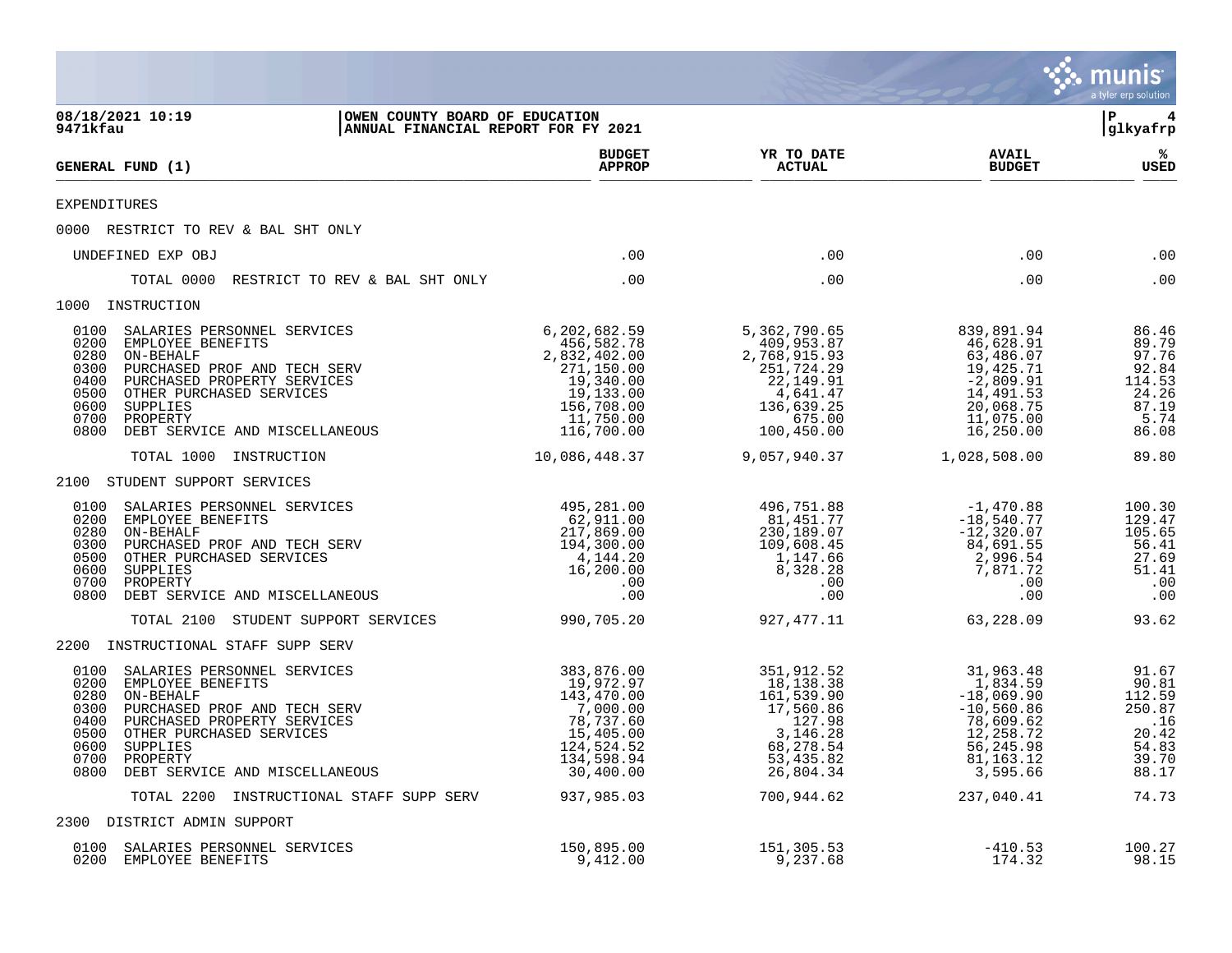08/18/2021 10:19 | OWEN COUNTY BOARD OF EDUCATION
9471kfau | ANNUAL FINANCIAL REPORT FOR FY 2021
P 4 | glkyafrp

| GENERAL FUND (1) | BUDGET APPROP | YR TO DATE ACTUAL | AVAIL BUDGET | % USED |
|---|---|---|---|---|
| EXPENDITURES | | | | |
| 0000 RESTRICT TO REV & BAL SHT ONLY | | | | |
| UNDEFINED EXP OBJ | .00 | .00 | .00 | .00 |
| TOTAL 0000 RESTRICT TO REV & BAL SHT ONLY | .00 | .00 | .00 | .00 |
| 1000 INSTRUCTION | | | | |
| 0100 SALARIES PERSONNEL SERVICES | 6,202,682.59 | 5,362,790.65 | 839,891.94 | 86.46 |
| 0200 EMPLOYEE BENEFITS | 456,582.78 | 409,953.87 | 46,628.91 | 89.79 |
| 0280 ON-BEHALF | 2,832,402.00 | 2,768,915.93 | 63,486.07 | 97.76 |
| 0300 PURCHASED PROF AND TECH SERV | 271,150.00 | 251,724.29 | 19,425.71 | 92.84 |
| 0400 PURCHASED PROPERTY SERVICES | 19,340.00 | 22,149.91 | -2,809.91 | 114.53 |
| 0500 OTHER PURCHASED SERVICES | 19,133.00 | 4,641.47 | 14,491.53 | 24.26 |
| 0600 SUPPLIES | 156,708.00 | 136,639.25 | 20,068.75 | 87.19 |
| 0700 PROPERTY | 11,750.00 | 675.00 | 11,075.00 | 5.74 |
| 0800 DEBT SERVICE AND MISCELLANEOUS | 116,700.00 | 100,450.00 | 16,250.00 | 86.08 |
| TOTAL 1000 INSTRUCTION | 10,086,448.37 | 9,057,940.37 | 1,028,508.00 | 89.80 |
| 2100 STUDENT SUPPORT SERVICES | | | | |
| 0100 SALARIES PERSONNEL SERVICES | 495,281.00 | 496,751.88 | -1,470.88 | 100.30 |
| 0200 EMPLOYEE BENEFITS | 62,911.00 | 81,451.77 | -18,540.77 | 129.47 |
| 0280 ON-BEHALF | 217,869.00 | 230,189.07 | -12,320.07 | 105.65 |
| 0300 PURCHASED PROF AND TECH SERV | 194,300.00 | 109,608.45 | 84,691.55 | 56.41 |
| 0500 OTHER PURCHASED SERVICES | 4,144.20 | 1,147.66 | 2,996.54 | 27.69 |
| 0600 SUPPLIES | 16,200.00 | 8,328.28 | 7,871.72 | 51.41 |
| 0700 PROPERTY | .00 | .00 | .00 | .00 |
| 0800 DEBT SERVICE AND MISCELLANEOUS | .00 | .00 | .00 | .00 |
| TOTAL 2100 STUDENT SUPPORT SERVICES | 990,705.20 | 927,477.11 | 63,228.09 | 93.62 |
| 2200 INSTRUCTIONAL STAFF SUPP SERV | | | | |
| 0100 SALARIES PERSONNEL SERVICES | 383,876.00 | 351,912.52 | 31,963.48 | 91.67 |
| 0200 EMPLOYEE BENEFITS | 19,972.97 | 18,138.38 | 1,834.59 | 90.81 |
| 0280 ON-BEHALF | 143,470.00 | 161,539.90 | -18,069.90 | 112.59 |
| 0300 PURCHASED PROF AND TECH SERV | 7,000.00 | 17,560.86 | -10,560.86 | 250.87 |
| 0400 PURCHASED PROPERTY SERVICES | 78,737.60 | 127.98 | 78,609.62 | .16 |
| 0500 OTHER PURCHASED SERVICES | 15,405.00 | 3,146.28 | 12,258.72 | 20.42 |
| 0600 SUPPLIES | 124,524.52 | 68,278.54 | 56,245.98 | 54.83 |
| 0700 PROPERTY | 134,598.94 | 53,435.82 | 81,163.12 | 39.70 |
| 0800 DEBT SERVICE AND MISCELLANEOUS | 30,400.00 | 26,804.34 | 3,595.66 | 88.17 |
| TOTAL 2200 INSTRUCTIONAL STAFF SUPP SERV | 937,985.03 | 700,944.62 | 237,040.41 | 74.73 |
| 2300 DISTRICT ADMIN SUPPORT | | | | |
| 0100 SALARIES PERSONNEL SERVICES | 150,895.00 | 151,305.53 | -410.53 | 100.27 |
| 0200 EMPLOYEE BENEFITS | 9,412.00 | 9,237.68 | 174.32 | 98.15 |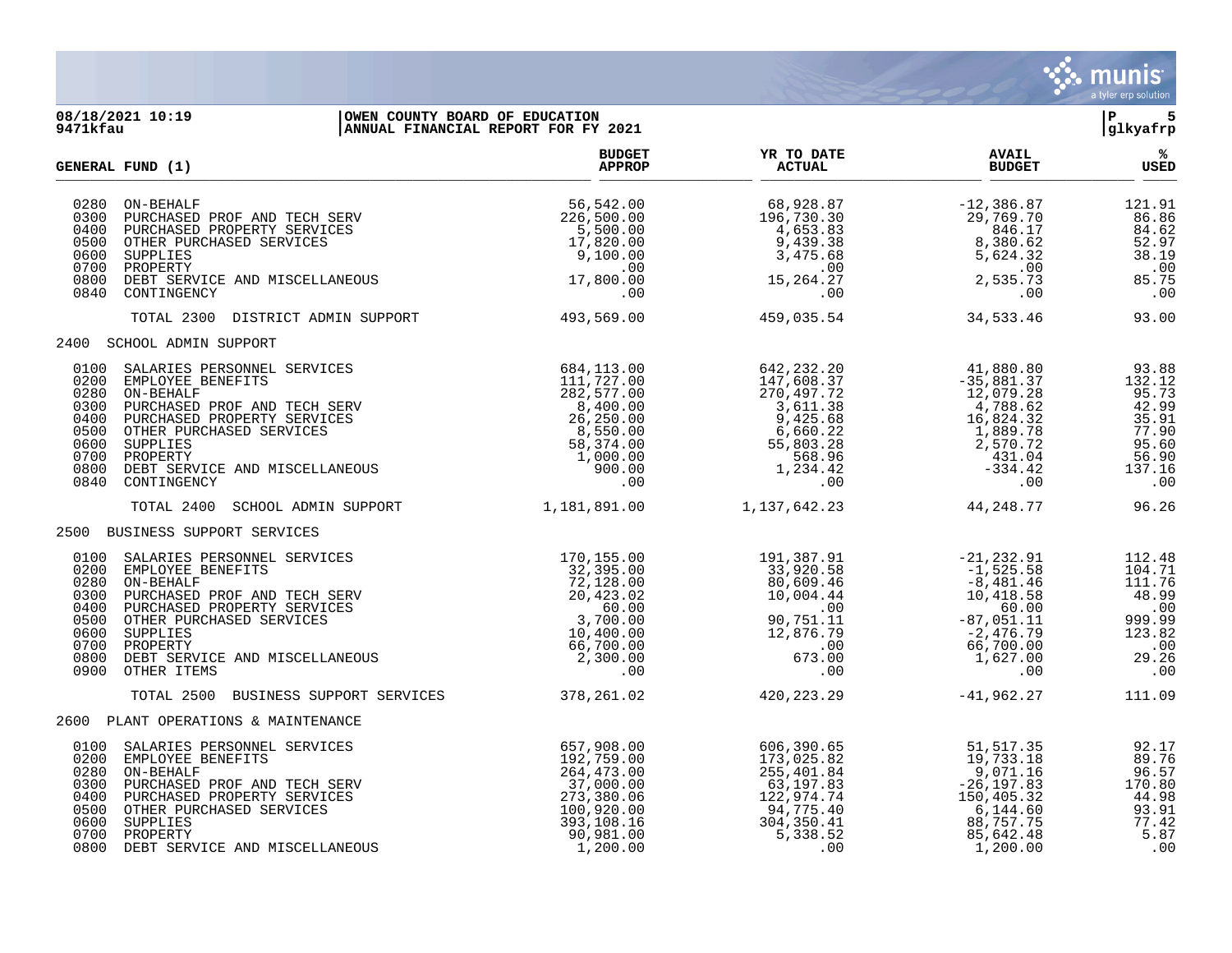**OWEN COUNTY BOARD OF EDUCATION**
**ANNUAL FINANCIAL REPORT FOR FY 2021**

08/18/2021 10:19
9471kfau

| GENERAL FUND (1) | | BUDGET APPROP | YR TO DATE ACTUAL | AVAIL BUDGET | % USED |
|---|---|---|---|---|---|
| 0280 | ON-BEHALF | 56,542.00 | 68,928.87 | -12,386.87 | 121.91 |
| 0300 | PURCHASED PROF AND TECH SERV | 226,500.00 | 196,730.30 | 29,769.70 | 86.86 |
| 0400 | PURCHASED PROPERTY SERVICES | 5,500.00 | 4,653.83 | 846.17 | 84.62 |
| 0500 | OTHER PURCHASED SERVICES | 17,820.00 | 9,439.38 | 8,380.62 | 52.97 |
| 0600 | SUPPLIES | 9,100.00 | 3,475.68 | 5,624.32 | 38.19 |
| 0700 | PROPERTY | .00 | .00 | .00 | .00 |
| 0800 | DEBT SERVICE AND MISCELLANEOUS | 17,800.00 | 15,264.27 | 2,535.73 | 85.75 |
| 0840 | CONTINGENCY | .00 | .00 | .00 | .00 |
| | TOTAL 2300 DISTRICT ADMIN SUPPORT | 493,569.00 | 459,035.54 | 34,533.46 | 93.00 |
| 2400 | SCHOOL ADMIN SUPPORT | | | | |
| 0100 | SALARIES PERSONNEL SERVICES | 684,113.00 | 642,232.20 | 41,880.80 | 93.88 |
| 0200 | EMPLOYEE BENEFITS | 111,727.00 | 147,608.37 | -35,881.37 | 132.12 |
| 0280 | ON-BEHALF | 282,577.00 | 270,497.72 | 12,079.28 | 95.73 |
| 0300 | PURCHASED PROF AND TECH SERV | 8,400.00 | 3,611.38 | 4,788.62 | 42.99 |
| 0400 | PURCHASED PROPERTY SERVICES | 26,250.00 | 9,425.68 | 16,824.32 | 35.91 |
| 0500 | OTHER PURCHASED SERVICES | 8,550.00 | 6,660.22 | 1,889.78 | 77.90 |
| 0600 | SUPPLIES | 58,374.00 | 55,803.28 | 2,570.72 | 95.60 |
| 0700 | PROPERTY | 1,000.00 | 568.96 | 431.04 | 56.90 |
| 0800 | DEBT SERVICE AND MISCELLANEOUS | 900.00 | 1,234.42 | -334.42 | 137.16 |
| 0840 | CONTINGENCY | .00 | .00 | .00 | .00 |
| | TOTAL 2400 SCHOOL ADMIN SUPPORT | 1,181,891.00 | 1,137,642.23 | 44,248.77 | 96.26 |
| 2500 | BUSINESS SUPPORT SERVICES | | | | |
| 0100 | SALARIES PERSONNEL SERVICES | 170,155.00 | 191,387.91 | -21,232.91 | 112.48 |
| 0200 | EMPLOYEE BENEFITS | 32,395.00 | 33,920.58 | -1,525.58 | 104.71 |
| 0280 | ON-BEHALF | 72,128.00 | 80,609.46 | -8,481.46 | 111.76 |
| 0300 | PURCHASED PROF AND TECH SERV | 20,423.02 | 10,004.44 | 10,418.58 | 48.99 |
| 0400 | PURCHASED PROPERTY SERVICES | 60.00 | .00 | 60.00 | .00 |
| 0500 | OTHER PURCHASED SERVICES | 3,700.00 | 90,751.11 | -87,051.11 | 999.99 |
| 0600 | SUPPLIES | 10,400.00 | 12,876.79 | -2,476.79 | 123.82 |
| 0700 | PROPERTY | 66,700.00 | .00 | 66,700.00 | .00 |
| 0800 | DEBT SERVICE AND MISCELLANEOUS | 2,300.00 | 673.00 | 1,627.00 | 29.26 |
| 0900 | OTHER ITEMS | .00 | .00 | .00 | .00 |
| | TOTAL 2500 BUSINESS SUPPORT SERVICES | 378,261.02 | 420,223.29 | -41,962.27 | 111.09 |
| 2600 | PLANT OPERATIONS & MAINTENANCE | | | | |
| 0100 | SALARIES PERSONNEL SERVICES | 657,908.00 | 606,390.65 | 51,517.35 | 92.17 |
| 0200 | EMPLOYEE BENEFITS | 192,759.00 | 173,025.82 | 19,733.18 | 89.76 |
| 0280 | ON-BEHALF | 264,473.00 | 255,401.84 | 9,071.16 | 96.57 |
| 0300 | PURCHASED PROF AND TECH SERV | 37,000.00 | 63,197.83 | -26,197.83 | 170.80 |
| 0400 | PURCHASED PROPERTY SERVICES | 273,380.06 | 122,974.74 | 150,405.32 | 44.98 |
| 0500 | OTHER PURCHASED SERVICES | 100,920.00 | 94,775.40 | 6,144.60 | 93.91 |
| 0600 | SUPPLIES | 393,108.16 | 304,350.41 | 88,757.75 | 77.42 |
| 0700 | PROPERTY | 90,981.00 | 5,338.52 | 85,642.48 | 5.87 |
| 0800 | DEBT SERVICE AND MISCELLANEOUS | 1,200.00 | .00 | 1,200.00 | .00 |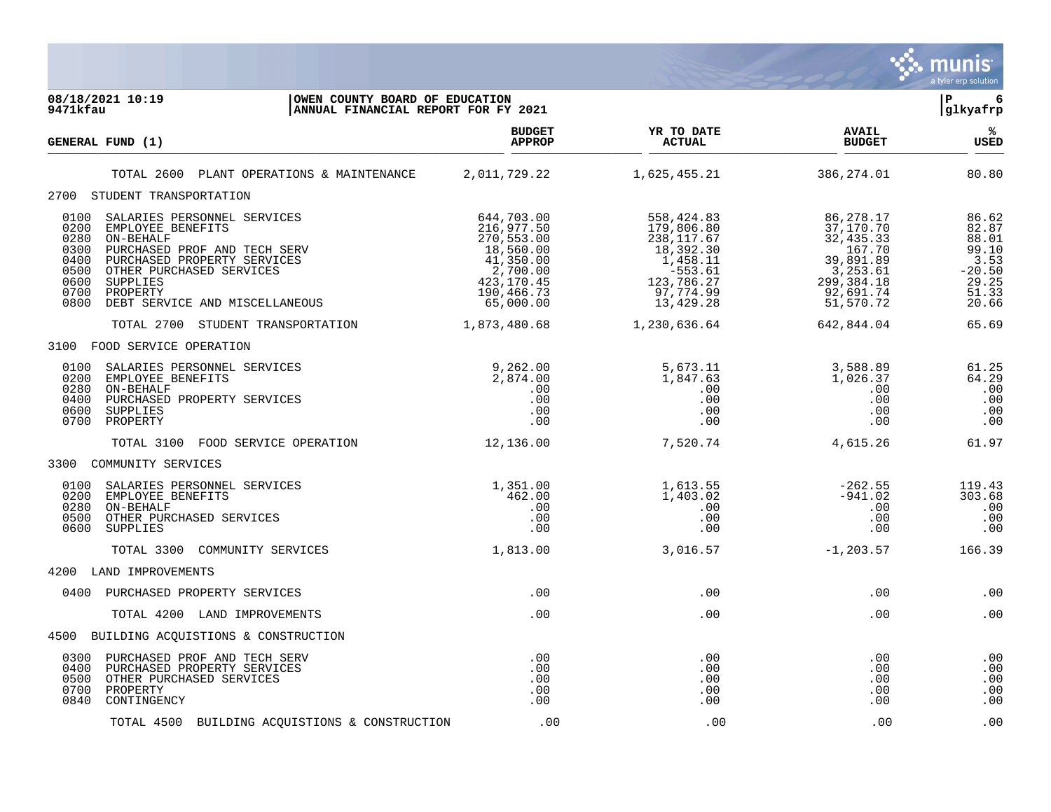OWEN COUNTY BOARD OF EDUCATION
ANNUAL FINANCIAL REPORT FOR FY 2021

08/18/2021 10:19
9471kfau

| GENERAL FUND (1) | BUDGET APPROP | YR TO DATE ACTUAL | AVAIL BUDGET | % USED |
|---|---|---|---|---|
| TOTAL 2600 PLANT OPERATIONS & MAINTENANCE | 2,011,729.22 | 1,625,455.21 | 386,274.01 | 80.80 |
| **2700 STUDENT TRANSPORTATION** | | | | |
| 0100 SALARIES PERSONNEL SERVICES | 644,703.00 | 558,424.83 | 86,278.17 | 86.62 |
| 0200 EMPLOYEE BENEFITS | 216,977.50 | 179,806.80 | 37,170.70 | 82.87 |
| 0280 ON-BEHALF | 270,553.00 | 238,117.67 | 32,435.33 | 88.01 |
| 0300 PURCHASED PROF AND TECH SERV | 18,560.00 | 18,392.30 | 167.70 | 99.10 |
| 0400 PURCHASED PROPERTY SERVICES | 41,350.00 | 1,458.11 | 39,891.89 | 3.53 |
| 0500 OTHER PURCHASED SERVICES | 2,700.00 | -553.61 | 3,253.61 | -20.50 |
| 0600 SUPPLIES | 423,170.45 | 123,786.27 | 299,384.18 | 29.25 |
| 0700 PROPERTY | 190,466.73 | 97,774.99 | 92,691.74 | 51.33 |
| 0800 DEBT SERVICE AND MISCELLANEOUS | 65,000.00 | 13,429.28 | 51,570.72 | 20.66 |
| TOTAL 2700 STUDENT TRANSPORTATION | 1,873,480.68 | 1,230,636.64 | 642,844.04 | 65.69 |
| **3100 FOOD SERVICE OPERATION** | | | | |
| 0100 SALARIES PERSONNEL SERVICES | 9,262.00 | 5,673.11 | 3,588.89 | 61.25 |
| 0200 EMPLOYEE BENEFITS | 2,874.00 | 1,847.63 | 1,026.37 | 64.29 |
| 0280 ON-BEHALF | .00 | .00 | .00 | .00 |
| 0400 PURCHASED PROPERTY SERVICES | .00 | .00 | .00 | .00 |
| 0600 SUPPLIES | .00 | .00 | .00 | .00 |
| 0700 PROPERTY | .00 | .00 | .00 | .00 |
| TOTAL 3100 FOOD SERVICE OPERATION | 12,136.00 | 7,520.74 | 4,615.26 | 61.97 |
| **3300 COMMUNITY SERVICES** | | | | |
| 0100 SALARIES PERSONNEL SERVICES | 1,351.00 | 1,613.55 | -262.55 | 119.43 |
| 0200 EMPLOYEE BENEFITS | 462.00 | 1,403.02 | -941.02 | 303.68 |
| 0280 ON-BEHALF | .00 | .00 | .00 | .00 |
| 0500 OTHER PURCHASED SERVICES | .00 | .00 | .00 | .00 |
| 0600 SUPPLIES | .00 | .00 | .00 | .00 |
| TOTAL 3300 COMMUNITY SERVICES | 1,813.00 | 3,016.57 | -1,203.57 | 166.39 |
| **4200 LAND IMPROVEMENTS** | | | | |
| 0400 PURCHASED PROPERTY SERVICES | .00 | .00 | .00 | .00 |
| TOTAL 4200 LAND IMPROVEMENTS | .00 | .00 | .00 | .00 |
| **4500 BUILDING ACQUISTIONS & CONSTRUCTION** | | | | |
| 0300 PURCHASED PROF AND TECH SERV | .00 | .00 | .00 | .00 |
| 0400 PURCHASED PROPERTY SERVICES | .00 | .00 | .00 | .00 |
| 0500 OTHER PURCHASED SERVICES | .00 | .00 | .00 | .00 |
| 0700 PROPERTY | .00 | .00 | .00 | .00 |
| 0840 CONTINGENCY | .00 | .00 | .00 | .00 |
| TOTAL 4500 BUILDING ACQUISTIONS & CONSTRUCTION | .00 | .00 | .00 | .00 |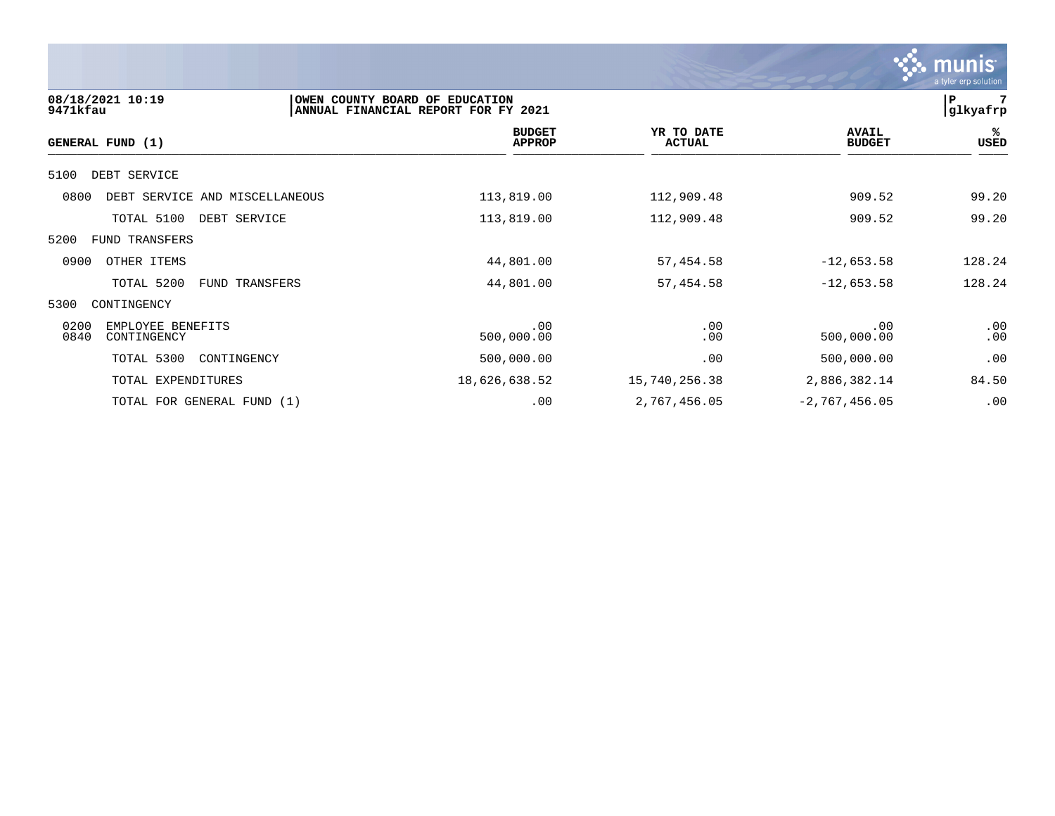08/18/2021 10:19
9471kfau

OWEN COUNTY BOARD OF EDUCATION
ANNUAL FINANCIAL REPORT FOR FY 2021

P 7
glkyafrp

| GENERAL FUND (1) | BUDGET APPROP | YR TO DATE ACTUAL | AVAIL BUDGET | % USED |
|---|---|---|---|---|
| 5100 DEBT SERVICE | | | | |
| 0800 DEBT SERVICE AND MISCELLANEOUS | 113,819.00 | 112,909.48 | 909.52 | 99.20 |
| TOTAL 5100 DEBT SERVICE | 113,819.00 | 112,909.48 | 909.52 | 99.20 |
| 5200 FUND TRANSFERS | | | | |
| 0900 OTHER ITEMS | 44,801.00 | 57,454.58 | -12,653.58 | 128.24 |
| TOTAL 5200 FUND TRANSFERS | 44,801.00 | 57,454.58 | -12,653.58 | 128.24 |
| 5300 CONTINGENCY | | | | |
| 0200 EMPLOYEE BENEFITS | .00 | .00 | .00 | .00 |
| 0840 CONTINGENCY | 500,000.00 | .00 | 500,000.00 | .00 |
| TOTAL 5300 CONTINGENCY | 500,000.00 | .00 | 500,000.00 | .00 |
| TOTAL EXPENDITURES | 18,626,638.52 | 15,740,256.38 | 2,886,382.14 | 84.50 |
| TOTAL FOR GENERAL FUND (1) | .00 | 2,767,456.05 | -2,767,456.05 | .00 |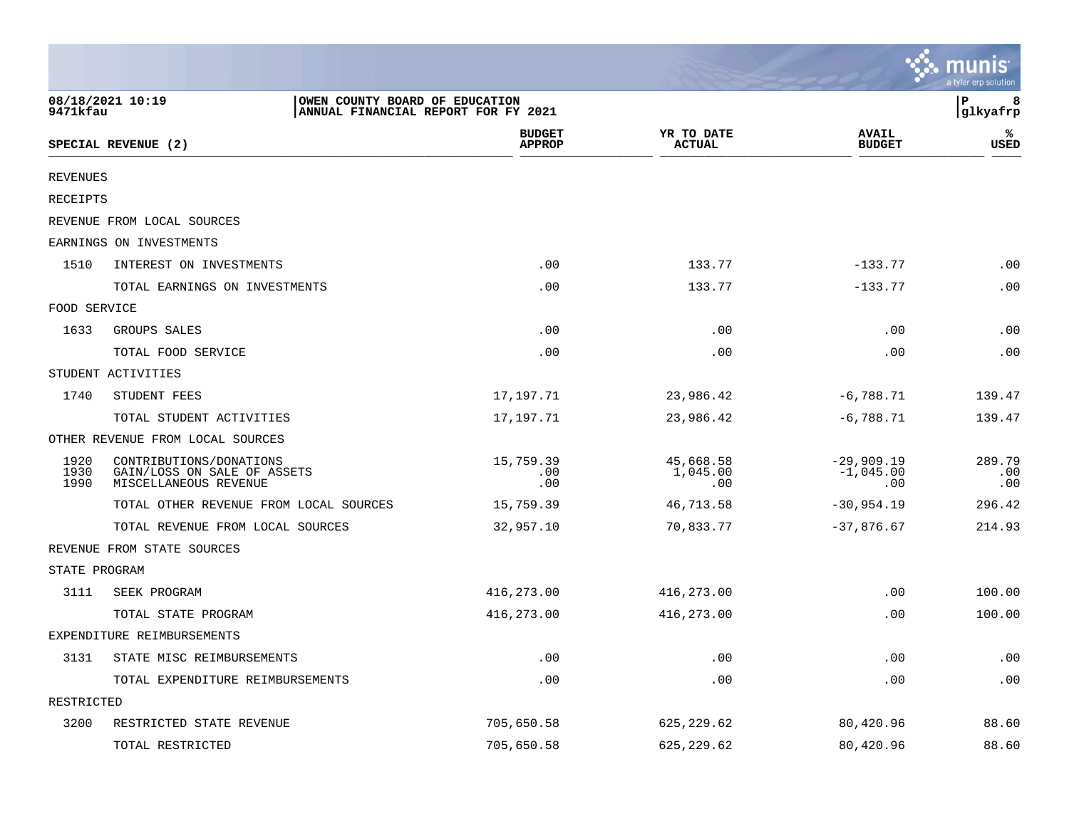OWEN COUNTY BOARD OF EDUCATION
ANNUAL FINANCIAL REPORT FOR FY 2021

| SPECIAL REVENUE (2) | | BUDGET APPROP | YR TO DATE ACTUAL | AVAIL BUDGET | % USED |
|---|---|---|---|---|---|
| REVENUES | | | | | |
| RECEIPTS | | | | | |
| REVENUE FROM LOCAL SOURCES | | | | | |
| EARNINGS ON INVESTMENTS | | | | | |
| 1510 | INTEREST ON INVESTMENTS | .00 | 133.77 | -133.77 | .00 |
| | TOTAL EARNINGS ON INVESTMENTS | .00 | 133.77 | -133.77 | .00 |
| FOOD SERVICE | | | | | |
| 1633 | GROUPS SALES | .00 | .00 | .00 | .00 |
| | TOTAL FOOD SERVICE | .00 | .00 | .00 | .00 |
| STUDENT ACTIVITIES | | | | | |
| 1740 | STUDENT FEES | 17,197.71 | 23,986.42 | -6,788.71 | 139.47 |
| | TOTAL STUDENT ACTIVITIES | 17,197.71 | 23,986.42 | -6,788.71 | 139.47 |
| OTHER REVENUE FROM LOCAL SOURCES | | | | | |
| 1920 | CONTRIBUTIONS/DONATIONS | 15,759.39 | 45,668.58 | -29,909.19 | 289.79 |
| 1930 | GAIN/LOSS ON SALE OF ASSETS | .00 | 1,045.00 | -1,045.00 | .00 |
| 1990 | MISCELLANEOUS REVENUE | .00 | .00 | .00 | .00 |
| | TOTAL OTHER REVENUE FROM LOCAL SOURCES | 15,759.39 | 46,713.58 | -30,954.19 | 296.42 |
| | TOTAL REVENUE FROM LOCAL SOURCES | 32,957.10 | 70,833.77 | -37,876.67 | 214.93 |
| REVENUE FROM STATE SOURCES | | | | | |
| STATE PROGRAM | | | | | |
| 3111 | SEEK PROGRAM | 416,273.00 | 416,273.00 | .00 | 100.00 |
| | TOTAL STATE PROGRAM | 416,273.00 | 416,273.00 | .00 | 100.00 |
| EXPENDITURE REIMBURSEMENTS | | | | | |
| 3131 | STATE MISC REIMBURSEMENTS | .00 | .00 | .00 | .00 |
| | TOTAL EXPENDITURE REIMBURSEMENTS | .00 | .00 | .00 | .00 |
| RESTRICTED | | | | | |
| 3200 | RESTRICTED STATE REVENUE | 705,650.58 | 625,229.62 | 80,420.96 | 88.60 |
| | TOTAL RESTRICTED | 705,650.58 | 625,229.62 | 80,420.96 | 88.60 |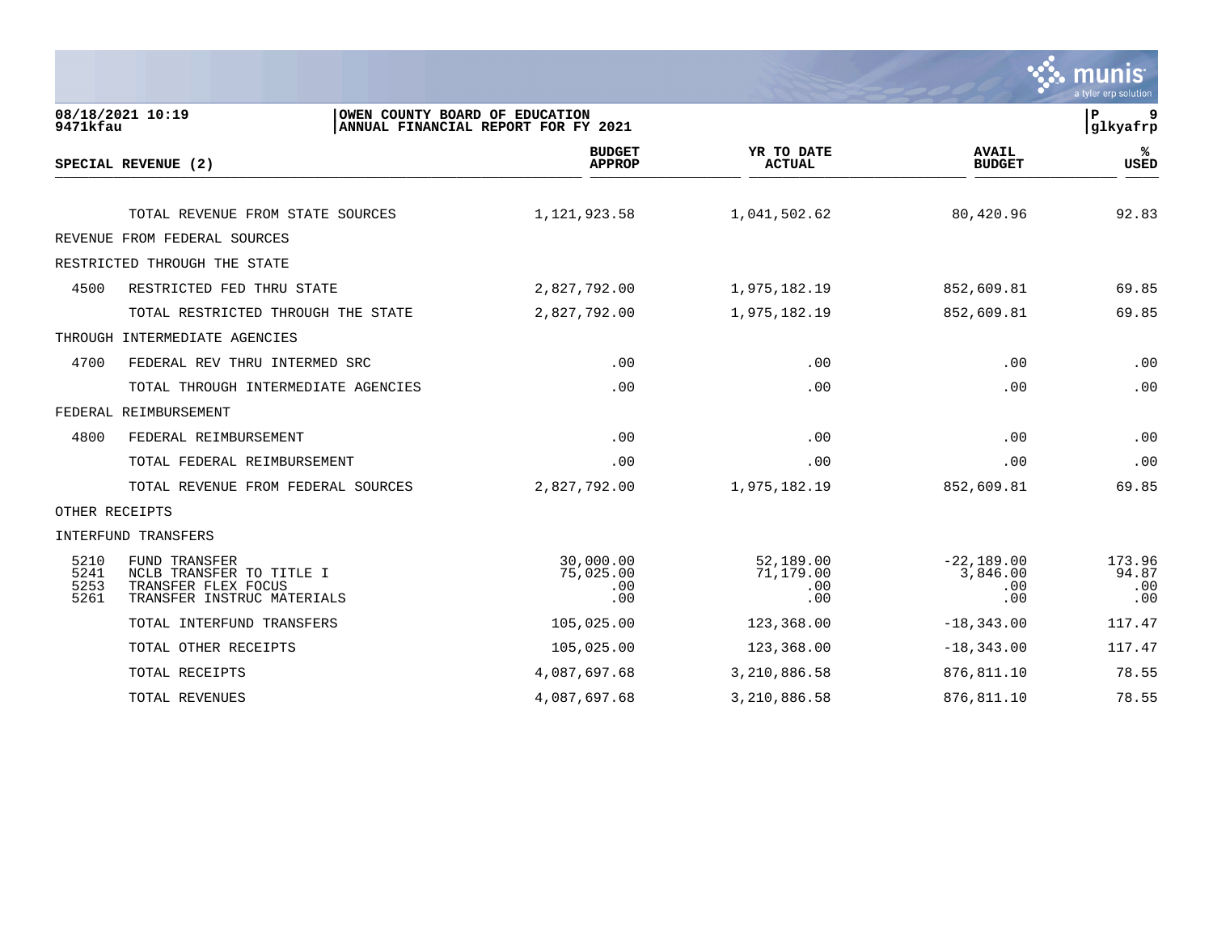08/18/2021 10:19 | OWEN COUNTY BOARD OF EDUCATION
9471kfau | ANNUAL FINANCIAL REPORT FOR FY 2021 | glkyafrp

| SPECIAL REVENUE (2) | | BUDGET APPROP | YR TO DATE ACTUAL | AVAIL BUDGET | % USED |
|---|---|---|---|---|---|
| | TOTAL REVENUE FROM STATE SOURCES | 1,121,923.58 | 1,041,502.62 | 80,420.96 | 92.83 |
| REVENUE FROM FEDERAL SOURCES | | | | | |
| RESTRICTED THROUGH THE STATE | | | | | |
| 4500 | RESTRICTED FED THRU STATE | 2,827,792.00 | 1,975,182.19 | 852,609.81 | 69.85 |
| | TOTAL RESTRICTED THROUGH THE STATE | 2,827,792.00 | 1,975,182.19 | 852,609.81 | 69.85 |
| THROUGH INTERMEDIATE AGENCIES | | | | | |
| 4700 | FEDERAL REV THRU INTERMED SRC | .00 | .00 | .00 | .00 |
| | TOTAL THROUGH INTERMEDIATE AGENCIES | .00 | .00 | .00 | .00 |
| FEDERAL REIMBURSEMENT | | | | | |
| 4800 | FEDERAL REIMBURSEMENT | .00 | .00 | .00 | .00 |
| | TOTAL FEDERAL REIMBURSEMENT | .00 | .00 | .00 | .00 |
| | TOTAL REVENUE FROM FEDERAL SOURCES | 2,827,792.00 | 1,975,182.19 | 852,609.81 | 69.85 |
| OTHER RECEIPTS | | | | | |
| INTERFUND TRANSFERS | | | | | |
| 5210 | FUND TRANSFER | 30,000.00 | 52,189.00 | -22,189.00 | 173.96 |
| 5241 | NCLB TRANSFER TO TITLE I | 75,025.00 | 71,179.00 | 3,846.00 | 94.87 |
| 5253 | TRANSFER FLEX FOCUS | .00 | .00 | .00 | .00 |
| 5261 | TRANSFER INSTRUC MATERIALS | .00 | .00 | .00 | .00 |
| | TOTAL INTERFUND TRANSFERS | 105,025.00 | 123,368.00 | -18,343.00 | 117.47 |
| | TOTAL OTHER RECEIPTS | 105,025.00 | 123,368.00 | -18,343.00 | 117.47 |
| | TOTAL RECEIPTS | 4,087,697.68 | 3,210,886.58 | 876,811.10 | 78.55 |
| | TOTAL REVENUES | 4,087,697.68 | 3,210,886.58 | 876,811.10 | 78.55 |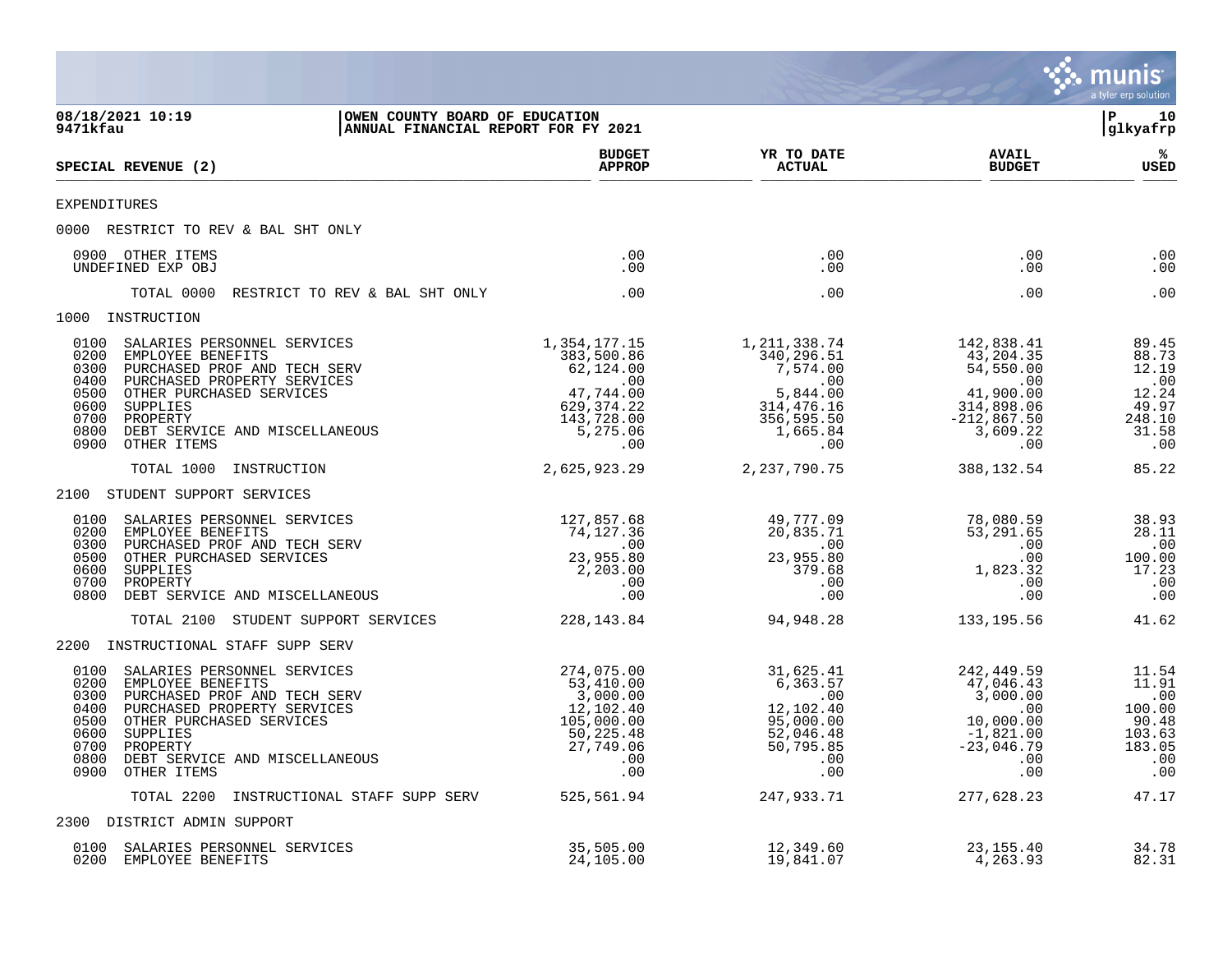OWEN COUNTY BOARD OF EDUCATION
ANNUAL FINANCIAL REPORT FOR FY 2021

| SPECIAL REVENUE (2) | BUDGET APPROP | YR TO DATE ACTUAL | AVAIL BUDGET | % USED |
|---|---|---|---|---|
| **EXPENDITURES** | | | | |
| **0000 RESTRICT TO REV & BAL SHT ONLY** | | | | |
| 0900 OTHER ITEMS | .00 | .00 | .00 | .00 |
| UNDEFINED EXP OBJ | .00 | .00 | .00 | .00 |
| TOTAL 0000 RESTRICT TO REV & BAL SHT ONLY | .00 | .00 | .00 | .00 |
| **1000 INSTRUCTION** | | | | |
| 0100 SALARIES PERSONNEL SERVICES | 1,354,177.15 | 1,211,338.74 | 142,838.41 | 89.45 |
| 0200 EMPLOYEE BENEFITS | 383,500.86 | 340,296.51 | 43,204.35 | 88.73 |
| 0300 PURCHASED PROF AND TECH SERV | 62,124.00 | 7,574.00 | 54,550.00 | 12.19 |
| 0400 PURCHASED PROPERTY SERVICES | .00 | .00 | .00 | .00 |
| 0500 OTHER PURCHASED SERVICES | 47,744.00 | 5,844.00 | 41,900.00 | 12.24 |
| 0600 SUPPLIES | 629,374.22 | 314,476.16 | 314,898.06 | 49.97 |
| 0700 PROPERTY | 143,728.00 | 356,595.50 | -212,867.50 | 248.10 |
| 0800 DEBT SERVICE AND MISCELLANEOUS | 5,275.06 | 1,665.84 | 3,609.22 | 31.58 |
| 0900 OTHER ITEMS | .00 | .00 | .00 | .00 |
| TOTAL 1000 INSTRUCTION | 2,625,923.29 | 2,237,790.75 | 388,132.54 | 85.22 |
| **2100 STUDENT SUPPORT SERVICES** | | | | |
| 0100 SALARIES PERSONNEL SERVICES | 127,857.68 | 49,777.09 | 78,080.59 | 38.93 |
| 0200 EMPLOYEE BENEFITS | 74,127.36 | 20,835.71 | 53,291.65 | 28.11 |
| 0300 PURCHASED PROF AND TECH SERV | .00 | .00 | .00 | .00 |
| 0500 OTHER PURCHASED SERVICES | 23,955.80 | 23,955.80 | .00 | 100.00 |
| 0600 SUPPLIES | 2,203.00 | 379.68 | 1,823.32 | 17.23 |
| 0700 PROPERTY | .00 | .00 | .00 | .00 |
| 0800 DEBT SERVICE AND MISCELLANEOUS | .00 | .00 | .00 | .00 |
| TOTAL 2100 STUDENT SUPPORT SERVICES | 228,143.84 | 94,948.28 | 133,195.56 | 41.62 |
| **2200 INSTRUCTIONAL STAFF SUPP SERV** | | | | |
| 0100 SALARIES PERSONNEL SERVICES | 274,075.00 | 31,625.41 | 242,449.59 | 11.54 |
| 0200 EMPLOYEE BENEFITS | 53,410.00 | 6,363.57 | 47,046.43 | 11.91 |
| 0300 PURCHASED PROF AND TECH SERV | 3,000.00 | .00 | 3,000.00 | .00 |
| 0400 PURCHASED PROPERTY SERVICES | 12,102.40 | 12,102.40 | .00 | 100.00 |
| 0500 OTHER PURCHASED SERVICES | 105,000.00 | 95,000.00 | 10,000.00 | 90.48 |
| 0600 SUPPLIES | 50,225.48 | 52,046.48 | -1,821.00 | 103.63 |
| 0700 PROPERTY | 27,749.06 | 50,795.85 | -23,046.79 | 183.05 |
| 0800 DEBT SERVICE AND MISCELLANEOUS | .00 | .00 | .00 | .00 |
| 0900 OTHER ITEMS | .00 | .00 | .00 | .00 |
| TOTAL 2200 INSTRUCTIONAL STAFF SUPP SERV | 525,561.94 | 247,933.71 | 277,628.23 | 47.17 |
| **2300 DISTRICT ADMIN SUPPORT** | | | | |
| 0100 SALARIES PERSONNEL SERVICES | 35,505.00 | 12,349.60 | 23,155.40 | 34.78 |
| 0200 EMPLOYEE BENEFITS | 24,105.00 | 19,841.07 | 4,263.93 | 82.31 |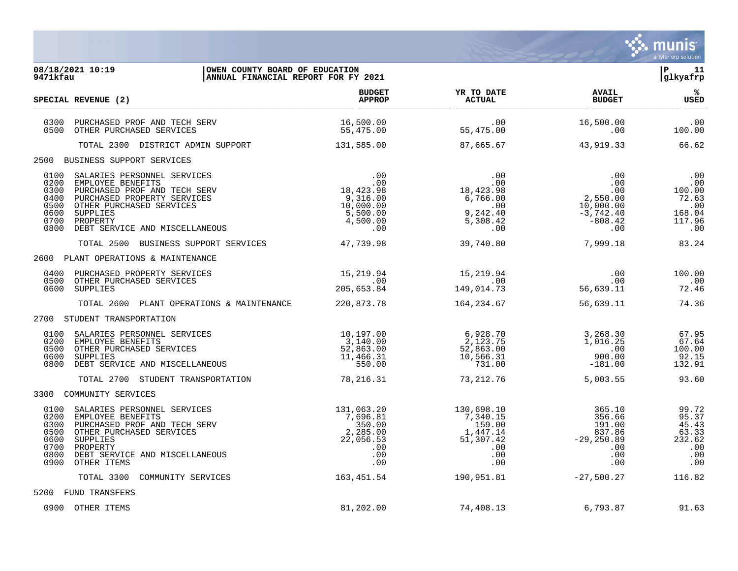**08/18/2021 10:19** | **OWEN COUNTY BOARD OF EDUCATION**
**9471kfau** | **ANNUAL FINANCIAL REPORT FOR FY 2021**

glkyafrp

| SPECIAL REVENUE (2) | BUDGET APPROP | YR TO DATE ACTUAL | AVAIL BUDGET | % USED |
|---|---|---|---|---|
| 0300 PURCHASED PROF AND TECH SERV | 16,500.00 | .00 | 16,500.00 | .00 |
| 0500 OTHER PURCHASED SERVICES | 55,475.00 | 55,475.00 | .00 | 100.00 |
| TOTAL 2300 DISTRICT ADMIN SUPPORT | 131,585.00 | 87,665.67 | 43,919.33 | 66.62 |
| **2500 BUSINESS SUPPORT SERVICES** | | | | |
| 0100 SALARIES PERSONNEL SERVICES | .00 | .00 | .00 | .00 |
| 0200 EMPLOYEE BENEFITS | .00 | .00 | .00 | .00 |
| 0300 PURCHASED PROF AND TECH SERV | 18,423.98 | 18,423.98 | .00 | 100.00 |
| 0400 PURCHASED PROPERTY SERVICES | 9,316.00 | 6,766.00 | 2,550.00 | 72.63 |
| 0500 OTHER PURCHASED SERVICES | 10,000.00 | .00 | 10,000.00 | .00 |
| 0600 SUPPLIES | 5,500.00 | 9,242.40 | -3,742.40 | 168.04 |
| 0700 PROPERTY | 4,500.00 | 5,308.42 | -808.42 | 117.96 |
| 0800 DEBT SERVICE AND MISCELLANEOUS | .00 | .00 | .00 | .00 |
| TOTAL 2500 BUSINESS SUPPORT SERVICES | 47,739.98 | 39,740.80 | 7,999.18 | 83.24 |
| **2600 PLANT OPERATIONS & MAINTENANCE** | | | | |
| 0400 PURCHASED PROPERTY SERVICES | 15,219.94 | 15,219.94 | .00 | 100.00 |
| 0500 OTHER PURCHASED SERVICES | .00 | .00 | .00 | .00 |
| 0600 SUPPLIES | 205,653.84 | 149,014.73 | 56,639.11 | 72.46 |
| TOTAL 2600 PLANT OPERATIONS & MAINTENANCE | 220,873.78 | 164,234.67 | 56,639.11 | 74.36 |
| **2700 STUDENT TRANSPORTATION** | | | | |
| 0100 SALARIES PERSONNEL SERVICES | 10,197.00 | 6,928.70 | 3,268.30 | 67.95 |
| 0200 EMPLOYEE BENEFITS | 3,140.00 | 2,123.75 | 1,016.25 | 67.64 |
| 0500 OTHER PURCHASED SERVICES | 52,863.00 | 52,863.00 | .00 | 100.00 |
| 0600 SUPPLIES | 11,466.31 | 10,566.31 | 900.00 | 92.15 |
| 0800 DEBT SERVICE AND MISCELLANEOUS | 550.00 | 731.00 | -181.00 | 132.91 |
| TOTAL 2700 STUDENT TRANSPORTATION | 78,216.31 | 73,212.76 | 5,003.55 | 93.60 |
| **3300 COMMUNITY SERVICES** | | | | |
| 0100 SALARIES PERSONNEL SERVICES | 131,063.20 | 130,698.10 | 365.10 | 99.72 |
| 0200 EMPLOYEE BENEFITS | 7,696.81 | 7,340.15 | 356.66 | 95.37 |
| 0300 PURCHASED PROF AND TECH SERV | 350.00 | 159.00 | 191.00 | 45.43 |
| 0500 OTHER PURCHASED SERVICES | 2,285.00 | 1,447.14 | 837.86 | 63.33 |
| 0600 SUPPLIES | 22,056.53 | 51,307.42 | -29,250.89 | 232.62 |
| 0700 PROPERTY | .00 | .00 | .00 | .00 |
| 0800 DEBT SERVICE AND MISCELLANEOUS | .00 | .00 | .00 | .00 |
| 0900 OTHER ITEMS | .00 | .00 | .00 | .00 |
| TOTAL 3300 COMMUNITY SERVICES | 163,451.54 | 190,951.81 | -27,500.27 | 116.82 |
| **5200 FUND TRANSFERS** | | | | |
| 0900 OTHER ITEMS | 81,202.00 | 74,408.13 | 6,793.87 | 91.63 |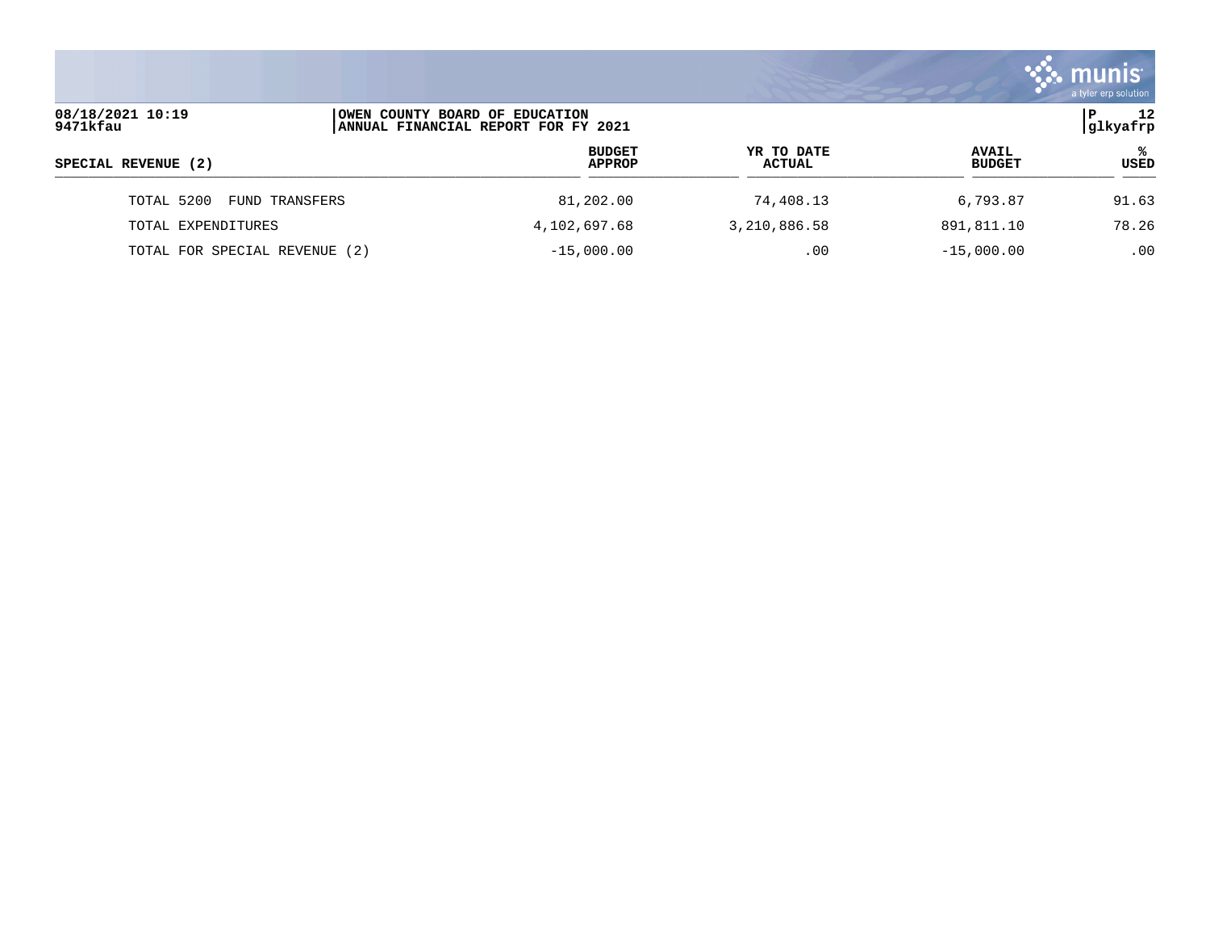| SPECIAL REVENUE (2) | BUDGET APPROP | YR TO DATE ACTUAL | AVAIL BUDGET | % USED |
|---|---|---|---|---|
| TOTAL 5200 FUND TRANSFERS | 81,202.00 | 74,408.13 | 6,793.87 | 91.63 |
| TOTAL EXPENDITURES | 4,102,697.68 | 3,210,886.58 | 891,811.10 | 78.26 |
| TOTAL FOR SPECIAL REVENUE (2) | -15,000.00 | .00 | -15,000.00 | .00 |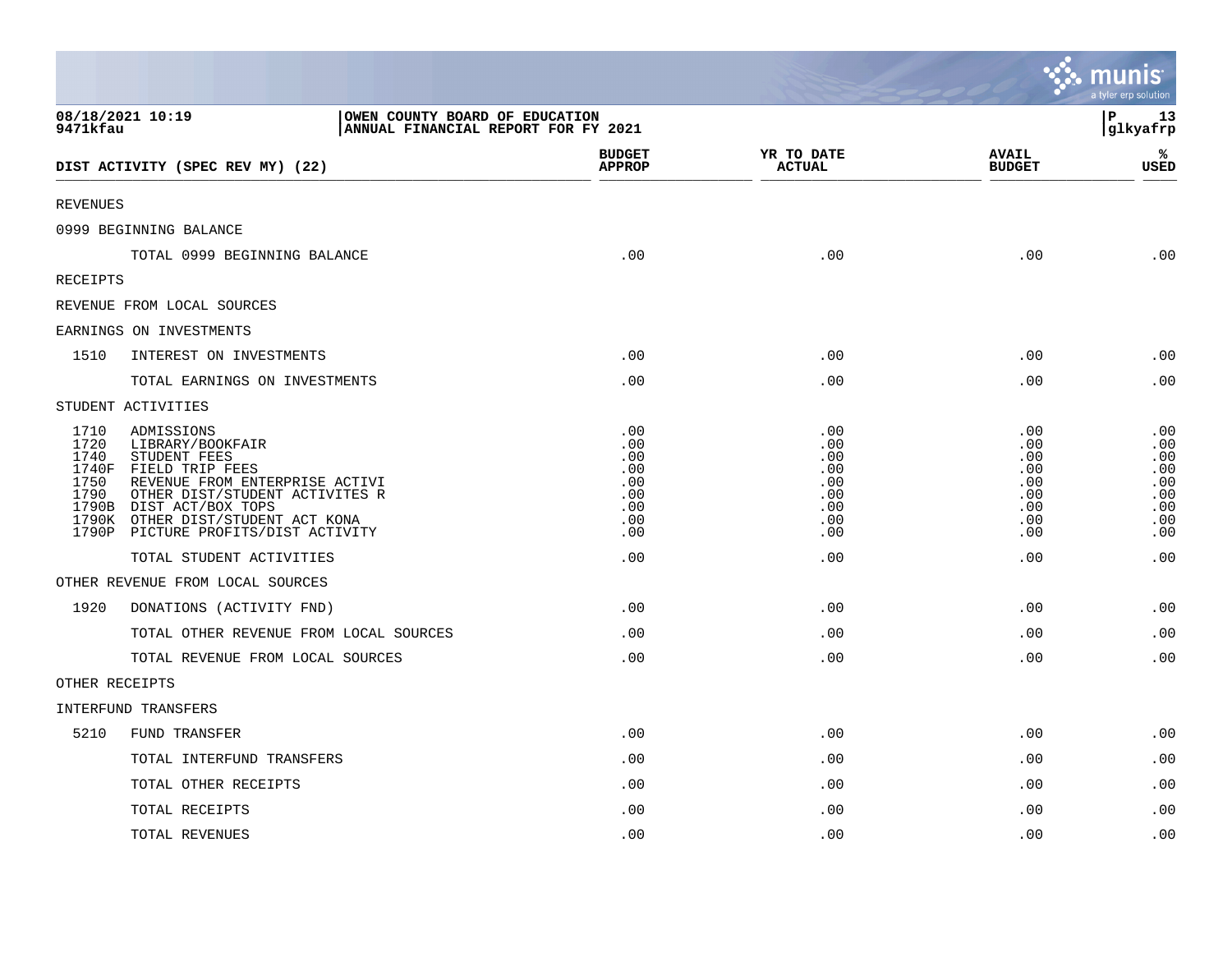08/18/2021 10:19
9471kfau

OWEN COUNTY BOARD OF EDUCATION
ANNUAL FINANCIAL REPORT FOR FY 2021

P 13
glkyafrp

| DIST ACTIVITY (SPEC REV MY) (22) | | BUDGET APPROP | YR TO DATE ACTUAL | AVAIL BUDGET | % USED |
|---|---|---|---|---|---|
| REVENUES | | | | | |
| 0999 BEGINNING BALANCE | | | | | |
| | TOTAL 0999 BEGINNING BALANCE | .00 | .00 | .00 | .00 |
| RECEIPTS | | | | | |
| REVENUE FROM LOCAL SOURCES | | | | | |
| EARNINGS ON INVESTMENTS | | | | | |
| 1510 | INTEREST ON INVESTMENTS | .00 | .00 | .00 | .00 |
| | TOTAL EARNINGS ON INVESTMENTS | .00 | .00 | .00 | .00 |
| STUDENT ACTIVITIES | | | | | |
| 1710 | ADMISSIONS | .00 | .00 | .00 | .00 |
| 1720 | LIBRARY/BOOKFAIR | .00 | .00 | .00 | .00 |
| 1740 | STUDENT FEES | .00 | .00 | .00 | .00 |
| 1740F | FIELD TRIP FEES | .00 | .00 | .00 | .00 |
| 1750 | REVENUE FROM ENTERPRISE ACTIVI | .00 | .00 | .00 | .00 |
| 1790 | OTHER DIST/STUDENT ACTIVITES R | .00 | .00 | .00 | .00 |
| 1790B | DIST ACT/BOX TOPS | .00 | .00 | .00 | .00 |
| 1790K | OTHER DIST/STUDENT ACT KONA | .00 | .00 | .00 | .00 |
| 1790P | PICTURE PROFITS/DIST ACTIVITY | .00 | .00 | .00 | .00 |
| | TOTAL STUDENT ACTIVITIES | .00 | .00 | .00 | .00 |
| OTHER REVENUE FROM LOCAL SOURCES | | | | | |
| 1920 | DONATIONS (ACTIVITY FND) | .00 | .00 | .00 | .00 |
| | TOTAL OTHER REVENUE FROM LOCAL SOURCES | .00 | .00 | .00 | .00 |
| | TOTAL REVENUE FROM LOCAL SOURCES | .00 | .00 | .00 | .00 |
| OTHER RECEIPTS | | | | | |
| INTERFUND TRANSFERS | | | | | |
| 5210 | FUND TRANSFER | .00 | .00 | .00 | .00 |
| | TOTAL INTERFUND TRANSFERS | .00 | .00 | .00 | .00 |
| | TOTAL OTHER RECEIPTS | .00 | .00 | .00 | .00 |
| | TOTAL RECEIPTS | .00 | .00 | .00 | .00 |
| | TOTAL REVENUES | .00 | .00 | .00 | .00 |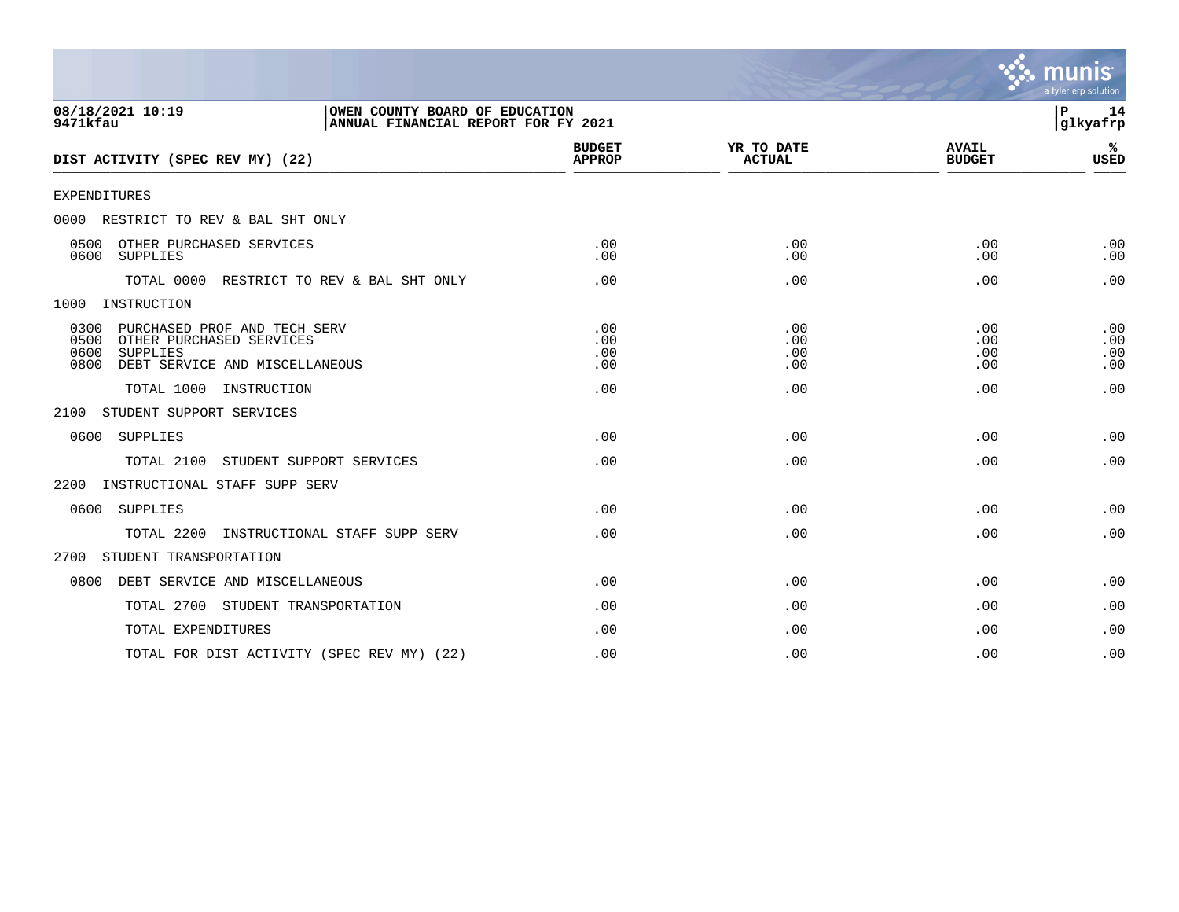**OWEN COUNTY BOARD OF EDUCATION**
**ANNUAL FINANCIAL REPORT FOR FY 2021**

08/18/2021 10:19
9471kfau

glkyafrp

| DIST ACTIVITY (SPEC REV MY) (22) | BUDGET APPROP | YR TO DATE ACTUAL | AVAIL BUDGET | % USED |
|---|---|---|---|---|
| EXPENDITURES | | | | |
| 0000 RESTRICT TO REV & BAL SHT ONLY | | | | |
| 0500 OTHER PURCHASED SERVICES | .00 | .00 | .00 | .00 |
| 0600 SUPPLIES | .00 | .00 | .00 | .00 |
| TOTAL 0000 RESTRICT TO REV & BAL SHT ONLY | .00 | .00 | .00 | .00 |
| 1000 INSTRUCTION | | | | |
| 0300 PURCHASED PROF AND TECH SERV | .00 | .00 | .00 | .00 |
| 0500 OTHER PURCHASED SERVICES | .00 | .00 | .00 | .00 |
| 0600 SUPPLIES | .00 | .00 | .00 | .00 |
| 0800 DEBT SERVICE AND MISCELLANEOUS | .00 | .00 | .00 | .00 |
| TOTAL 1000 INSTRUCTION | .00 | .00 | .00 | .00 |
| 2100 STUDENT SUPPORT SERVICES | | | | |
| 0600 SUPPLIES | .00 | .00 | .00 | .00 |
| TOTAL 2100 STUDENT SUPPORT SERVICES | .00 | .00 | .00 | .00 |
| 2200 INSTRUCTIONAL STAFF SUPP SERV | | | | |
| 0600 SUPPLIES | .00 | .00 | .00 | .00 |
| TOTAL 2200 INSTRUCTIONAL STAFF SUPP SERV | .00 | .00 | .00 | .00 |
| 2700 STUDENT TRANSPORTATION | | | | |
| 0800 DEBT SERVICE AND MISCELLANEOUS | .00 | .00 | .00 | .00 |
| TOTAL 2700 STUDENT TRANSPORTATION | .00 | .00 | .00 | .00 |
| TOTAL EXPENDITURES | .00 | .00 | .00 | .00 |
| TOTAL FOR DIST ACTIVITY (SPEC REV MY) (22) | .00 | .00 | .00 | .00 |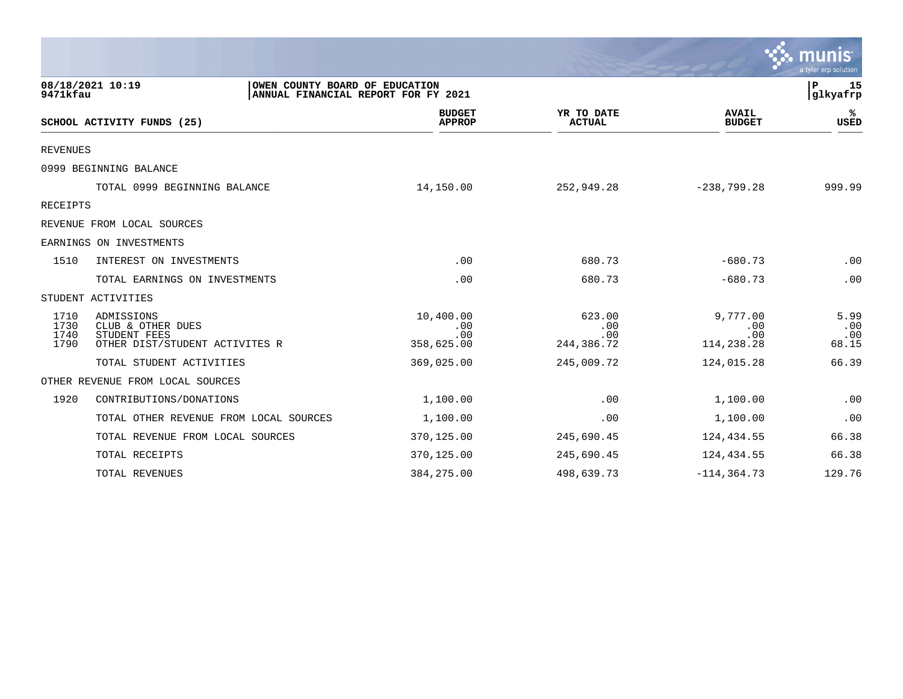08/18/2021 10:19
9471kfau

OWEN COUNTY BOARD OF EDUCATION
ANNUAL FINANCIAL REPORT FOR FY 2021

glkyafrp

| SCHOOL ACTIVITY FUNDS (25) | | BUDGET APPROP | YR TO DATE ACTUAL | AVAIL BUDGET | % USED |
|---|---|---|---|---|---|
| REVENUES | | | | | |
| 0999 BEGINNING BALANCE | | | | | |
| | TOTAL 0999 BEGINNING BALANCE | 14,150.00 | 252,949.28 | -238,799.28 | 999.99 |
| RECEIPTS | | | | | |
| REVENUE FROM LOCAL SOURCES | | | | | |
| EARNINGS ON INVESTMENTS | | | | | |
| 1510 | INTEREST ON INVESTMENTS | .00 | 680.73 | -680.73 | .00 |
| | TOTAL EARNINGS ON INVESTMENTS | .00 | 680.73 | -680.73 | .00 |
| STUDENT ACTIVITIES | | | | | |
| 1710 | ADMISSIONS | 10,400.00 | 623.00 | 9,777.00 | 5.99 |
| 1730 | CLUB & OTHER DUES | .00 | .00 | .00 | .00 |
| 1740 | STUDENT FEES | .00 | .00 | .00 | .00 |
| 1790 | OTHER DIST/STUDENT ACTIVITES R | 358,625.00 | 244,386.72 | 114,238.28 | 68.15 |
| | TOTAL STUDENT ACTIVITIES | 369,025.00 | 245,009.72 | 124,015.28 | 66.39 |
| OTHER REVENUE FROM LOCAL SOURCES | | | | | |
| 1920 | CONTRIBUTIONS/DONATIONS | 1,100.00 | .00 | 1,100.00 | .00 |
| | TOTAL OTHER REVENUE FROM LOCAL SOURCES | 1,100.00 | .00 | 1,100.00 | .00 |
| | TOTAL REVENUE FROM LOCAL SOURCES | 370,125.00 | 245,690.45 | 124,434.55 | 66.38 |
| | TOTAL RECEIPTS | 370,125.00 | 245,690.45 | 124,434.55 | 66.38 |
| | TOTAL REVENUES | 384,275.00 | 498,639.73 | -114,364.73 | 129.76 |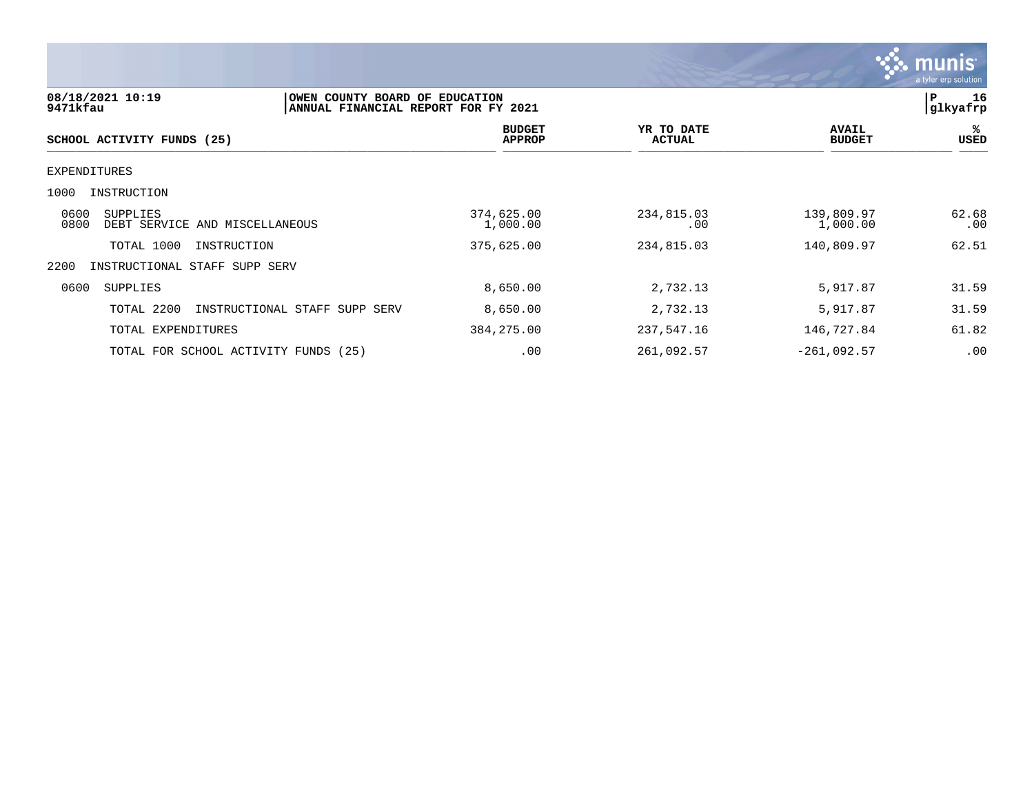08/18/2021 10:19
9471kfau

OWEN COUNTY BOARD OF EDUCATION
ANNUAL FINANCIAL REPORT FOR FY 2021

P 16
glkyafrp

| SCHOOL ACTIVITY FUNDS (25) | BUDGET APPROP | YR TO DATE ACTUAL | AVAIL BUDGET | % USED |
|---|---|---|---|---|
| EXPENDITURES | | | | |
| 1000 INSTRUCTION | | | | |
| 0600 SUPPLIES | 374,625.00 | 234,815.03 | 139,809.97 | 62.68 |
| 0800 DEBT SERVICE AND MISCELLANEOUS | 1,000.00 | .00 | 1,000.00 | .00 |
| TOTAL 1000 INSTRUCTION | 375,625.00 | 234,815.03 | 140,809.97 | 62.51 |
| 2200 INSTRUCTIONAL STAFF SUPP SERV | | | | |
| 0600 SUPPLIES | 8,650.00 | 2,732.13 | 5,917.87 | 31.59 |
| TOTAL 2200 INSTRUCTIONAL STAFF SUPP SERV | 8,650.00 | 2,732.13 | 5,917.87 | 31.59 |
| TOTAL EXPENDITURES | 384,275.00 | 237,547.16 | 146,727.84 | 61.82 |
| TOTAL FOR SCHOOL ACTIVITY FUNDS (25) | .00 | 261,092.57 | -261,092.57 | .00 |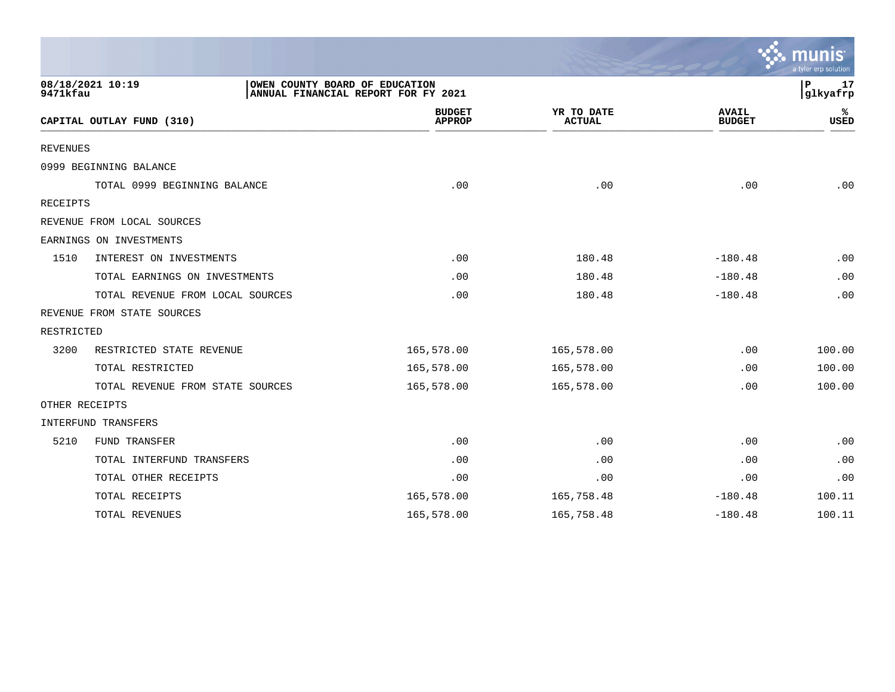08/18/2021 10:19
9471kfau

OWEN COUNTY BOARD OF EDUCATION
ANNUAL FINANCIAL REPORT FOR FY 2021

P 17
glkyafrp

| CAPITAL OUTLAY FUND (310) | | BUDGET APPROP | YR TO DATE ACTUAL | AVAIL BUDGET | % USED |
|---|---|---|---|---|---|
| REVENUES | | | | | |
| 0999 BEGINNING BALANCE | | | | | |
| | TOTAL 0999 BEGINNING BALANCE | .00 | .00 | .00 | .00 |
| RECEIPTS | | | | | |
| REVENUE FROM LOCAL SOURCES | | | | | |
| EARNINGS ON INVESTMENTS | | | | | |
| 1510 | INTEREST ON INVESTMENTS | .00 | 180.48 | -180.48 | .00 |
| | TOTAL EARNINGS ON INVESTMENTS | .00 | 180.48 | -180.48 | .00 |
| | TOTAL REVENUE FROM LOCAL SOURCES | .00 | 180.48 | -180.48 | .00 |
| REVENUE FROM STATE SOURCES | | | | | |
| RESTRICTED | | | | | |
| 3200 | RESTRICTED STATE REVENUE | 165,578.00 | 165,578.00 | .00 | 100.00 |
| | TOTAL RESTRICTED | 165,578.00 | 165,578.00 | .00 | 100.00 |
| | TOTAL REVENUE FROM STATE SOURCES | 165,578.00 | 165,578.00 | .00 | 100.00 |
| OTHER RECEIPTS | | | | | |
| INTERFUND TRANSFERS | | | | | |
| 5210 | FUND TRANSFER | .00 | .00 | .00 | .00 |
| | TOTAL INTERFUND TRANSFERS | .00 | .00 | .00 | .00 |
| | TOTAL OTHER RECEIPTS | .00 | .00 | .00 | .00 |
| | TOTAL RECEIPTS | 165,578.00 | 165,758.48 | -180.48 | 100.11 |
| | TOTAL REVENUES | 165,578.00 | 165,758.48 | -180.48 | 100.11 |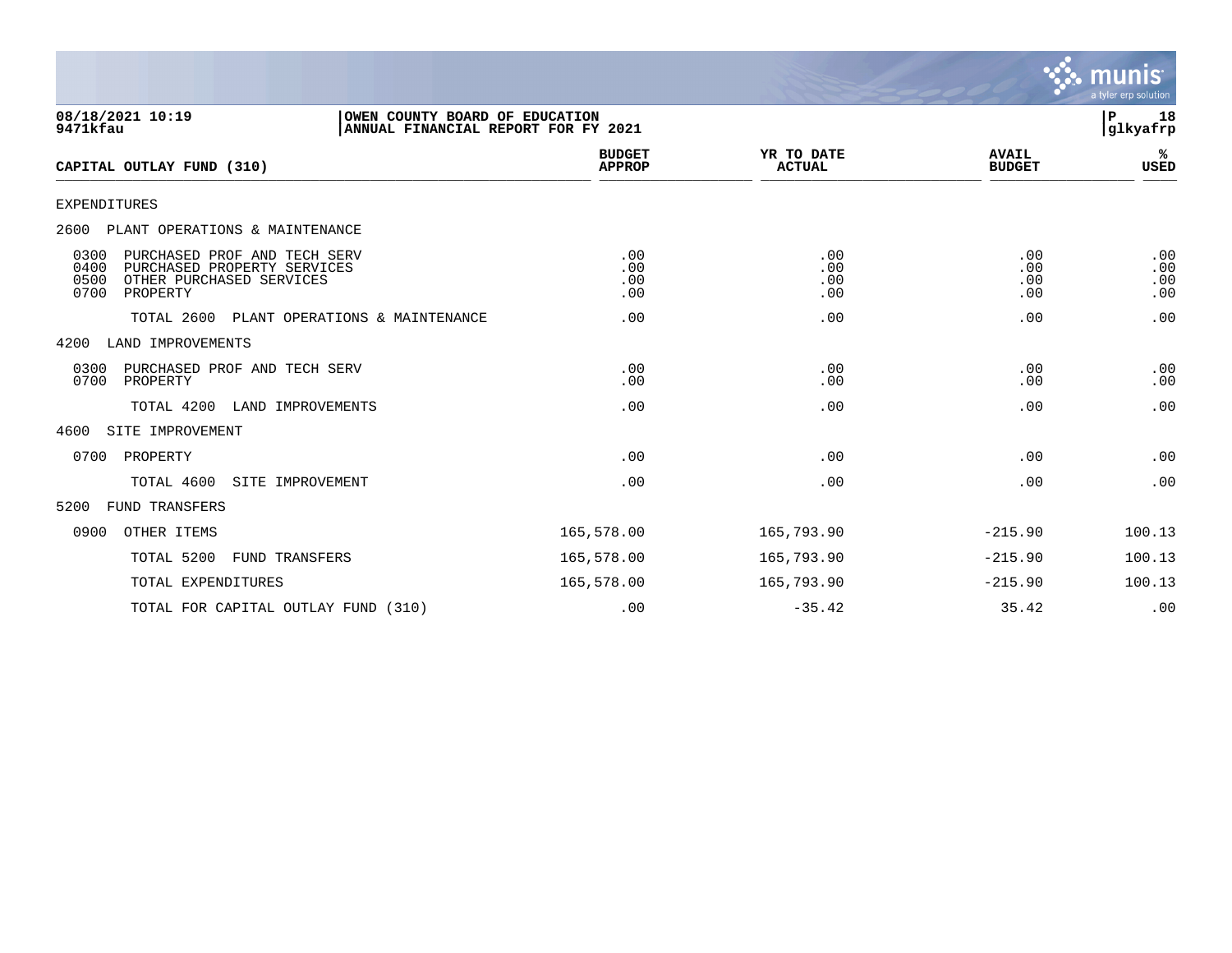08/18/2021 10:19 | OWEN COUNTY BOARD OF EDUCATION | P 18
9471kfau | ANNUAL FINANCIAL REPORT FOR FY 2021 | glkyafrp

| CAPITAL OUTLAY FUND (310) | BUDGET APPROP | YR TO DATE ACTUAL | AVAIL BUDGET | % USED |
|---|---|---|---|---|
| EXPENDITURES | | | | |
| 2600 PLANT OPERATIONS & MAINTENANCE | | | | |
| 0300 PURCHASED PROF AND TECH SERV | .00 | .00 | .00 | .00 |
| 0400 PURCHASED PROPERTY SERVICES | .00 | .00 | .00 | .00 |
| 0500 OTHER PURCHASED SERVICES | .00 | .00 | .00 | .00 |
| 0700 PROPERTY | .00 | .00 | .00 | .00 |
| TOTAL 2600 PLANT OPERATIONS & MAINTENANCE | .00 | .00 | .00 | .00 |
| 4200 LAND IMPROVEMENTS | | | | |
| 0300 PURCHASED PROF AND TECH SERV | .00 | .00 | .00 | .00 |
| 0700 PROPERTY | .00 | .00 | .00 | .00 |
| TOTAL 4200 LAND IMPROVEMENTS | .00 | .00 | .00 | .00 |
| 4600 SITE IMPROVEMENT | | | | |
| 0700 PROPERTY | .00 | .00 | .00 | .00 |
| TOTAL 4600 SITE IMPROVEMENT | .00 | .00 | .00 | .00 |
| 5200 FUND TRANSFERS | | | | |
| 0900 OTHER ITEMS | 165,578.00 | 165,793.90 | -215.90 | 100.13 |
| TOTAL 5200 FUND TRANSFERS | 165,578.00 | 165,793.90 | -215.90 | 100.13 |
| TOTAL EXPENDITURES | 165,578.00 | 165,793.90 | -215.90 | 100.13 |
| TOTAL FOR CAPITAL OUTLAY FUND (310) | .00 | -35.42 | 35.42 | .00 |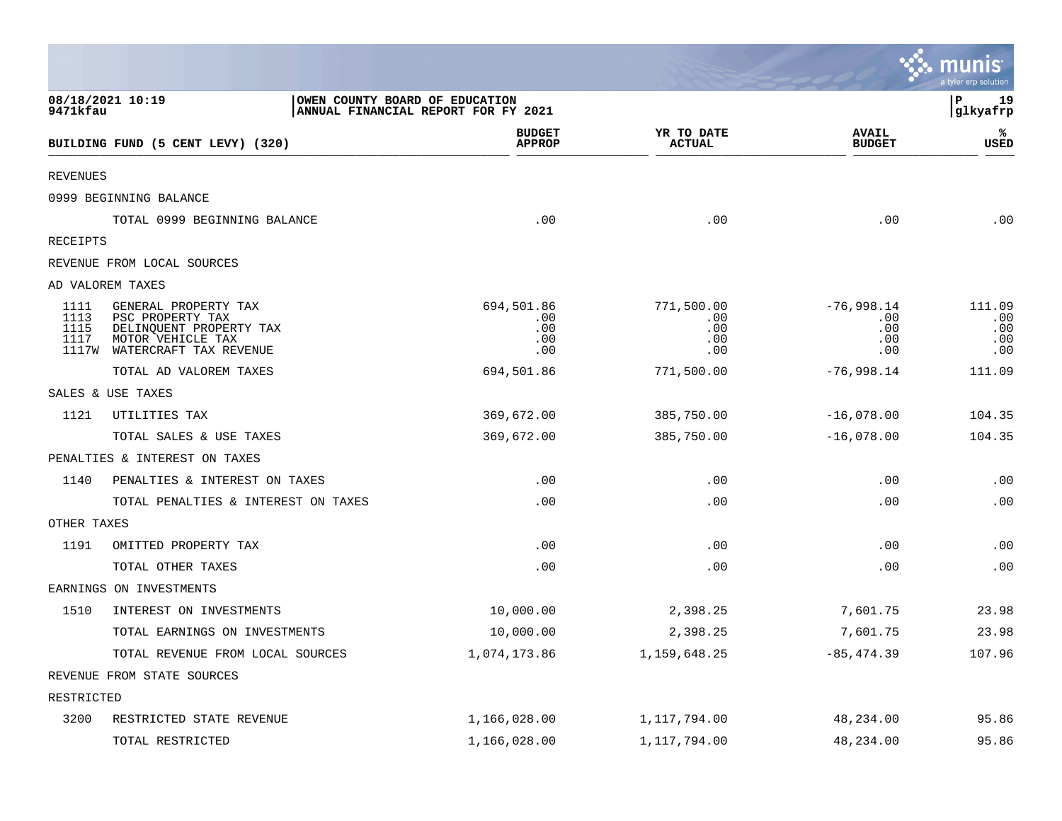OWEN COUNTY BOARD OF EDUCATION
ANNUAL FINANCIAL REPORT FOR FY 2021

## BUILDING FUND (5 CENT LEVY) (320)

| | BUILDING FUND (5 CENT LEVY) (320) | BUDGET APPROP | YR TO DATE ACTUAL | AVAIL BUDGET | % USED |
|---|---|---|---|---|---|
| REVENUES | | | | | |
| 0999 BEGINNING BALANCE | | | | | |
| | TOTAL 0999 BEGINNING BALANCE | .00 | .00 | .00 | .00 |
| RECEIPTS | | | | | |
| REVENUE FROM LOCAL SOURCES | | | | | |
| AD VALOREM TAXES | | | | | |
| 1111 | GENERAL PROPERTY TAX | 694,501.86 | 771,500.00 | -76,998.14 | 111.09 |
| 1113 | PSC PROPERTY TAX | .00 | .00 | .00 | .00 |
| 1115 | DELINQUENT PROPERTY TAX | .00 | .00 | .00 | .00 |
| 1117 | MOTOR VEHICLE TAX | .00 | .00 | .00 | .00 |
| 1117W | WATERCRAFT TAX REVENUE | .00 | .00 | .00 | .00 |
| | TOTAL AD VALOREM TAXES | 694,501.86 | 771,500.00 | -76,998.14 | 111.09 |
| SALES & USE TAXES | | | | | |
| 1121 | UTILITIES TAX | 369,672.00 | 385,750.00 | -16,078.00 | 104.35 |
| | TOTAL SALES & USE TAXES | 369,672.00 | 385,750.00 | -16,078.00 | 104.35 |
| PENALTIES & INTEREST ON TAXES | | | | | |
| 1140 | PENALTIES & INTEREST ON TAXES | .00 | .00 | .00 | .00 |
| | TOTAL PENALTIES & INTEREST ON TAXES | .00 | .00 | .00 | .00 |
| OTHER TAXES | | | | | |
| 1191 | OMITTED PROPERTY TAX | .00 | .00 | .00 | .00 |
| | TOTAL OTHER TAXES | .00 | .00 | .00 | .00 |
| EARNINGS ON INVESTMENTS | | | | | |
| 1510 | INTEREST ON INVESTMENTS | 10,000.00 | 2,398.25 | 7,601.75 | 23.98 |
| | TOTAL EARNINGS ON INVESTMENTS | 10,000.00 | 2,398.25 | 7,601.75 | 23.98 |
| | TOTAL REVENUE FROM LOCAL SOURCES | 1,074,173.86 | 1,159,648.25 | -85,474.39 | 107.96 |
| REVENUE FROM STATE SOURCES | | | | | |
| RESTRICTED | | | | | |
| 3200 | RESTRICTED STATE REVENUE | 1,166,028.00 | 1,117,794.00 | 48,234.00 | 95.86 |
| | TOTAL RESTRICTED | 1,166,028.00 | 1,117,794.00 | 48,234.00 | 95.86 |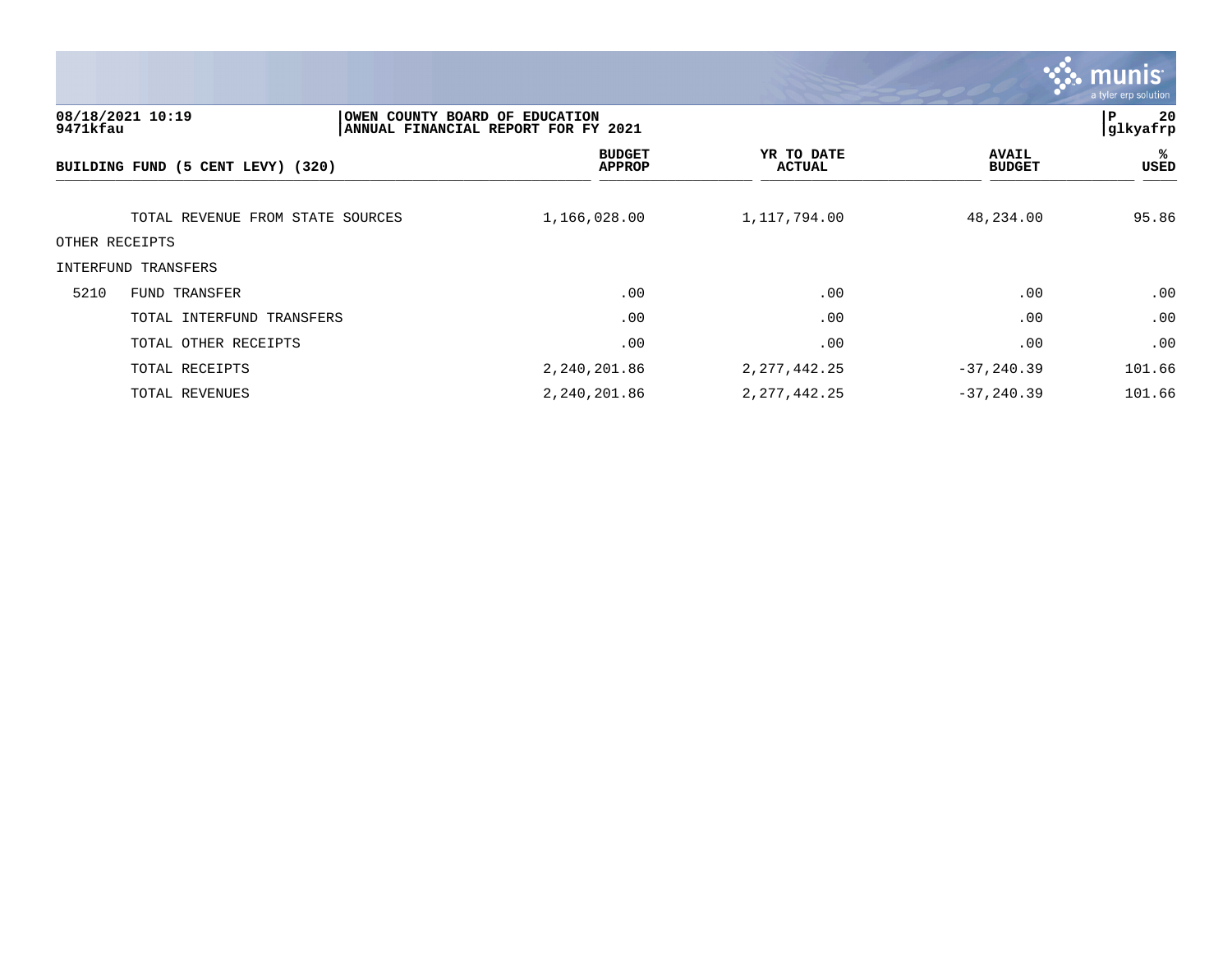| BUILDING FUND (5 CENT LEVY) (320) | | BUDGET APPROP | YR TO DATE ACTUAL | AVAIL BUDGET | % USED |
|---|---|---|---|---|---|
| | TOTAL REVENUE FROM STATE SOURCES | 1,166,028.00 | 1,117,794.00 | 48,234.00 | 95.86 |
| OTHER RECEIPTS | | | | | |
| INTERFUND TRANSFERS | | | | | |
| 5210 | FUND TRANSFER | .00 | .00 | .00 | .00 |
| | TOTAL INTERFUND TRANSFERS | .00 | .00 | .00 | .00 |
| | TOTAL OTHER RECEIPTS | .00 | .00 | .00 | .00 |
| | TOTAL RECEIPTS | 2,240,201.86 | 2,277,442.25 | -37,240.39 | 101.66 |
| | TOTAL REVENUES | 2,240,201.86 | 2,277,442.25 | -37,240.39 | 101.66 |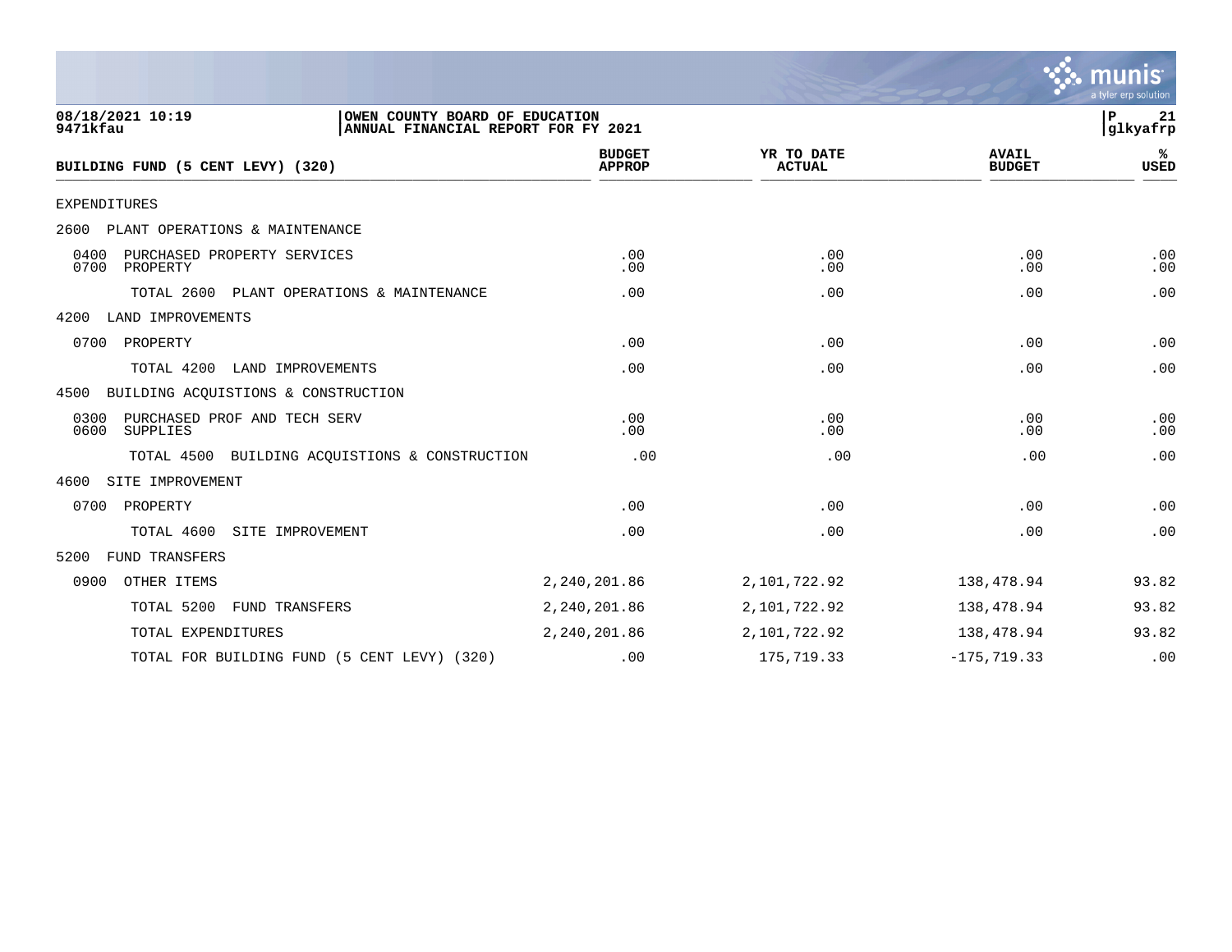08/18/2021 10:19 | OWEN COUNTY BOARD OF EDUCATION
9471kfau | ANNUAL FINANCIAL REPORT FOR FY 2021 | glkyafrp

| BUILDING FUND (5 CENT LEVY) (320) | BUDGET APPROP | YR TO DATE ACTUAL | AVAIL BUDGET | % USED |
|---|---|---|---|---|
| EXPENDITURES | | | | |
| 2600 PLANT OPERATIONS & MAINTENANCE | | | | |
| 0400 PURCHASED PROPERTY SERVICES | .00 | .00 | .00 | .00 |
| 0700 PROPERTY | .00 | .00 | .00 | .00 |
| TOTAL 2600 PLANT OPERATIONS & MAINTENANCE | .00 | .00 | .00 | .00 |
| 4200 LAND IMPROVEMENTS | | | | |
| 0700 PROPERTY | .00 | .00 | .00 | .00 |
| TOTAL 4200 LAND IMPROVEMENTS | .00 | .00 | .00 | .00 |
| 4500 BUILDING ACQUISTIONS & CONSTRUCTION | | | | |
| 0300 PURCHASED PROF AND TECH SERV | .00 | .00 | .00 | .00 |
| 0600 SUPPLIES | .00 | .00 | .00 | .00 |
| TOTAL 4500 BUILDING ACQUISTIONS & CONSTRUCTION | .00 | .00 | .00 | .00 |
| 4600 SITE IMPROVEMENT | | | | |
| 0700 PROPERTY | .00 | .00 | .00 | .00 |
| TOTAL 4600 SITE IMPROVEMENT | .00 | .00 | .00 | .00 |
| 5200 FUND TRANSFERS | | | | |
| 0900 OTHER ITEMS | 2,240,201.86 | 2,101,722.92 | 138,478.94 | 93.82 |
| TOTAL 5200 FUND TRANSFERS | 2,240,201.86 | 2,101,722.92 | 138,478.94 | 93.82 |
| TOTAL EXPENDITURES | 2,240,201.86 | 2,101,722.92 | 138,478.94 | 93.82 |
| TOTAL FOR BUILDING FUND (5 CENT LEVY) (320) | .00 | 175,719.33 | -175,719.33 | .00 |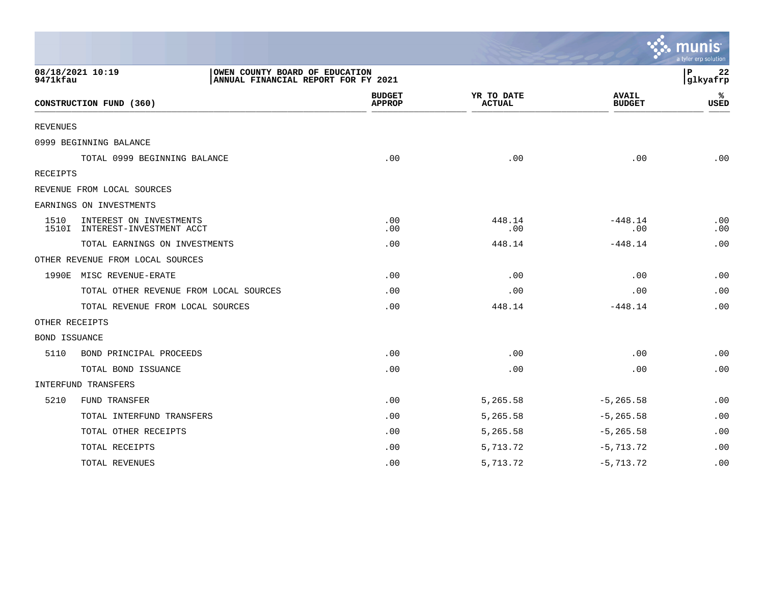08/18/2021 10:19
9471kfau

OWEN COUNTY BOARD OF EDUCATION
ANNUAL FINANCIAL REPORT FOR FY 2021

P 22
glkyafrp

| CONSTRUCTION FUND (360) | | BUDGET APPROP | YR TO DATE ACTUAL | AVAIL BUDGET | % USED |
|---|---|---|---|---|---|
| REVENUES | | | | | |
| 0999 BEGINNING BALANCE | | | | | |
| | TOTAL 0999 BEGINNING BALANCE | .00 | .00 | .00 | .00 |
| RECEIPTS | | | | | |
| REVENUE FROM LOCAL SOURCES | | | | | |
| EARNINGS ON INVESTMENTS | | | | | |
| 1510 | INTEREST ON INVESTMENTS | .00 | 448.14 | -448.14 | .00 |
| 1510I | INTEREST-INVESTMENT ACCT | .00 | .00 | .00 | .00 |
| | TOTAL EARNINGS ON INVESTMENTS | .00 | 448.14 | -448.14 | .00 |
| OTHER REVENUE FROM LOCAL SOURCES | | | | | |
| 1990E | MISC REVENUE-ERATE | .00 | .00 | .00 | .00 |
| | TOTAL OTHER REVENUE FROM LOCAL SOURCES | .00 | .00 | .00 | .00 |
| | TOTAL REVENUE FROM LOCAL SOURCES | .00 | 448.14 | -448.14 | .00 |
| OTHER RECEIPTS | | | | | |
| BOND ISSUANCE | | | | | |
| 5110 | BOND PRINCIPAL PROCEEDS | .00 | .00 | .00 | .00 |
| | TOTAL BOND ISSUANCE | .00 | .00 | .00 | .00 |
| INTERFUND TRANSFERS | | | | | |
| 5210 | FUND TRANSFER | .00 | 5,265.58 | -5,265.58 | .00 |
| | TOTAL INTERFUND TRANSFERS | .00 | 5,265.58 | -5,265.58 | .00 |
| | TOTAL OTHER RECEIPTS | .00 | 5,265.58 | -5,265.58 | .00 |
| | TOTAL RECEIPTS | .00 | 5,713.72 | -5,713.72 | .00 |
| | TOTAL REVENUES | .00 | 5,713.72 | -5,713.72 | .00 |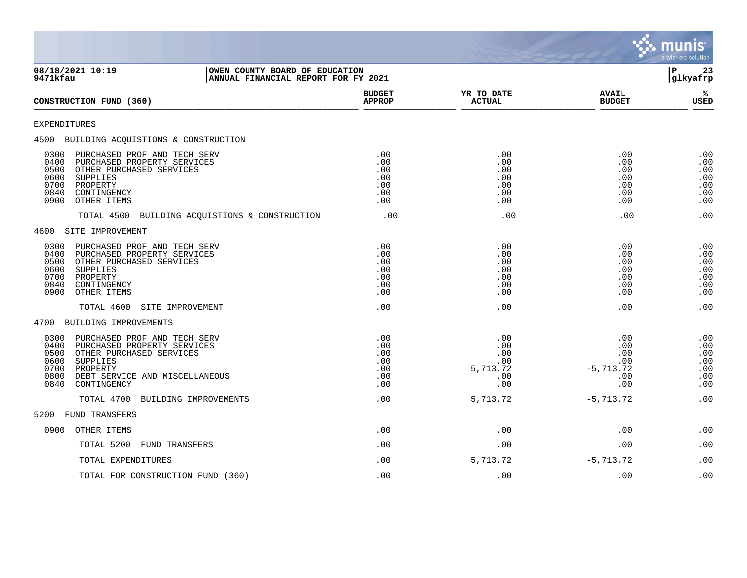**OWEN COUNTY BOARD OF EDUCATION**
**ANNUAL FINANCIAL REPORT FOR FY 2021**

08/18/2021 10:19
9471kfau

P 23
glkyafrp

| CONSTRUCTION FUND (360) | BUDGET APPROP | YR TO DATE ACTUAL | AVAIL BUDGET | % USED |
|---|---|---|---|---|
| EXPENDITURES | | | | |
| 4500 BUILDING ACQUISTIONS & CONSTRUCTION | | | | |
| 0300 PURCHASED PROF AND TECH SERV | .00 | .00 | .00 | .00 |
| 0400 PURCHASED PROPERTY SERVICES | .00 | .00 | .00 | .00 |
| 0500 OTHER PURCHASED SERVICES | .00 | .00 | .00 | .00 |
| 0600 SUPPLIES | .00 | .00 | .00 | .00 |
| 0700 PROPERTY | .00 | .00 | .00 | .00 |
| 0840 CONTINGENCY | .00 | .00 | .00 | .00 |
| 0900 OTHER ITEMS | .00 | .00 | .00 | .00 |
| TOTAL 4500 BUILDING ACQUISTIONS & CONSTRUCTION | .00 | .00 | .00 | .00 |
| 4600 SITE IMPROVEMENT | | | | |
| 0300 PURCHASED PROF AND TECH SERV | .00 | .00 | .00 | .00 |
| 0400 PURCHASED PROPERTY SERVICES | .00 | .00 | .00 | .00 |
| 0500 OTHER PURCHASED SERVICES | .00 | .00 | .00 | .00 |
| 0600 SUPPLIES | .00 | .00 | .00 | .00 |
| 0700 PROPERTY | .00 | .00 | .00 | .00 |
| 0840 CONTINGENCY | .00 | .00 | .00 | .00 |
| 0900 OTHER ITEMS | .00 | .00 | .00 | .00 |
| TOTAL 4600 SITE IMPROVEMENT | .00 | .00 | .00 | .00 |
| 4700 BUILDING IMPROVEMENTS | | | | |
| 0300 PURCHASED PROF AND TECH SERV | .00 | .00 | .00 | .00 |
| 0400 PURCHASED PROPERTY SERVICES | .00 | .00 | .00 | .00 |
| 0500 OTHER PURCHASED SERVICES | .00 | .00 | .00 | .00 |
| 0600 SUPPLIES | .00 | .00 | .00 | .00 |
| 0700 PROPERTY | .00 | 5,713.72 | -5,713.72 | .00 |
| 0800 DEBT SERVICE AND MISCELLANEOUS | .00 | .00 | .00 | .00 |
| 0840 CONTINGENCY | .00 | .00 | .00 | .00 |
| TOTAL 4700 BUILDING IMPROVEMENTS | .00 | 5,713.72 | -5,713.72 | .00 |
| 5200 FUND TRANSFERS | | | | |
| 0900 OTHER ITEMS | .00 | .00 | .00 | .00 |
| TOTAL 5200 FUND TRANSFERS | .00 | .00 | .00 | .00 |
| TOTAL EXPENDITURES | .00 | 5,713.72 | -5,713.72 | .00 |
| TOTAL FOR CONSTRUCTION FUND (360) | .00 | .00 | .00 | .00 |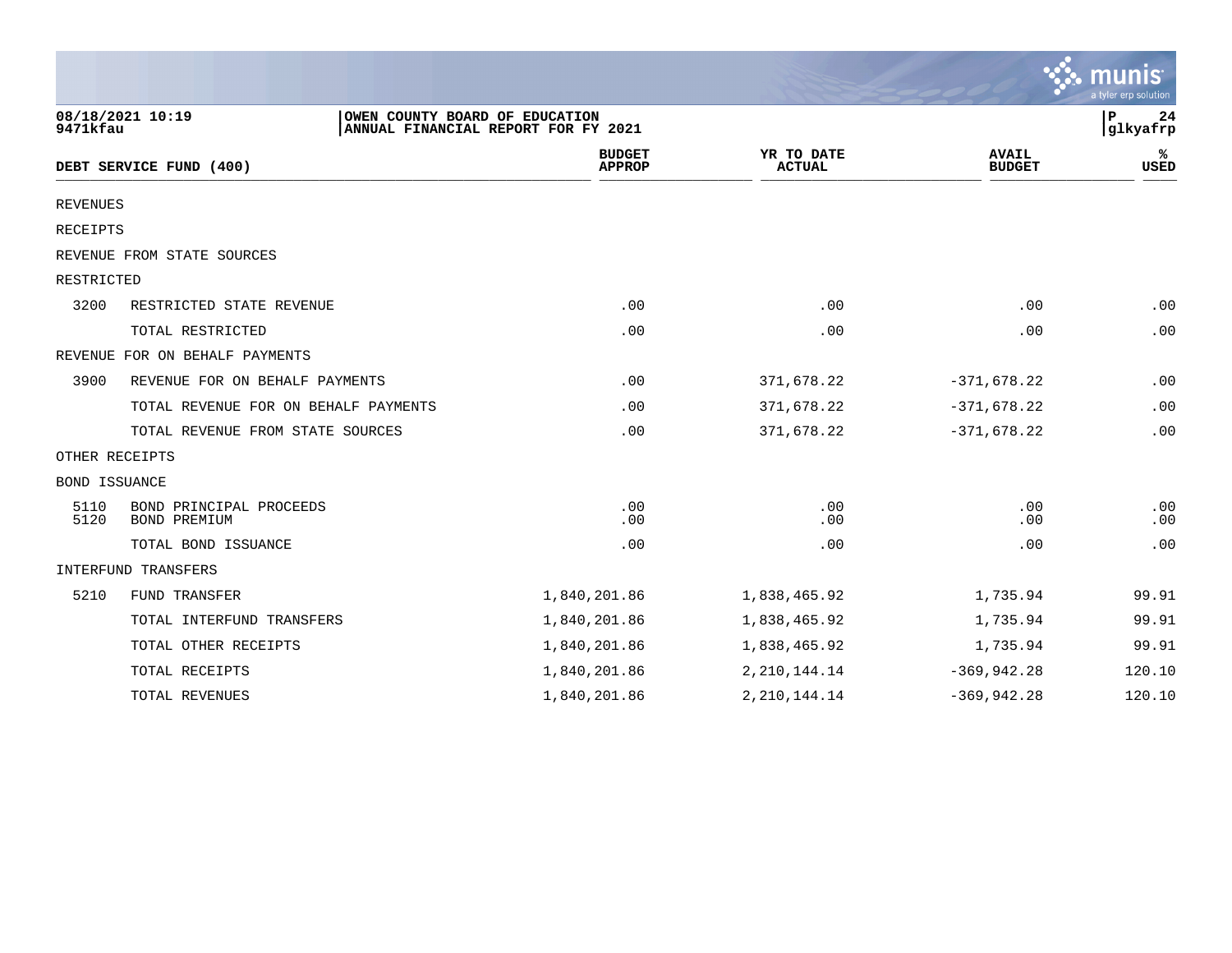08/18/2021 10:19
9471kfau

OWEN COUNTY BOARD OF EDUCATION
ANNUAL FINANCIAL REPORT FOR FY 2021

P 24
glkyafrp

## DEBT SERVICE FUND (400)

| | | BUDGET APPROP | YR TO DATE ACTUAL | AVAIL BUDGET | % USED |
|---|---|---|---|---|---|
| REVENUES | | | | | |
| RECEIPTS | | | | | |
| REVENUE FROM STATE SOURCES | | | | | |
| RESTRICTED | | | | | |
| 3200 | RESTRICTED STATE REVENUE | .00 | .00 | .00 | .00 |
| | TOTAL RESTRICTED | .00 | .00 | .00 | .00 |
| REVENUE FOR ON BEHALF PAYMENTS | | | | | |
| 3900 | REVENUE FOR ON BEHALF PAYMENTS | .00 | 371,678.22 | -371,678.22 | .00 |
| | TOTAL REVENUE FOR ON BEHALF PAYMENTS | .00 | 371,678.22 | -371,678.22 | .00 |
| | TOTAL REVENUE FROM STATE SOURCES | .00 | 371,678.22 | -371,678.22 | .00 |
| OTHER RECEIPTS | | | | | |
| BOND ISSUANCE | | | | | |
| 5110 | BOND PRINCIPAL PROCEEDS | .00 | .00 | .00 | .00 |
| 5120 | BOND PREMIUM | .00 | .00 | .00 | .00 |
| | TOTAL BOND ISSUANCE | .00 | .00 | .00 | .00 |
| INTERFUND TRANSFERS | | | | | |
| 5210 | FUND TRANSFER | 1,840,201.86 | 1,838,465.92 | 1,735.94 | 99.91 |
| | TOTAL INTERFUND TRANSFERS | 1,840,201.86 | 1,838,465.92 | 1,735.94 | 99.91 |
| | TOTAL OTHER RECEIPTS | 1,840,201.86 | 1,838,465.92 | 1,735.94 | 99.91 |
| | TOTAL RECEIPTS | 1,840,201.86 | 2,210,144.14 | -369,942.28 | 120.10 |
| | TOTAL REVENUES | 1,840,201.86 | 2,210,144.14 | -369,942.28 | 120.10 |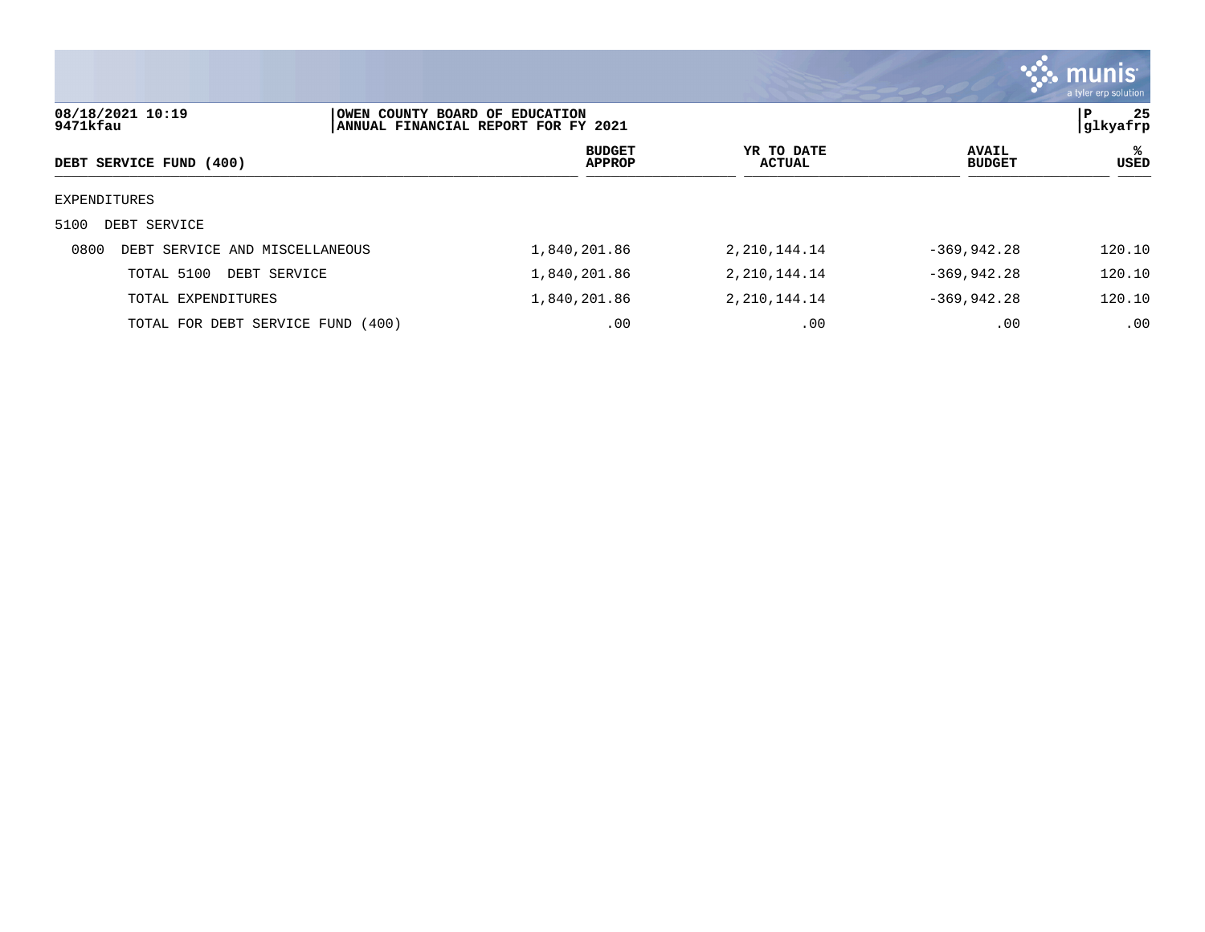08/18/2021 10:19
9471kfau

OWEN COUNTY BOARD OF EDUCATION
ANNUAL FINANCIAL REPORT FOR FY 2021

glkyafrp

| DEBT SERVICE FUND (400) | BUDGET APPROP | YR TO DATE ACTUAL | AVAIL BUDGET | % USED |
|---|---|---|---|---|
| EXPENDITURES | | | | |
| 5100 DEBT SERVICE | | | | |
| 0800 DEBT SERVICE AND MISCELLANEOUS | 1,840,201.86 | 2,210,144.14 | -369,942.28 | 120.10 |
| TOTAL 5100 DEBT SERVICE | 1,840,201.86 | 2,210,144.14 | -369,942.28 | 120.10 |
| TOTAL EXPENDITURES | 1,840,201.86 | 2,210,144.14 | -369,942.28 | 120.10 |
| TOTAL FOR DEBT SERVICE FUND (400) | .00 | .00 | .00 | .00 |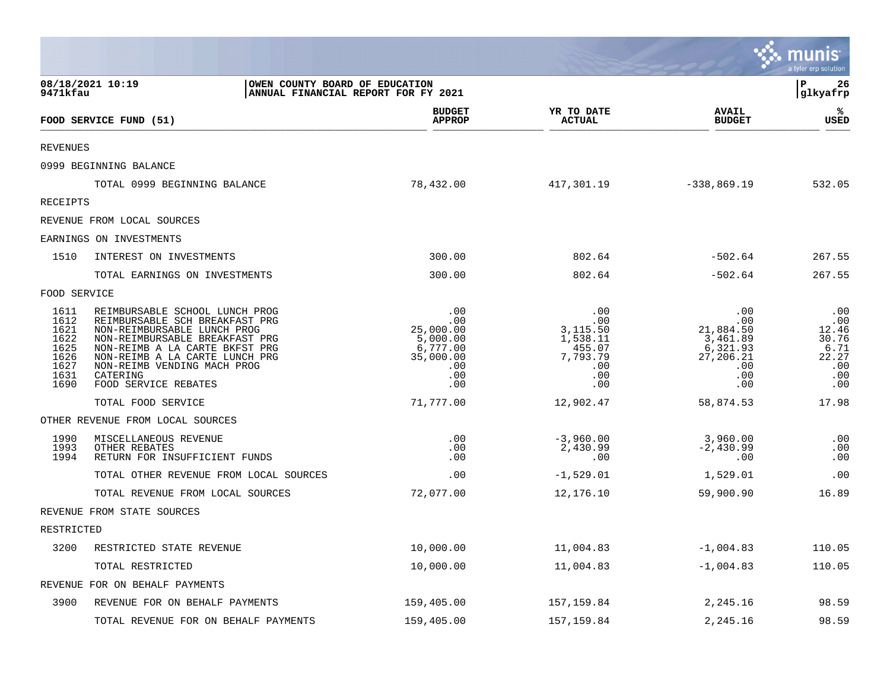08/18/2021 10:19 | OWEN COUNTY BOARD OF EDUCATION
9471kfau | ANNUAL FINANCIAL REPORT FOR FY 2021

glkyafrp

| FOOD SERVICE FUND (51) | | BUDGET APPROP | YR TO DATE ACTUAL | AVAIL BUDGET | % USED |
|---|---|---|---|---|---|
| REVENUES | | | | | |
| 0999 BEGINNING BALANCE | | | | | |
| | TOTAL 0999 BEGINNING BALANCE | 78,432.00 | 417,301.19 | -338,869.19 | 532.05 |
| RECEIPTS | | | | | |
| REVENUE FROM LOCAL SOURCES | | | | | |
| EARNINGS ON INVESTMENTS | | | | | |
| 1510 | INTEREST ON INVESTMENTS | 300.00 | 802.64 | -502.64 | 267.55 |
| | TOTAL EARNINGS ON INVESTMENTS | 300.00 | 802.64 | -502.64 | 267.55 |
| FOOD SERVICE | | | | | |
| 1611 | REIMBURSABLE SCHOOL LUNCH PROG | .00 | .00 | .00 | .00 |
| 1612 | REIMBURSABLE SCH BREAKFAST PRG | .00 | .00 | .00 | .00 |
| 1621 | NON-REIMBURSABLE LUNCH PROG | 25,000.00 | 3,115.50 | 21,884.50 | 12.46 |
| 1622 | NON-REIMBURSABLE BREAKFAST PRG | 5,000.00 | 1,538.11 | 3,461.89 | 30.76 |
| 1625 | NON-REIMB A LA CARTE BKFST PRG | 6,777.00 | 455.07 | 6,321.93 | 6.71 |
| 1626 | NON-REIMB A LA CARTE LUNCH PRG | 35,000.00 | 7,793.79 | 27,206.21 | 22.27 |
| 1627 | NON-REIMB VENDING MACH PROG | .00 | .00 | .00 | .00 |
| 1631 | CATERING | .00 | .00 | .00 | .00 |
| 1690 | FOOD SERVICE REBATES | .00 | .00 | .00 | .00 |
| | TOTAL FOOD SERVICE | 71,777.00 | 12,902.47 | 58,874.53 | 17.98 |
| OTHER REVENUE FROM LOCAL SOURCES | | | | | |
| 1990 | MISCELLANEOUS REVENUE | .00 | -3,960.00 | 3,960.00 | .00 |
| 1993 | OTHER REBATES | .00 | 2,430.99 | -2,430.99 | .00 |
| 1994 | RETURN FOR INSUFFICIENT FUNDS | .00 | .00 | .00 | .00 |
| | TOTAL OTHER REVENUE FROM LOCAL SOURCES | .00 | -1,529.01 | 1,529.01 | .00 |
| | TOTAL REVENUE FROM LOCAL SOURCES | 72,077.00 | 12,176.10 | 59,900.90 | 16.89 |
| REVENUE FROM STATE SOURCES | | | | | |
| RESTRICTED | | | | | |
| 3200 | RESTRICTED STATE REVENUE | 10,000.00 | 11,004.83 | -1,004.83 | 110.05 |
| | TOTAL RESTRICTED | 10,000.00 | 11,004.83 | -1,004.83 | 110.05 |
| REVENUE FOR ON BEHALF PAYMENTS | | | | | |
| 3900 | REVENUE FOR ON BEHALF PAYMENTS | 159,405.00 | 157,159.84 | 2,245.16 | 98.59 |
| | TOTAL REVENUE FOR ON BEHALF PAYMENTS | 159,405.00 | 157,159.84 | 2,245.16 | 98.59 |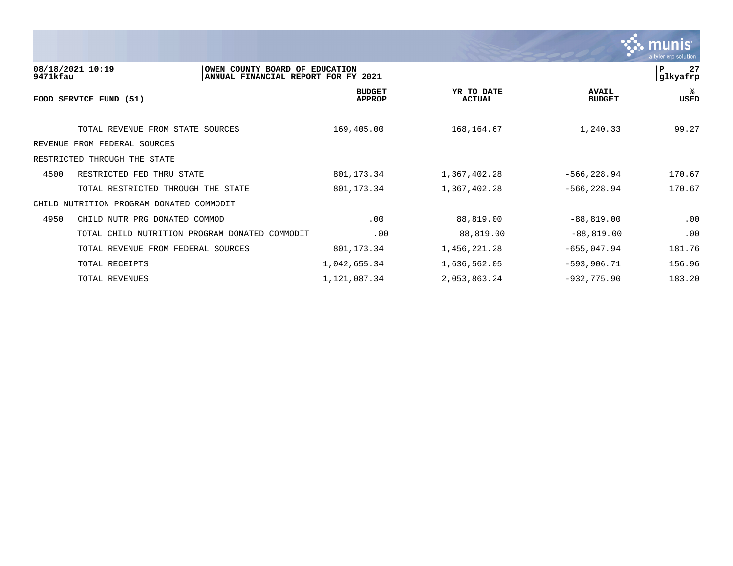OWEN COUNTY BOARD OF EDUCATION
ANNUAL FINANCIAL REPORT FOR FY 2021

08/18/2021 10:19
9471kfau

| FOOD SERVICE FUND (51) | | BUDGET APPROP | YR TO DATE ACTUAL | AVAIL BUDGET | % USED |
|---|---|---|---|---|---|
| | TOTAL REVENUE FROM STATE SOURCES | 169,405.00 | 168,164.67 | 1,240.33 | 99.27 |
| REVENUE FROM FEDERAL SOURCES | | | | | |
| RESTRICTED THROUGH THE STATE | | | | | |
| 4500 | RESTRICTED FED THRU STATE | 801,173.34 | 1,367,402.28 | -566,228.94 | 170.67 |
| | TOTAL RESTRICTED THROUGH THE STATE | 801,173.34 | 1,367,402.28 | -566,228.94 | 170.67 |
| CHILD NUTRITION PROGRAM DONATED COMMODIT | | | | | |
| 4950 | CHILD NUTR PRG DONATED COMMOD | .00 | 88,819.00 | -88,819.00 | .00 |
| | TOTAL CHILD NUTRITION PROGRAM DONATED COMMODIT | .00 | 88,819.00 | -88,819.00 | .00 |
| | TOTAL REVENUE FROM FEDERAL SOURCES | 801,173.34 | 1,456,221.28 | -655,047.94 | 181.76 |
| | TOTAL RECEIPTS | 1,042,655.34 | 1,636,562.05 | -593,906.71 | 156.96 |
| | TOTAL REVENUES | 1,121,087.34 | 2,053,863.24 | -932,775.90 | 183.20 |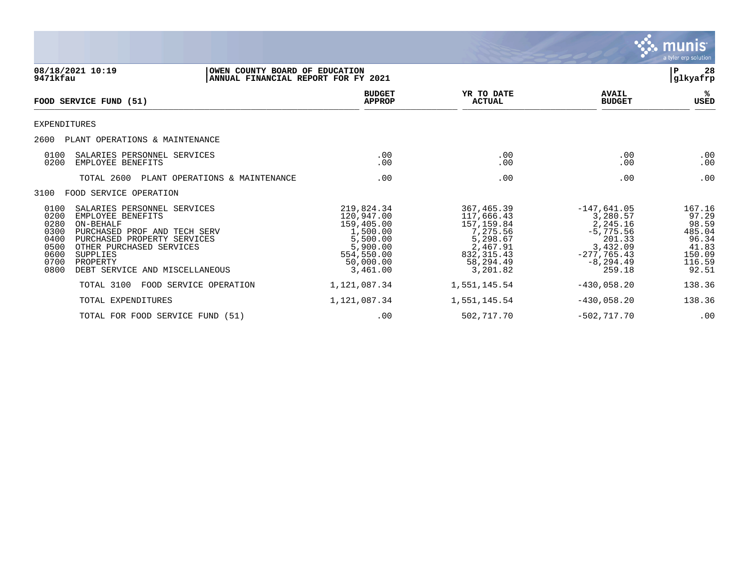08/18/2021 10:19
9471kfau

OWEN COUNTY BOARD OF EDUCATION
ANNUAL FINANCIAL REPORT FOR FY 2021

glkyafrp

| FOOD SERVICE FUND (51) | BUDGET APPROP | YR TO DATE ACTUAL | AVAIL BUDGET | % USED |
|---|---|---|---|---|
| EXPENDITURES | | | | |
| 2600 PLANT OPERATIONS & MAINTENANCE | | | | |
| 0100 SALARIES PERSONNEL SERVICES | .00 | .00 | .00 | .00 |
| 0200 EMPLOYEE BENEFITS | .00 | .00 | .00 | .00 |
| TOTAL 2600 PLANT OPERATIONS & MAINTENANCE | .00 | .00 | .00 | .00 |
| 3100 FOOD SERVICE OPERATION | | | | |
| 0100 SALARIES PERSONNEL SERVICES | 219,824.34 | 367,465.39 | -147,641.05 | 167.16 |
| 0200 EMPLOYEE BENEFITS | 120,947.00 | 117,666.43 | 3,280.57 | 97.29 |
| 0280 ON-BEHALF | 159,405.00 | 157,159.84 | 2,245.16 | 98.59 |
| 0300 PURCHASED PROF AND TECH SERV | 1,500.00 | 7,275.56 | -5,775.56 | 485.04 |
| 0400 PURCHASED PROPERTY SERVICES | 5,500.00 | 5,298.67 | 201.33 | 96.34 |
| 0500 OTHER PURCHASED SERVICES | 5,900.00 | 2,467.91 | 3,432.09 | 41.83 |
| 0600 SUPPLIES | 554,550.00 | 832,315.43 | -277,765.43 | 150.09 |
| 0700 PROPERTY | 50,000.00 | 58,294.49 | -8,294.49 | 116.59 |
| 0800 DEBT SERVICE AND MISCELLANEOUS | 3,461.00 | 3,201.82 | 259.18 | 92.51 |
| TOTAL 3100 FOOD SERVICE OPERATION | 1,121,087.34 | 1,551,145.54 | -430,058.20 | 138.36 |
| TOTAL EXPENDITURES | 1,121,087.34 | 1,551,145.54 | -430,058.20 | 138.36 |
| TOTAL FOR FOOD SERVICE FUND (51) | .00 | 502,717.70 | -502,717.70 | .00 |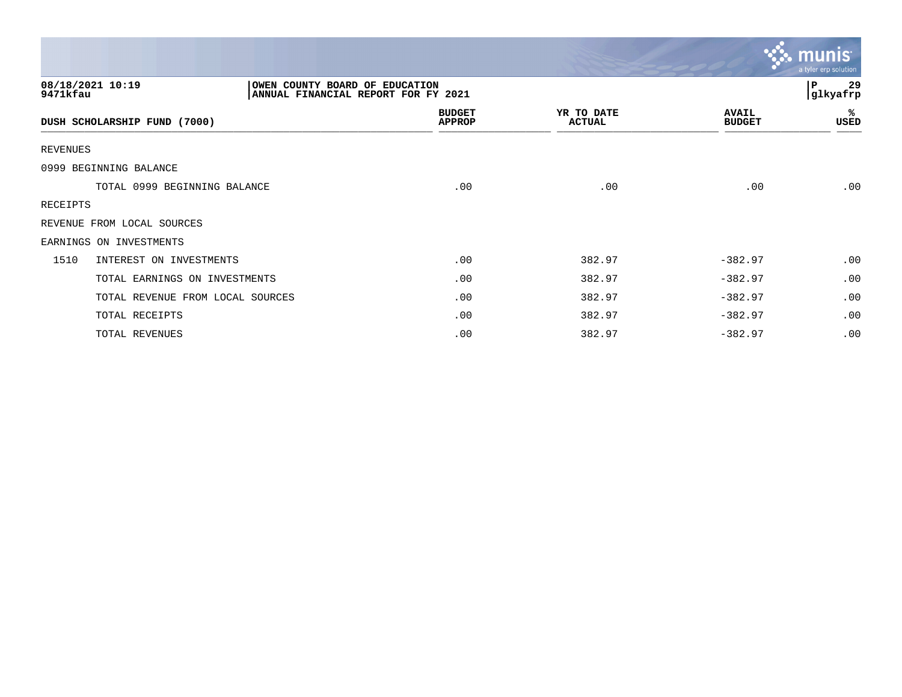08/18/2021 10:19
9471kfau

OWEN COUNTY BOARD OF EDUCATION
ANNUAL FINANCIAL REPORT FOR FY 2021

glkyafrp

| DUSH SCHOLARSHIP FUND (7000) | | BUDGET APPROP | YR TO DATE ACTUAL | AVAIL BUDGET | % USED |
|---|---|---|---|---|---|
| REVENUES | | | | | |
| 0999 BEGINNING BALANCE | | | | | |
| | TOTAL 0999 BEGINNING BALANCE | .00 | .00 | .00 | .00 |
| RECEIPTS | | | | | |
| REVENUE FROM LOCAL SOURCES | | | | | |
| EARNINGS ON INVESTMENTS | | | | | |
| 1510 | INTEREST ON INVESTMENTS | .00 | 382.97 | -382.97 | .00 |
| | TOTAL EARNINGS ON INVESTMENTS | .00 | 382.97 | -382.97 | .00 |
| | TOTAL REVENUE FROM LOCAL SOURCES | .00 | 382.97 | -382.97 | .00 |
| | TOTAL RECEIPTS | .00 | 382.97 | -382.97 | .00 |
| | TOTAL REVENUES | .00 | 382.97 | -382.97 | .00 |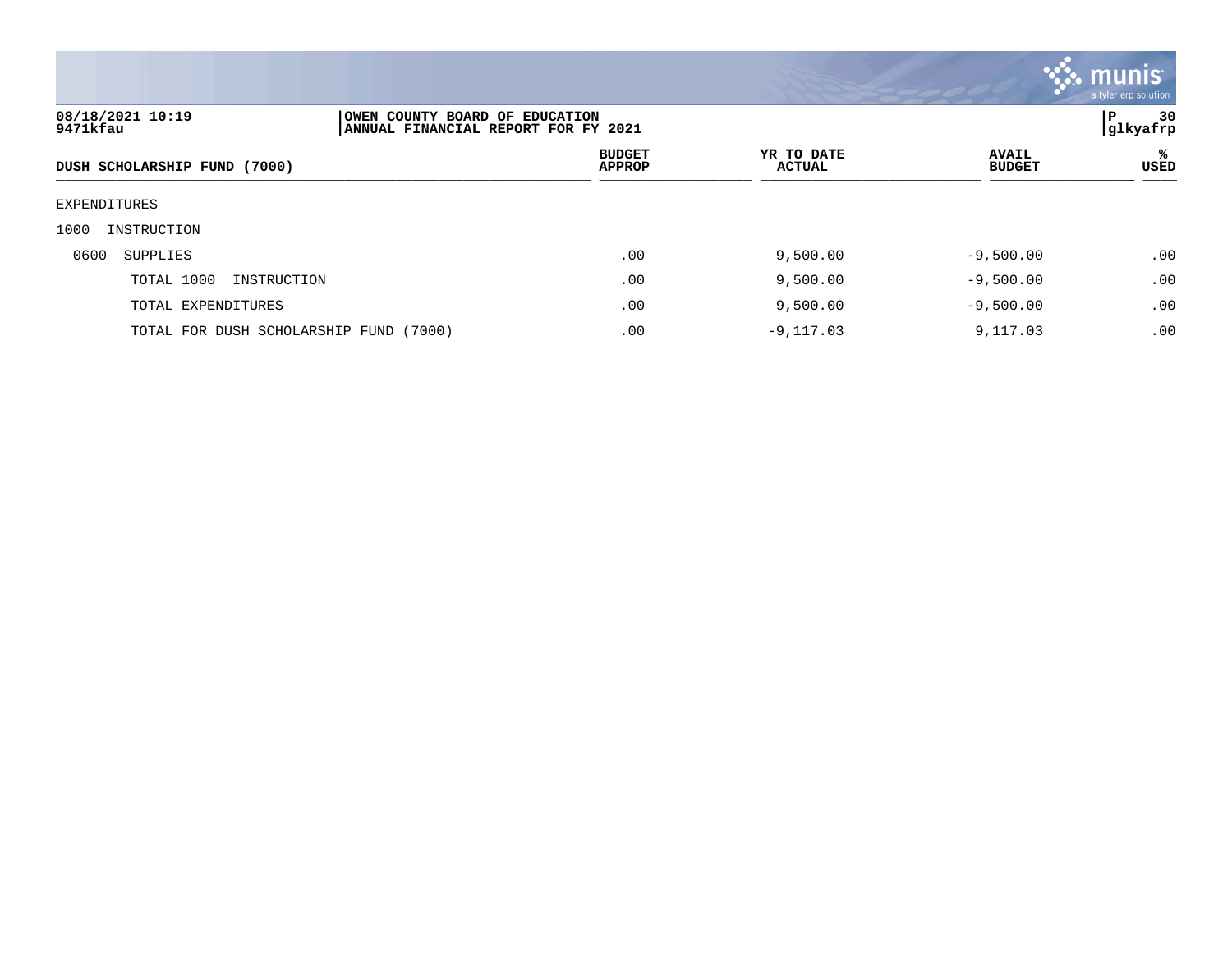08/18/2021 10:19 | OWEN COUNTY BOARD OF EDUCATION
9471kfau | ANNUAL FINANCIAL REPORT FOR FY 2021

glkyafrp

| DUSH SCHOLARSHIP FUND (7000) | BUDGET APPROP | YR TO DATE ACTUAL | AVAIL BUDGET | % USED |
|---|---|---|---|---|
| EXPENDITURES | | | | |
| 1000 INSTRUCTION | | | | |
| 0600 SUPPLIES | .00 | 9,500.00 | -9,500.00 | .00 |
| TOTAL 1000 INSTRUCTION | .00 | 9,500.00 | -9,500.00 | .00 |
| TOTAL EXPENDITURES | .00 | 9,500.00 | -9,500.00 | .00 |
| TOTAL FOR DUSH SCHOLARSHIP FUND (7000) | .00 | -9,117.03 | 9,117.03 | .00 |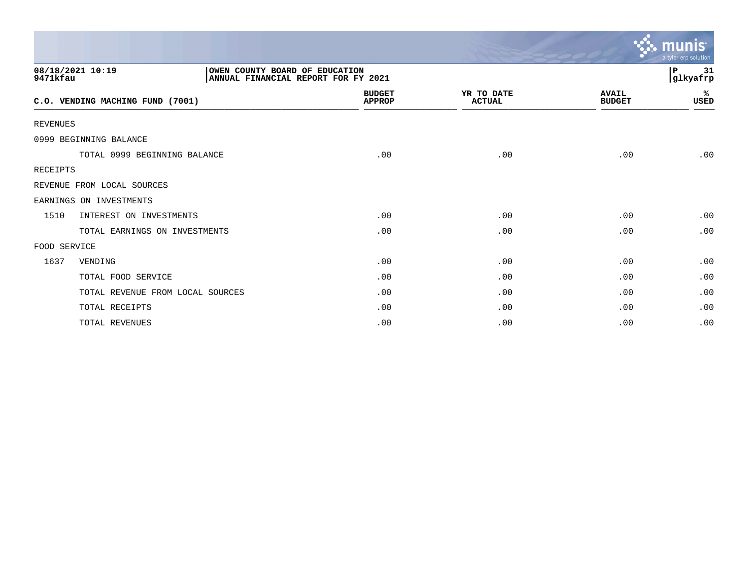08/18/2021 10:19
9471kfau

OWEN COUNTY BOARD OF EDUCATION
ANNUAL FINANCIAL REPORT FOR FY 2021

| C.O. VENDING MACHING FUND (7001) | BUDGET APPROP | YR TO DATE ACTUAL | AVAIL BUDGET | % USED |
|---|---|---|---|---|
| REVENUES | | | | |
| 0999 BEGINNING BALANCE | | | | |
| TOTAL 0999 BEGINNING BALANCE | .00 | .00 | .00 | .00 |
| RECEIPTS | | | | |
| REVENUE FROM LOCAL SOURCES | | | | |
| EARNINGS ON INVESTMENTS | | | | |
| 1510 INTEREST ON INVESTMENTS | .00 | .00 | .00 | .00 |
| TOTAL EARNINGS ON INVESTMENTS | .00 | .00 | .00 | .00 |
| FOOD SERVICE | | | | |
| 1637 VENDING | .00 | .00 | .00 | .00 |
| TOTAL FOOD SERVICE | .00 | .00 | .00 | .00 |
| TOTAL REVENUE FROM LOCAL SOURCES | .00 | .00 | .00 | .00 |
| TOTAL RECEIPTS | .00 | .00 | .00 | .00 |
| TOTAL REVENUES | .00 | .00 | .00 | .00 |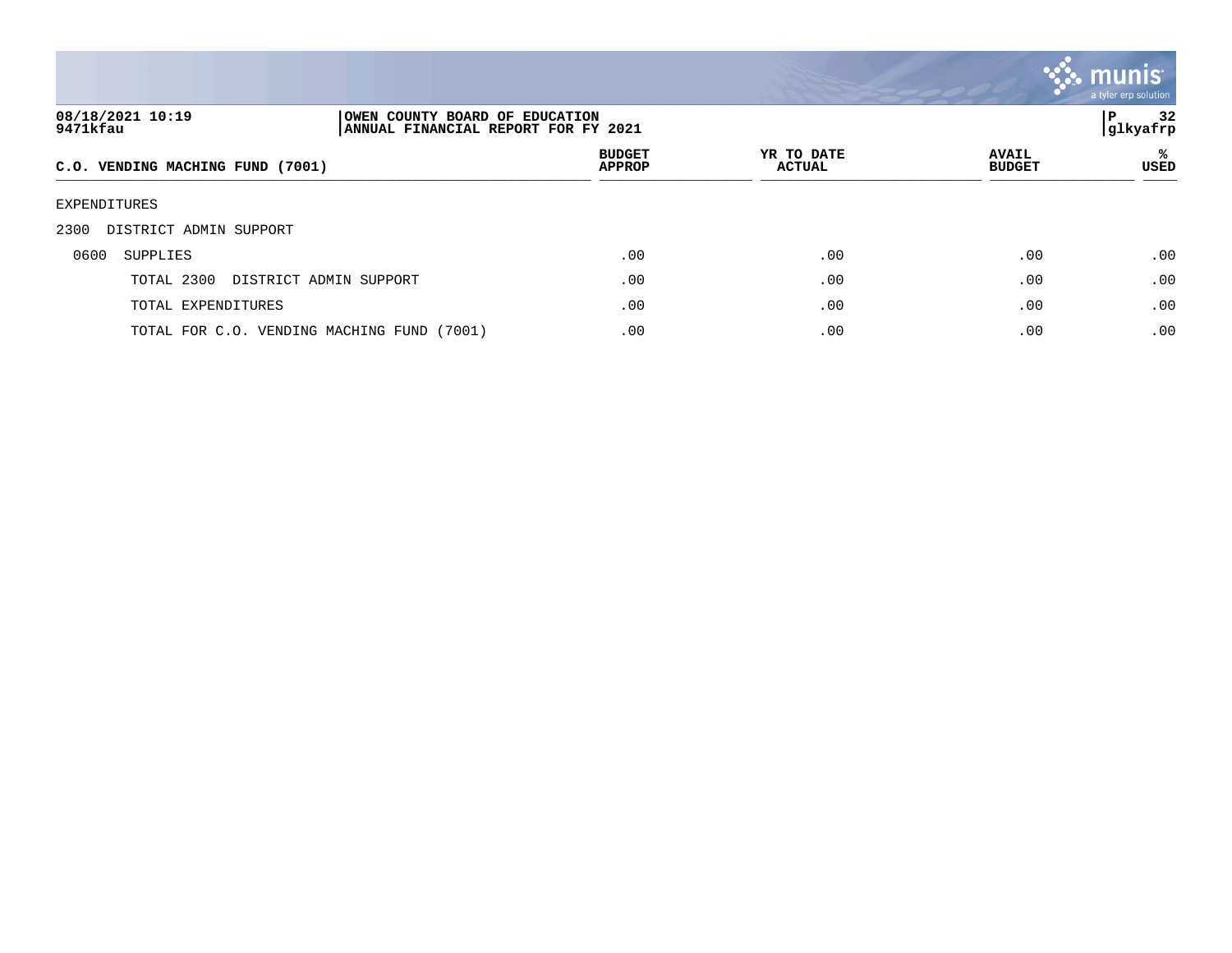08/18/2021 10:19 | OWEN COUNTY BOARD OF EDUCATION
9471kfau | ANNUAL FINANCIAL REPORT FOR FY 2021

| C.O. VENDING MACHING FUND (7001) | BUDGET APPROP | YR TO DATE ACTUAL | AVAIL BUDGET | % USED |
|---|---|---|---|---|
| EXPENDITURES | | | | |
| 2300 DISTRICT ADMIN SUPPORT | | | | |
| 0600 SUPPLIES | .00 | .00 | .00 | .00 |
| TOTAL 2300 DISTRICT ADMIN SUPPORT | .00 | .00 | .00 | .00 |
| TOTAL EXPENDITURES | .00 | .00 | .00 | .00 |
| TOTAL FOR C.O. VENDING MACHING FUND (7001) | .00 | .00 | .00 | .00 |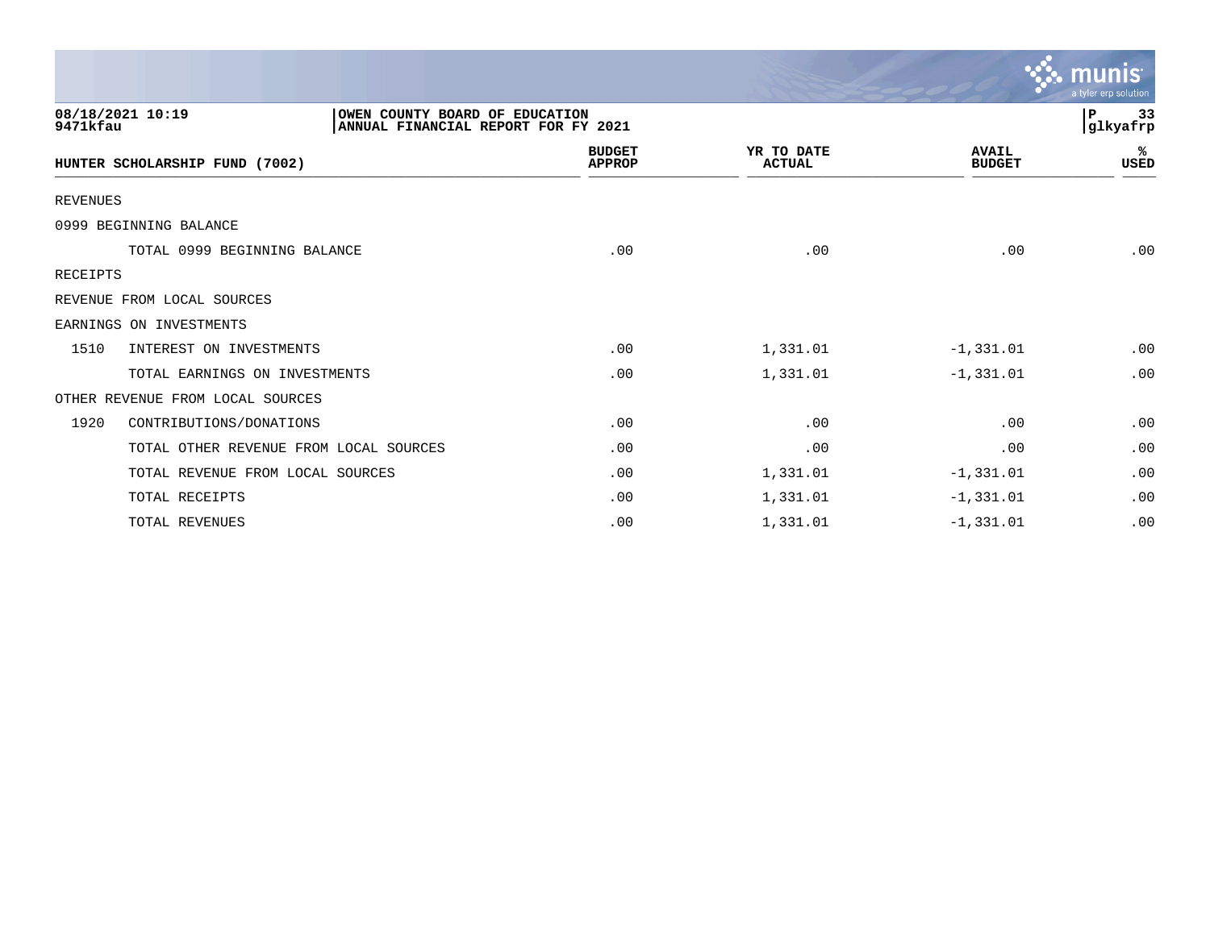08/18/2021 10:19
9471kfau

OWEN COUNTY BOARD OF EDUCATION
ANNUAL FINANCIAL REPORT FOR FY 2021

P 33
glkyafrp

| HUNTER SCHOLARSHIP FUND (7002) | BUDGET APPROP | YR TO DATE ACTUAL | AVAIL BUDGET | % USED |
|---|---|---|---|---|
| REVENUES | | | | |
| 0999 BEGINNING BALANCE | | | | |
| TOTAL 0999 BEGINNING BALANCE | .00 | .00 | .00 | .00 |
| RECEIPTS | | | | |
| REVENUE FROM LOCAL SOURCES | | | | |
| EARNINGS ON INVESTMENTS | | | | |
| 1510 INTEREST ON INVESTMENTS | .00 | 1,331.01 | -1,331.01 | .00 |
| TOTAL EARNINGS ON INVESTMENTS | .00 | 1,331.01 | -1,331.01 | .00 |
| OTHER REVENUE FROM LOCAL SOURCES | | | | |
| 1920 CONTRIBUTIONS/DONATIONS | .00 | .00 | .00 | .00 |
| TOTAL OTHER REVENUE FROM LOCAL SOURCES | .00 | .00 | .00 | .00 |
| TOTAL REVENUE FROM LOCAL SOURCES | .00 | 1,331.01 | -1,331.01 | .00 |
| TOTAL RECEIPTS | .00 | 1,331.01 | -1,331.01 | .00 |
| TOTAL REVENUES | .00 | 1,331.01 | -1,331.01 | .00 |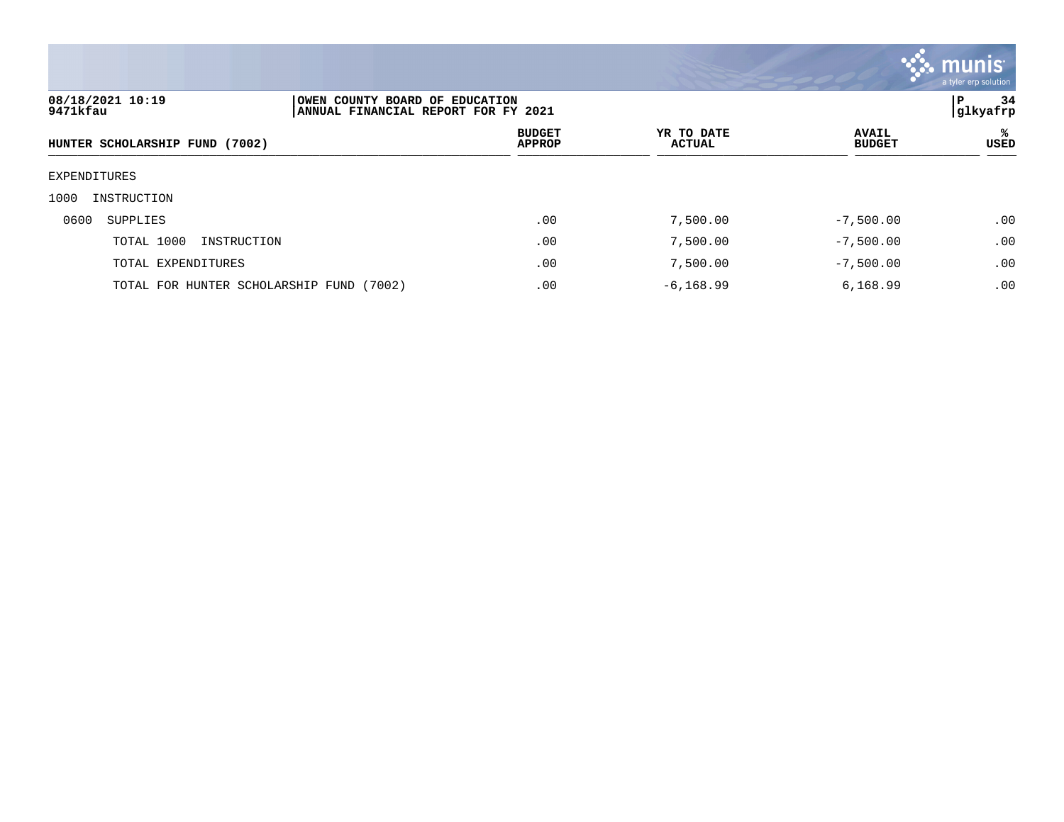08/18/2021 10:19
9471kfau

OWEN COUNTY BOARD OF EDUCATION
ANNUAL FINANCIAL REPORT FOR FY 2021

glkyafrp

| HUNTER SCHOLARSHIP FUND (7002) | BUDGET APPROP | YR TO DATE ACTUAL | AVAIL BUDGET | % USED |
|---|---|---|---|---|
| EXPENDITURES | | | | |
| 1000 INSTRUCTION | | | | |
| 0600 SUPPLIES | .00 | 7,500.00 | -7,500.00 | .00 |
| TOTAL 1000 INSTRUCTION | .00 | 7,500.00 | -7,500.00 | .00 |
| TOTAL EXPENDITURES | .00 | 7,500.00 | -7,500.00 | .00 |
| TOTAL FOR HUNTER SCHOLARSHIP FUND (7002) | .00 | -6,168.99 | 6,168.99 | .00 |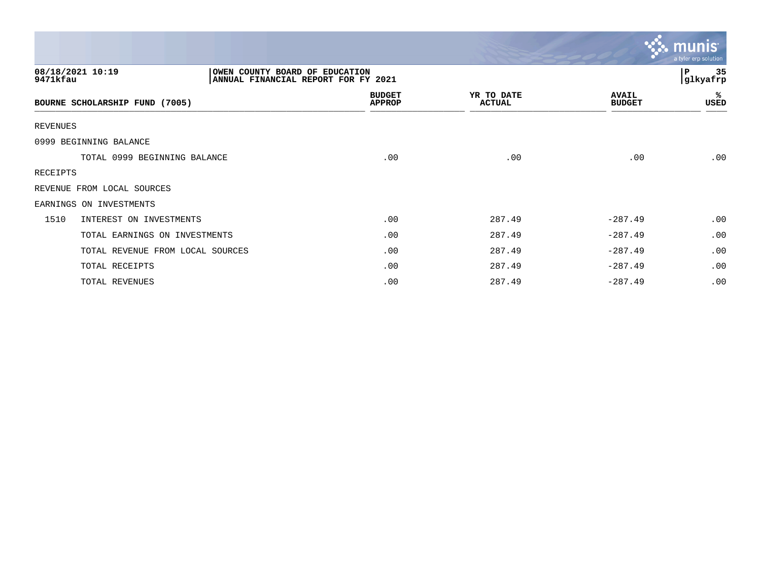08/18/2021 10:19
9471kfau

OWEN COUNTY BOARD OF EDUCATION
ANNUAL FINANCIAL REPORT FOR FY 2021

P 35
glkyafrp

| BOURNE SCHOLARSHIP FUND (7005) | | BUDGET APPROP | YR TO DATE ACTUAL | AVAIL BUDGET | % USED |
|---|---|---|---|---|---|
| REVENUES | | | | | |
| 0999 BEGINNING BALANCE | | | | | |
| | TOTAL 0999 BEGINNING BALANCE | .00 | .00 | .00 | .00 |
| RECEIPTS | | | | | |
| REVENUE FROM LOCAL SOURCES | | | | | |
| EARNINGS ON INVESTMENTS | | | | | |
| 1510 | INTEREST ON INVESTMENTS | .00 | 287.49 | -287.49 | .00 |
| | TOTAL EARNINGS ON INVESTMENTS | .00 | 287.49 | -287.49 | .00 |
| | TOTAL REVENUE FROM LOCAL SOURCES | .00 | 287.49 | -287.49 | .00 |
| | TOTAL RECEIPTS | .00 | 287.49 | -287.49 | .00 |
| | TOTAL REVENUES | .00 | 287.49 | -287.49 | .00 |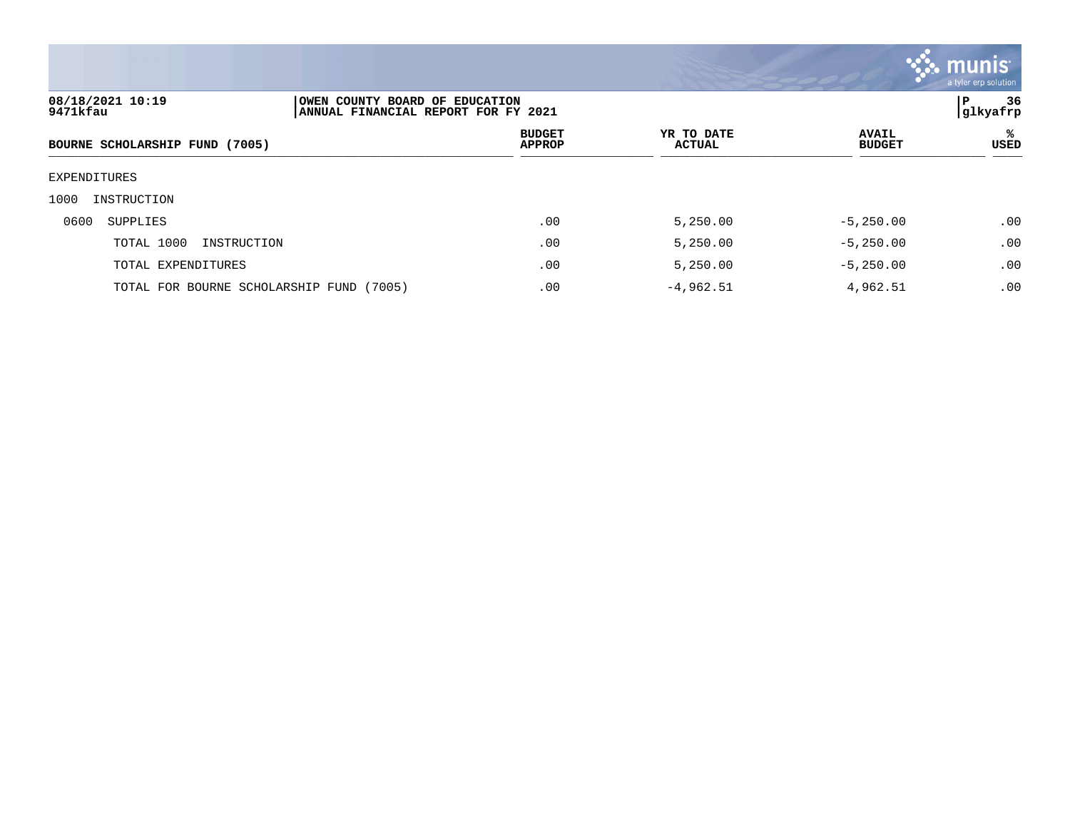08/18/2021 10:19
9471kfau

OWEN COUNTY BOARD OF EDUCATION
ANNUAL FINANCIAL REPORT FOR FY 2021

P 36
glkyafrp

| BOURNE SCHOLARSHIP FUND (7005) | BUDGET APPROP | YR TO DATE ACTUAL | AVAIL BUDGET | % USED |
|---|---|---|---|---|
| EXPENDITURES | | | | |
| 1000 INSTRUCTION | | | | |
| 0600 SUPPLIES | .00 | 5,250.00 | -5,250.00 | .00 |
| TOTAL 1000 INSTRUCTION | .00 | 5,250.00 | -5,250.00 | .00 |
| TOTAL EXPENDITURES | .00 | 5,250.00 | -5,250.00 | .00 |
| TOTAL FOR BOURNE SCHOLARSHIP FUND (7005) | .00 | -4,962.51 | 4,962.51 | .00 |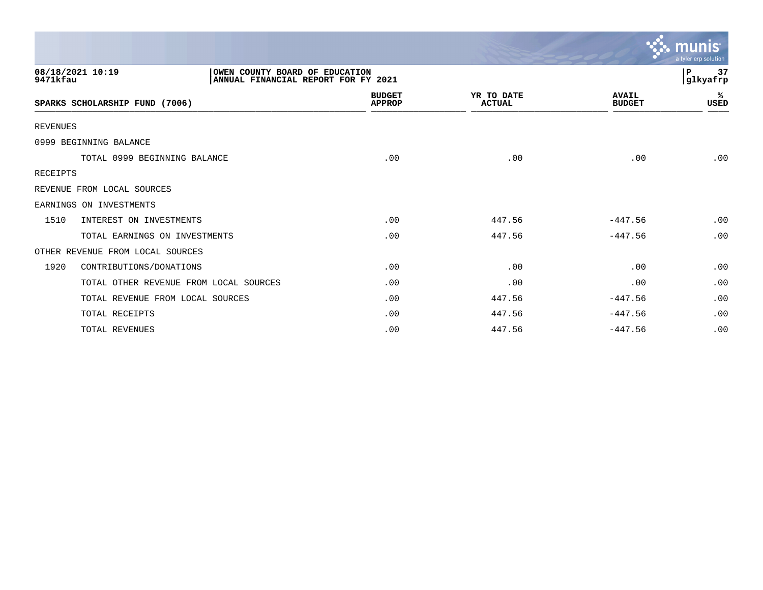08/18/2021 10:19
9471kfau

OWEN COUNTY BOARD OF EDUCATION
ANNUAL FINANCIAL REPORT FOR FY 2021

P 37
glkyafrp

| SPARKS SCHOLARSHIP FUND (7006) | | BUDGET APPROP | YR TO DATE ACTUAL | AVAIL BUDGET | % USED |
|---|---|---|---|---|---|
| REVENUES | | | | | |
| 0999 BEGINNING BALANCE | | | | | |
| | TOTAL 0999 BEGINNING BALANCE | .00 | .00 | .00 | .00 |
| RECEIPTS | | | | | |
| REVENUE FROM LOCAL SOURCES | | | | | |
| EARNINGS ON INVESTMENTS | | | | | |
| 1510 | INTEREST ON INVESTMENTS | .00 | 447.56 | -447.56 | .00 |
| | TOTAL EARNINGS ON INVESTMENTS | .00 | 447.56 | -447.56 | .00 |
| OTHER REVENUE FROM LOCAL SOURCES | | | | | |
| 1920 | CONTRIBUTIONS/DONATIONS | .00 | .00 | .00 | .00 |
| | TOTAL OTHER REVENUE FROM LOCAL SOURCES | .00 | .00 | .00 | .00 |
| | TOTAL REVENUE FROM LOCAL SOURCES | .00 | 447.56 | -447.56 | .00 |
| | TOTAL RECEIPTS | .00 | 447.56 | -447.56 | .00 |
| | TOTAL REVENUES | .00 | 447.56 | -447.56 | .00 |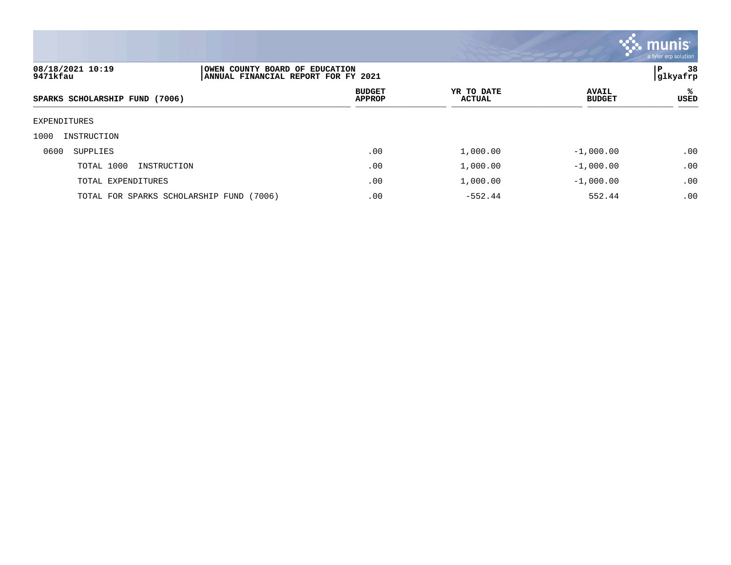OWEN COUNTY BOARD OF EDUCATION
ANNUAL FINANCIAL REPORT FOR FY 2021

| SPARKS SCHOLARSHIP FUND (7006) | BUDGET APPROP | YR TO DATE ACTUAL | AVAIL BUDGET | % USED |
|---|---|---|---|---|
| EXPENDITURES | | | | |
| 1000 INSTRUCTION | | | | |
| 0600 SUPPLIES | .00 | 1,000.00 | -1,000.00 | .00 |
| TOTAL 1000 INSTRUCTION | .00 | 1,000.00 | -1,000.00 | .00 |
| TOTAL EXPENDITURES | .00 | 1,000.00 | -1,000.00 | .00 |
| TOTAL FOR SPARKS SCHOLARSHIP FUND (7006) | .00 | -552.44 | 552.44 | .00 |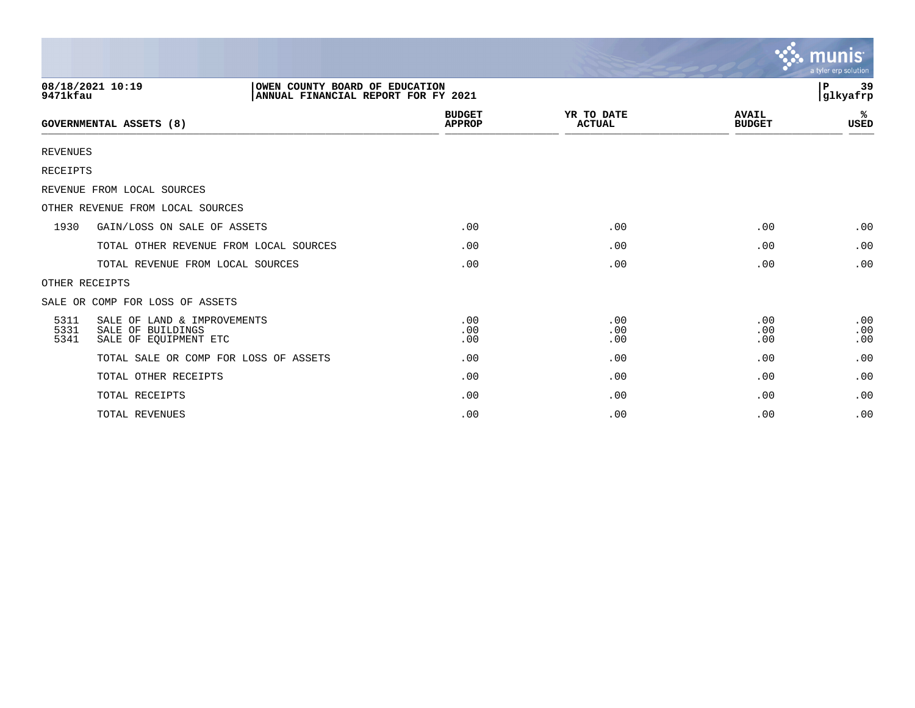08/18/2021 10:19 | OWEN COUNTY BOARD OF EDUCATION | P 39
9471kfau | ANNUAL FINANCIAL REPORT FOR FY 2021 | glkyafrp

| GOVERNMENTAL ASSETS (8) | | BUDGET APPROP | YR TO DATE ACTUAL | AVAIL BUDGET | % USED |
|---|---|---|---|---|---|
| REVENUES | | | | | |
| RECEIPTS | | | | | |
| REVENUE FROM LOCAL SOURCES | | | | | |
| OTHER REVENUE FROM LOCAL SOURCES | | | | | |
| 1930 | GAIN/LOSS ON SALE OF ASSETS | .00 | .00 | .00 | .00 |
| | TOTAL OTHER REVENUE FROM LOCAL SOURCES | .00 | .00 | .00 | .00 |
| | TOTAL REVENUE FROM LOCAL SOURCES | .00 | .00 | .00 | .00 |
| OTHER RECEIPTS | | | | | |
| SALE OR COMP FOR LOSS OF ASSETS | | | | | |
| 5311 | SALE OF LAND & IMPROVEMENTS | .00 | .00 | .00 | .00 |
| 5331 | SALE OF BUILDINGS | .00 | .00 | .00 | .00 |
| 5341 | SALE OF EQUIPMENT ETC | .00 | .00 | .00 | .00 |
| | TOTAL SALE OR COMP FOR LOSS OF ASSETS | .00 | .00 | .00 | .00 |
| | TOTAL OTHER RECEIPTS | .00 | .00 | .00 | .00 |
| | TOTAL RECEIPTS | .00 | .00 | .00 | .00 |
| | TOTAL REVENUES | .00 | .00 | .00 | .00 |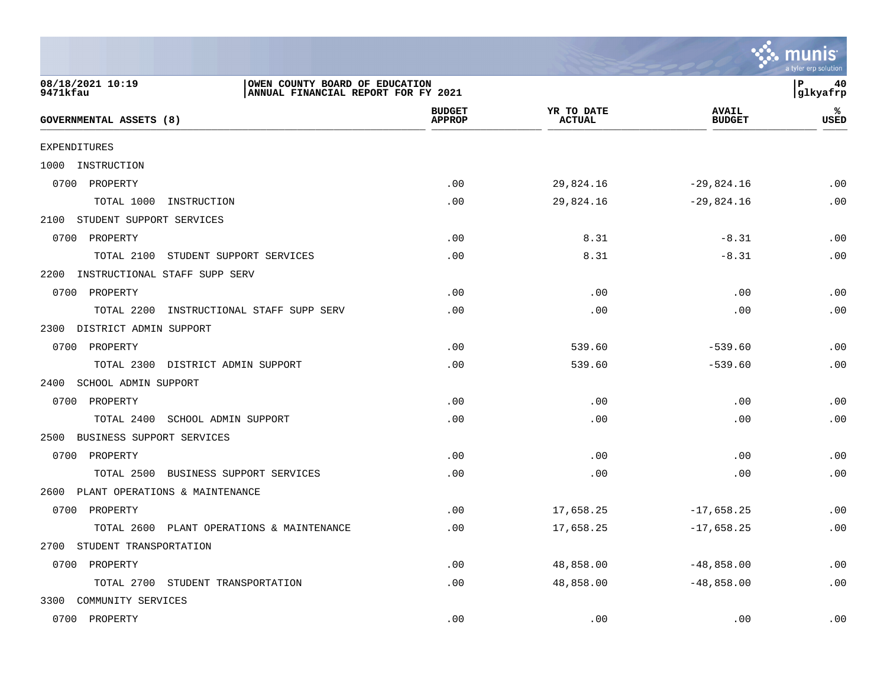08/18/2021 10:19
9471kfau

OWEN COUNTY BOARD OF EDUCATION
ANNUAL FINANCIAL REPORT FOR FY 2021

glkyafrp

| GOVERNMENTAL ASSETS (8) | BUDGET APPROP | YR TO DATE ACTUAL | AVAIL BUDGET | % USED |
|---|---|---|---|---|
| EXPENDITURES | | | | |
| 1000 INSTRUCTION | | | | |
| 0700 PROPERTY | .00 | 29,824.16 | -29,824.16 | .00 |
| TOTAL 1000 INSTRUCTION | .00 | 29,824.16 | -29,824.16 | .00 |
| 2100 STUDENT SUPPORT SERVICES | | | | |
| 0700 PROPERTY | .00 | 8.31 | -8.31 | .00 |
| TOTAL 2100 STUDENT SUPPORT SERVICES | .00 | 8.31 | -8.31 | .00 |
| 2200 INSTRUCTIONAL STAFF SUPP SERV | | | | |
| 0700 PROPERTY | .00 | .00 | .00 | .00 |
| TOTAL 2200 INSTRUCTIONAL STAFF SUPP SERV | .00 | .00 | .00 | .00 |
| 2300 DISTRICT ADMIN SUPPORT | | | | |
| 0700 PROPERTY | .00 | 539.60 | -539.60 | .00 |
| TOTAL 2300 DISTRICT ADMIN SUPPORT | .00 | 539.60 | -539.60 | .00 |
| 2400 SCHOOL ADMIN SUPPORT | | | | |
| 0700 PROPERTY | .00 | .00 | .00 | .00 |
| TOTAL 2400 SCHOOL ADMIN SUPPORT | .00 | .00 | .00 | .00 |
| 2500 BUSINESS SUPPORT SERVICES | | | | |
| 0700 PROPERTY | .00 | .00 | .00 | .00 |
| TOTAL 2500 BUSINESS SUPPORT SERVICES | .00 | .00 | .00 | .00 |
| 2600 PLANT OPERATIONS & MAINTENANCE | | | | |
| 0700 PROPERTY | .00 | 17,658.25 | -17,658.25 | .00 |
| TOTAL 2600 PLANT OPERATIONS & MAINTENANCE | .00 | 17,658.25 | -17,658.25 | .00 |
| 2700 STUDENT TRANSPORTATION | | | | |
| 0700 PROPERTY | .00 | 48,858.00 | -48,858.00 | .00 |
| TOTAL 2700 STUDENT TRANSPORTATION | .00 | 48,858.00 | -48,858.00 | .00 |
| 3300 COMMUNITY SERVICES | | | | |
| 0700 PROPERTY | .00 | .00 | .00 | .00 |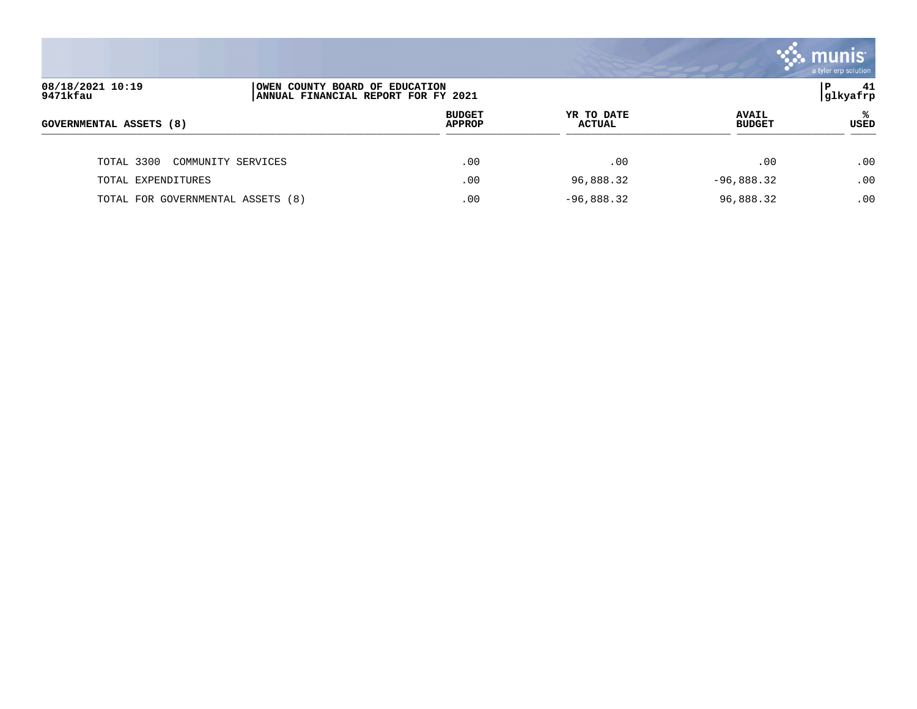| GOVERNMENTAL ASSETS (8) | BUDGET APPROP | YR TO DATE ACTUAL | AVAIL BUDGET | % USED |
|---|---|---|---|---|
| TOTAL 3300 COMMUNITY SERVICES | .00 | .00 | .00 | .00 |
| TOTAL EXPENDITURES | .00 | 96,888.32 | -96,888.32 | .00 |
| TOTAL FOR GOVERNMENTAL ASSETS (8) | .00 | -96,888.32 | 96,888.32 | .00 |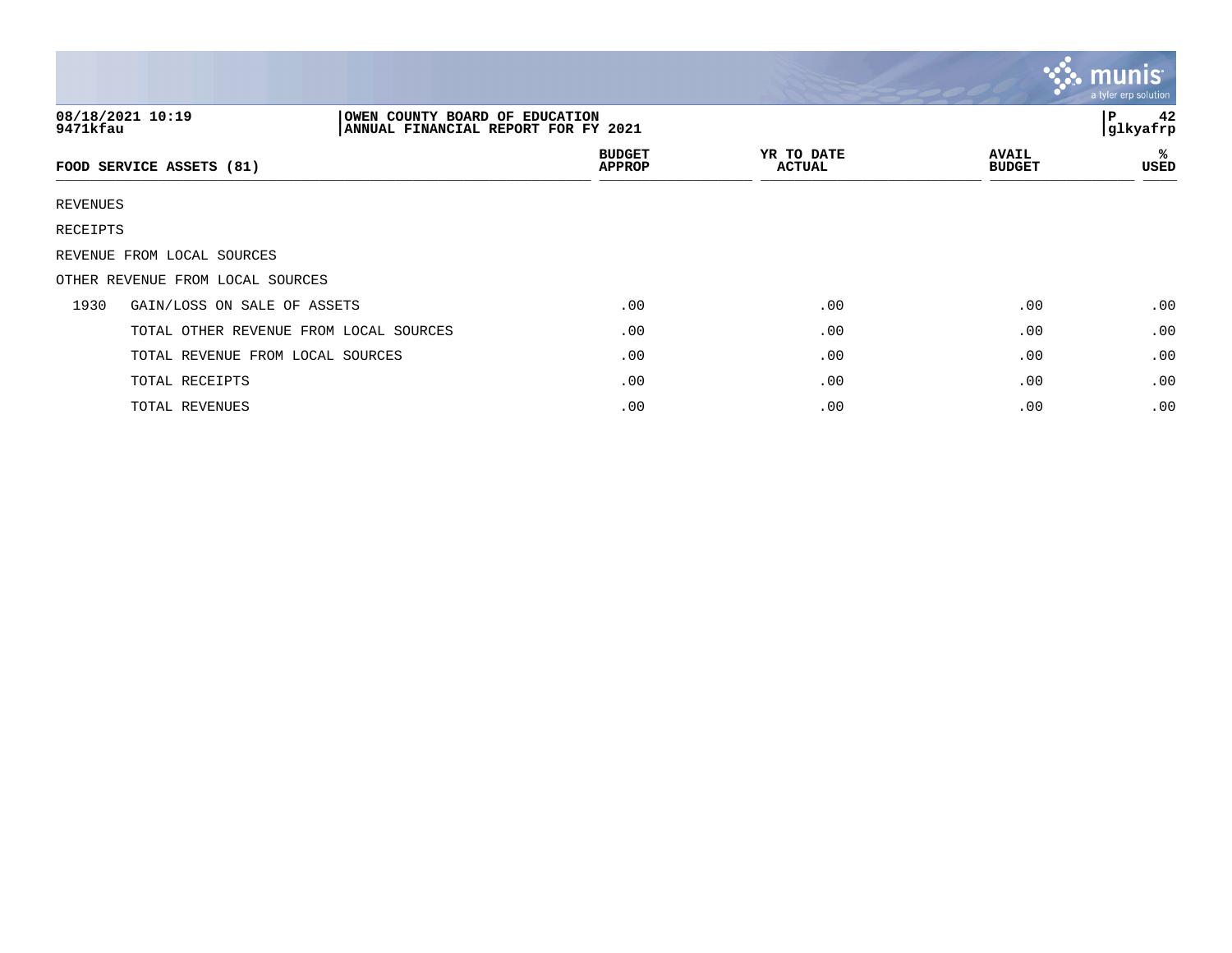08/18/2021 10:19 | OWEN COUNTY BOARD OF EDUCATION | P 42
9471kfau | ANNUAL FINANCIAL REPORT FOR FY 2021 | glkyafrp

| FOOD SERVICE ASSETS (81) | | BUDGET APPROP | YR TO DATE ACTUAL | AVAIL BUDGET | % USED |
|---|---|---|---|---|---|
| REVENUES | | | | | |
| RECEIPTS | | | | | |
| REVENUE FROM LOCAL SOURCES | | | | | |
| OTHER REVENUE FROM LOCAL SOURCES | | | | | |
| 1930 | GAIN/LOSS ON SALE OF ASSETS | .00 | .00 | .00 | .00 |
| | TOTAL OTHER REVENUE FROM LOCAL SOURCES | .00 | .00 | .00 | .00 |
| | TOTAL REVENUE FROM LOCAL SOURCES | .00 | .00 | .00 | .00 |
| | TOTAL RECEIPTS | .00 | .00 | .00 | .00 |
| | TOTAL REVENUES | .00 | .00 | .00 | .00 |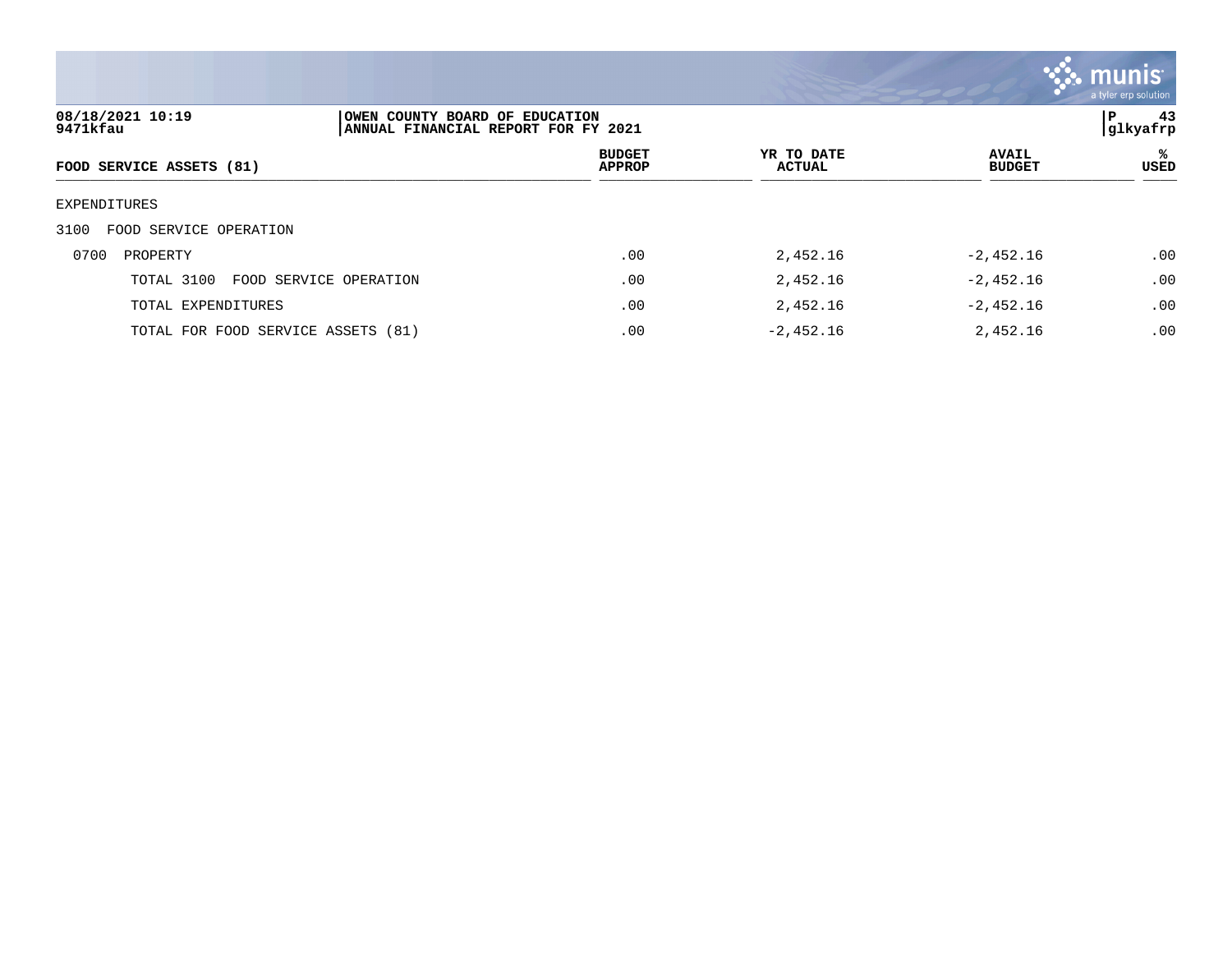| FOOD SERVICE ASSETS (81) | BUDGET APPROP | YR TO DATE ACTUAL | AVAIL BUDGET | % USED |
|---|---|---|---|---|
| EXPENDITURES | | | | |
| 3100 FOOD SERVICE OPERATION | | | | |
| 0700 PROPERTY | .00 | 2,452.16 | -2,452.16 | .00 |
| TOTAL 3100 FOOD SERVICE OPERATION | .00 | 2,452.16 | -2,452.16 | .00 |
| TOTAL EXPENDITURES | .00 | 2,452.16 | -2,452.16 | .00 |
| TOTAL FOR FOOD SERVICE ASSETS (81) | .00 | -2,452.16 | 2,452.16 | .00 |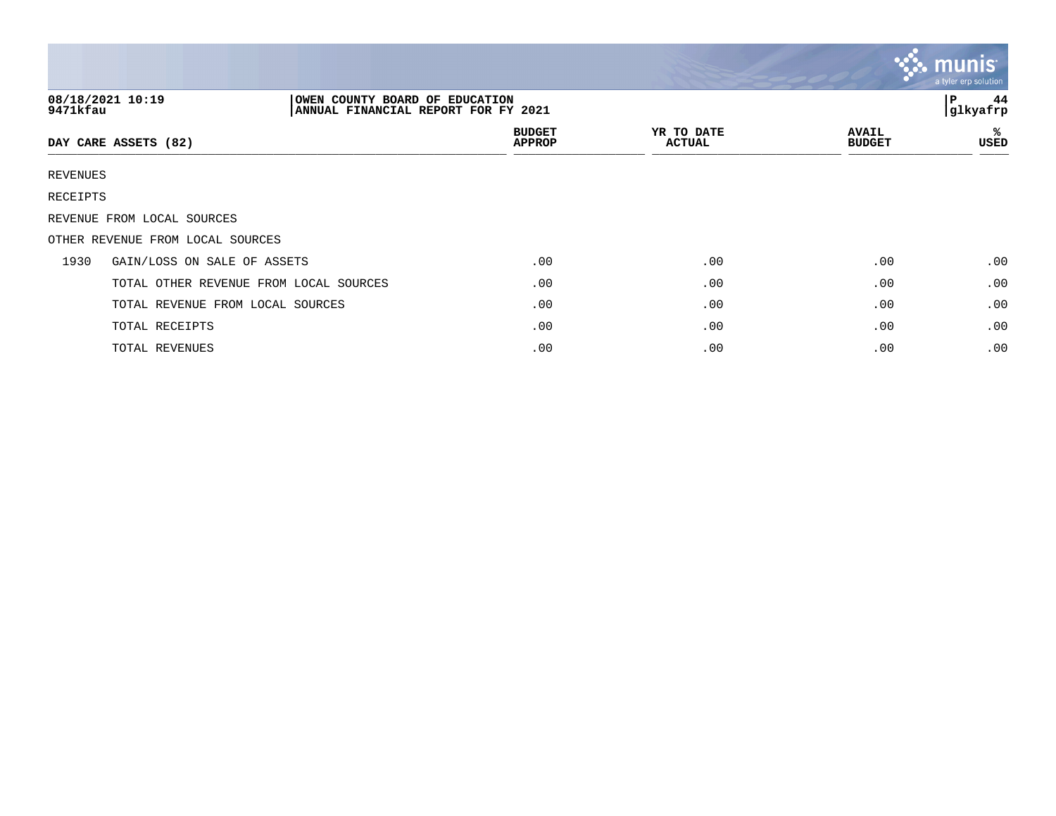08/18/2021 10:19 | OWEN COUNTY BOARD OF EDUCATION
9471kfau | ANNUAL FINANCIAL REPORT FOR FY 2021
P 44 | glkyafrp

| DAY CARE ASSETS (82) | | BUDGET APPROP | YR TO DATE ACTUAL | AVAIL BUDGET | % USED |
|---|---|---|---|---|---|
| REVENUES | | | | | |
| RECEIPTS | | | | | |
| REVENUE FROM LOCAL SOURCES | | | | | |
| OTHER REVENUE FROM LOCAL SOURCES | | | | | |
| 1930 | GAIN/LOSS ON SALE OF ASSETS | .00 | .00 | .00 | .00 |
| | TOTAL OTHER REVENUE FROM LOCAL SOURCES | .00 | .00 | .00 | .00 |
| | TOTAL REVENUE FROM LOCAL SOURCES | .00 | .00 | .00 | .00 |
| | TOTAL RECEIPTS | .00 | .00 | .00 | .00 |
| | TOTAL REVENUES | .00 | .00 | .00 | .00 |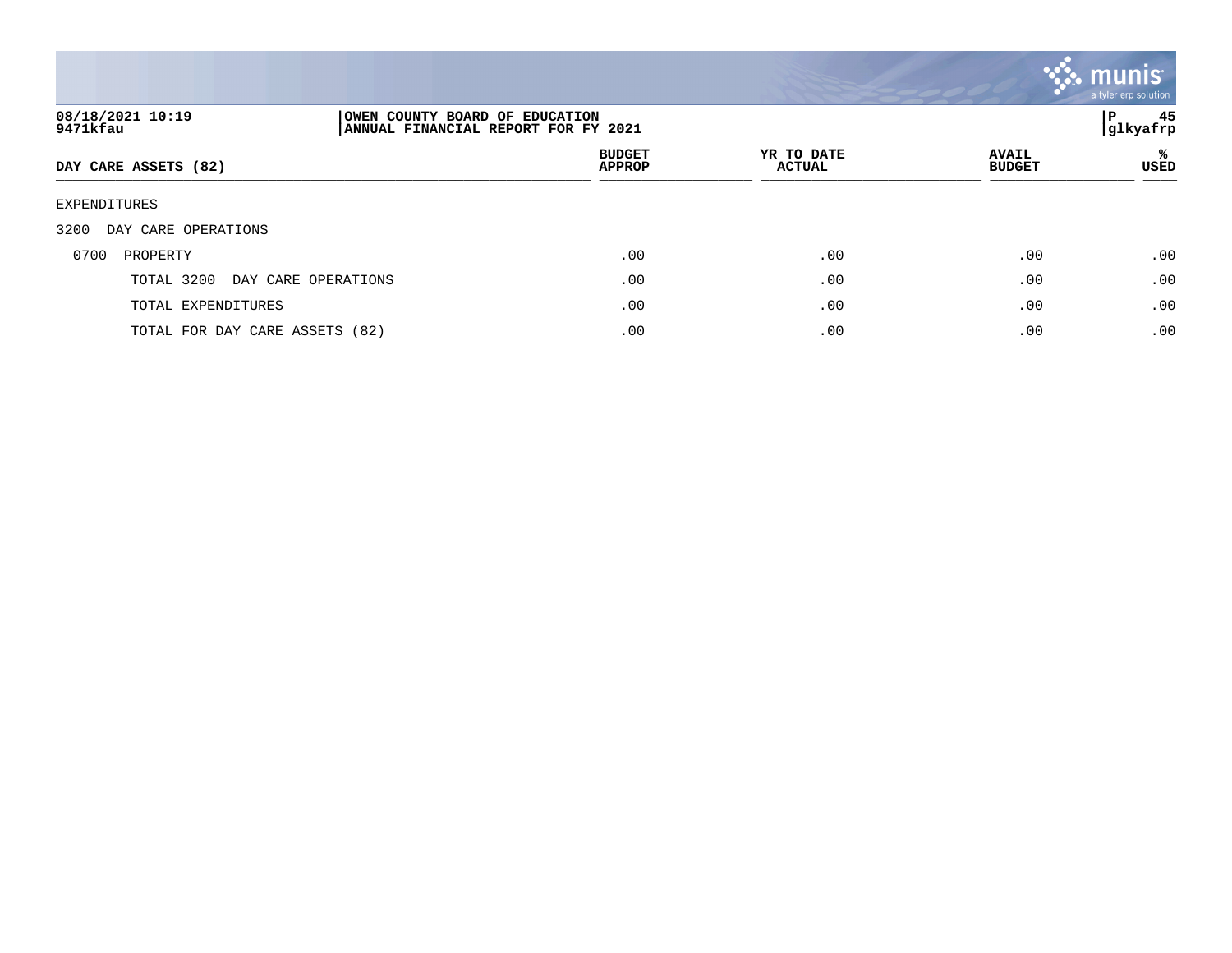**OWEN COUNTY BOARD OF EDUCATION**
**ANNUAL FINANCIAL REPORT FOR FY 2021**

08/18/2021 10:19
9471kfau

| DAY CARE ASSETS (82) | BUDGET APPROP | YR TO DATE ACTUAL | AVAIL BUDGET | % USED |
|---|---|---|---|---|
| EXPENDITURES | | | | |
| 3200 DAY CARE OPERATIONS | | | | |
| 0700 PROPERTY | .00 | .00 | .00 | .00 |
| TOTAL 3200 DAY CARE OPERATIONS | .00 | .00 | .00 | .00 |
| TOTAL EXPENDITURES | .00 | .00 | .00 | .00 |
| TOTAL FOR DAY CARE ASSETS (82) | .00 | .00 | .00 | .00 |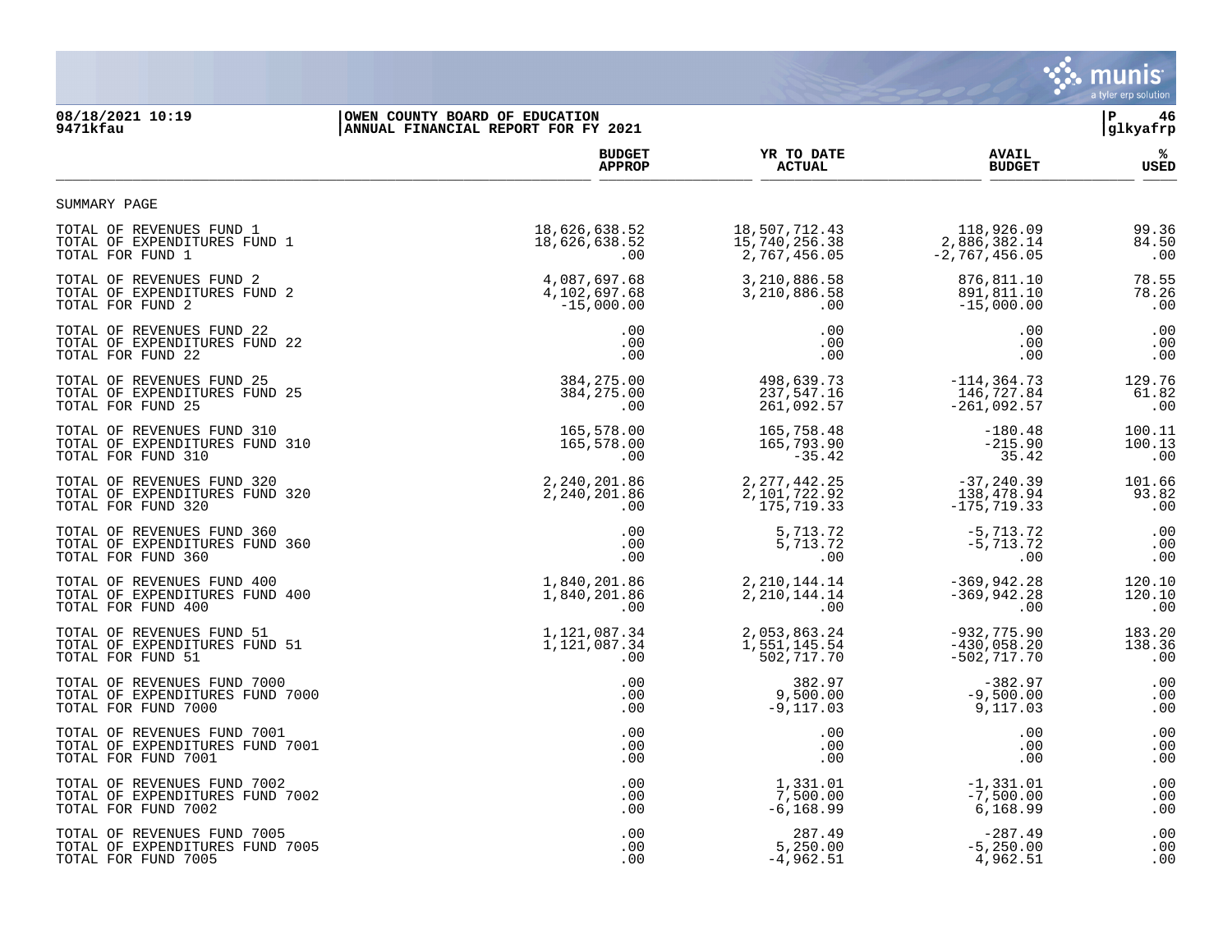OWEN COUNTY BOARD OF EDUCATION
ANNUAL FINANCIAL REPORT FOR FY 2021

08/18/2021 10:19
9471kfau

glkyafrp

SUMMARY PAGE

| | BUDGET APPROP | YR TO DATE ACTUAL | AVAIL BUDGET | % USED |
|---|---|---|---|---|
| TOTAL OF REVENUES FUND 1 | 18,626,638.52 | 18,507,712.43 | 118,926.09 | 99.36 |
| TOTAL OF EXPENDITURES FUND 1 | 18,626,638.52 | 15,740,256.38 | 2,886,382.14 | 84.50 |
| TOTAL FOR FUND 1 | .00 | 2,767,456.05 | -2,767,456.05 | .00 |
| TOTAL OF REVENUES FUND 2 | 4,087,697.68 | 3,210,886.58 | 876,811.10 | 78.55 |
| TOTAL OF EXPENDITURES FUND 2 | 4,102,697.68 | 3,210,886.58 | 891,811.10 | 78.26 |
| TOTAL FOR FUND 2 | -15,000.00 | .00 | -15,000.00 | .00 |
| TOTAL OF REVENUES FUND 22 | .00 | .00 | .00 | .00 |
| TOTAL OF EXPENDITURES FUND 22 | .00 | .00 | .00 | .00 |
| TOTAL FOR FUND 22 | .00 | .00 | .00 | .00 |
| TOTAL OF REVENUES FUND 25 | 384,275.00 | 498,639.73 | -114,364.73 | 129.76 |
| TOTAL OF EXPENDITURES FUND 25 | 384,275.00 | 237,547.16 | 146,727.84 | 61.82 |
| TOTAL FOR FUND 25 | .00 | 261,092.57 | -261,092.57 | .00 |
| TOTAL OF REVENUES FUND 310 | 165,578.00 | 165,758.48 | -180.48 | 100.11 |
| TOTAL OF EXPENDITURES FUND 310 | 165,578.00 | 165,793.90 | -215.90 | 100.13 |
| TOTAL FOR FUND 310 | .00 | -35.42 | 35.42 | .00 |
| TOTAL OF REVENUES FUND 320 | 2,240,201.86 | 2,277,442.25 | -37,240.39 | 101.66 |
| TOTAL OF EXPENDITURES FUND 320 | 2,240,201.86 | 2,101,722.92 | 138,478.94 | 93.82 |
| TOTAL FOR FUND 320 | .00 | 175,719.33 | -175,719.33 | .00 |
| TOTAL OF REVENUES FUND 360 | .00 | 5,713.72 | -5,713.72 | .00 |
| TOTAL OF EXPENDITURES FUND 360 | .00 | 5,713.72 | -5,713.72 | .00 |
| TOTAL FOR FUND 360 | .00 | .00 | .00 | .00 |
| TOTAL OF REVENUES FUND 400 | 1,840,201.86 | 2,210,144.14 | -369,942.28 | 120.10 |
| TOTAL OF EXPENDITURES FUND 400 | 1,840,201.86 | 2,210,144.14 | -369,942.28 | 120.10 |
| TOTAL FOR FUND 400 | .00 | .00 | .00 | .00 |
| TOTAL OF REVENUES FUND 51 | 1,121,087.34 | 2,053,863.24 | -932,775.90 | 183.20 |
| TOTAL OF EXPENDITURES FUND 51 | 1,121,087.34 | 1,551,145.54 | -430,058.20 | 138.36 |
| TOTAL FOR FUND 51 | .00 | 502,717.70 | -502,717.70 | .00 |
| TOTAL OF REVENUES FUND 7000 | .00 | 382.97 | -382.97 | .00 |
| TOTAL OF EXPENDITURES FUND 7000 | .00 | 9,500.00 | -9,500.00 | .00 |
| TOTAL FOR FUND 7000 | .00 | -9,117.03 | 9,117.03 | .00 |
| TOTAL OF REVENUES FUND 7001 | .00 | .00 | .00 | .00 |
| TOTAL OF EXPENDITURES FUND 7001 | .00 | .00 | .00 | .00 |
| TOTAL FOR FUND 7001 | .00 | .00 | .00 | .00 |
| TOTAL OF REVENUES FUND 7002 | .00 | 1,331.01 | -1,331.01 | .00 |
| TOTAL OF EXPENDITURES FUND 7002 | .00 | 7,500.00 | -7,500.00 | .00 |
| TOTAL FOR FUND 7002 | .00 | -6,168.99 | 6,168.99 | .00 |
| TOTAL OF REVENUES FUND 7005 | .00 | 287.49 | -287.49 | .00 |
| TOTAL OF EXPENDITURES FUND 7005 | .00 | 5,250.00 | -5,250.00 | .00 |
| TOTAL FOR FUND 7005 | .00 | -4,962.51 | 4,962.51 | .00 |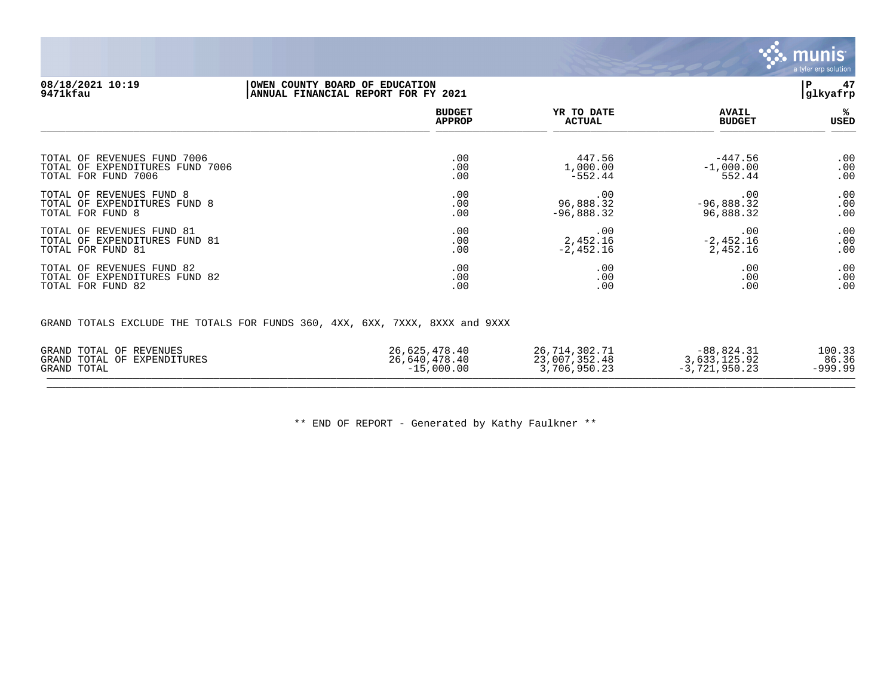| | BUDGET APPROP | YR TO DATE ACTUAL | AVAIL BUDGET | % USED |
|---|---|---|---|---|
| TOTAL OF REVENUES FUND 7006 | .00 | 447.56 | -447.56 | .00 |
| TOTAL OF EXPENDITURES FUND 7006 | .00 | 1,000.00 | -1,000.00 | .00 |
| TOTAL FOR FUND 7006 | .00 | -552.44 | 552.44 | .00 |
| TOTAL OF REVENUES FUND 8 | .00 | .00 | .00 | .00 |
| TOTAL OF EXPENDITURES FUND 8 | .00 | 96,888.32 | -96,888.32 | .00 |
| TOTAL FOR FUND 8 | .00 | -96,888.32 | 96,888.32 | .00 |
| TOTAL OF REVENUES FUND 81 | .00 | .00 | .00 | .00 |
| TOTAL OF EXPENDITURES FUND 81 | .00 | 2,452.16 | -2,452.16 | .00 |
| TOTAL FOR FUND 81 | .00 | -2,452.16 | 2,452.16 | .00 |
| TOTAL OF REVENUES FUND 82 | .00 | .00 | .00 | .00 |
| TOTAL OF EXPENDITURES FUND 82 | .00 | .00 | .00 | .00 |
| TOTAL FOR FUND 82 | .00 | .00 | .00 | .00 |

GRAND TOTALS EXCLUDE THE TOTALS FOR FUNDS 360, 4XX, 6XX, 7XXX, 8XXX and 9XXX

| | BUDGET APPROP | YR TO DATE ACTUAL | AVAIL BUDGET | % USED |
|---|---|---|---|---|
| GRAND TOTAL OF REVENUES | 26,625,478.40 | 26,714,302.71 | -88,824.31 | 100.33 |
| GRAND TOTAL OF EXPENDITURES | 26,640,478.40 | 23,007,352.48 | 3,633,125.92 | 86.36 |
| GRAND TOTAL | -15,000.00 | 3,706,950.23 | -3,721,950.23 | -999.99 |

** END OF REPORT - Generated by Kathy Faulkner **